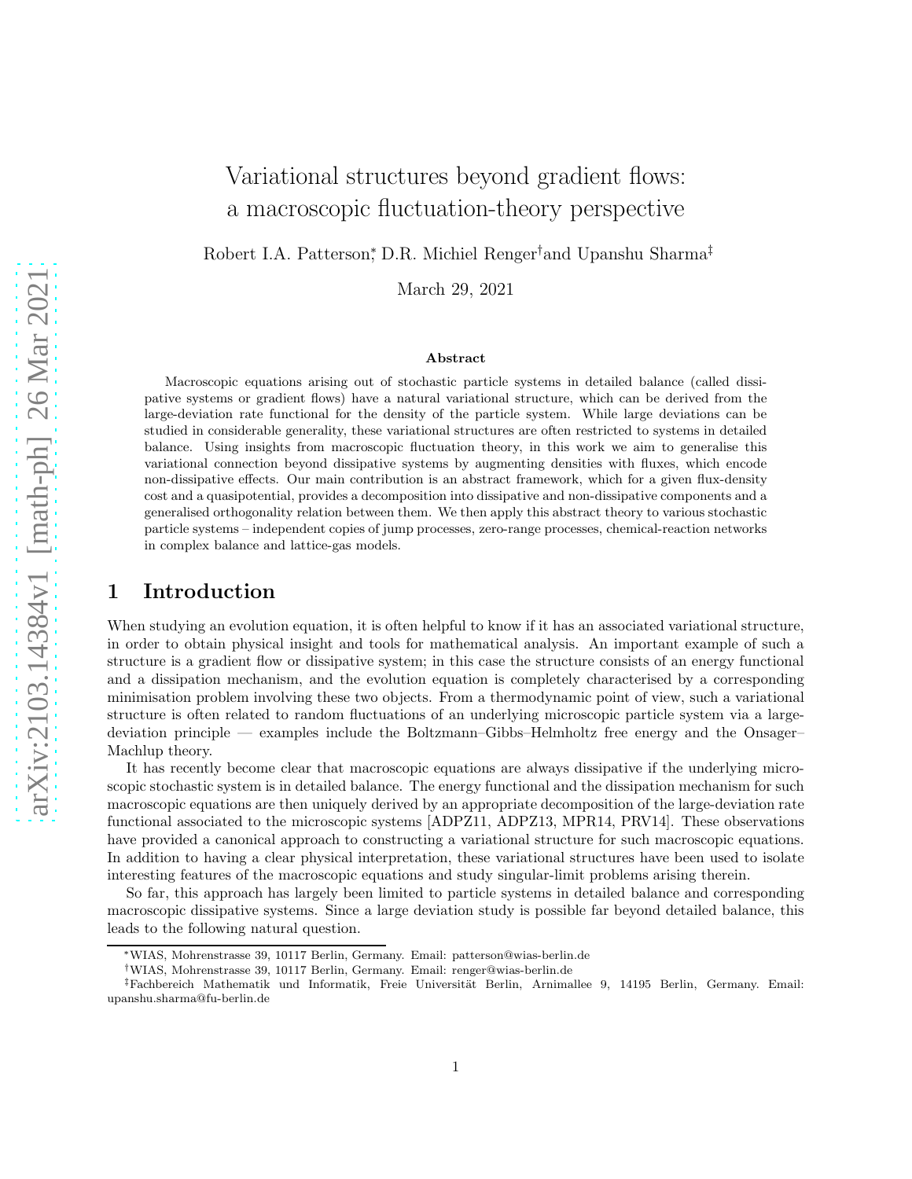# Variational structures beyond gradient flows: a macroscopic fluctuation-theory perspective

Robert I.A. Patterson[*], D.R. Michiel Renger[†] and Upanshu Sharma[‡]

March 29, 2021

### Abstract

Macroscopic equations arising out of stochastic particle systems in detailed balance (called dissipative systems or gradient flows) have a natural variational structure, which can be derived from the large-deviation rate functional for the density of the particle system. While large deviations can be studied in considerable generality, these variational structures are often restricted to systems in detailed balance. Using insights from macroscopic fluctuation theory, in this work we aim to generalise this variational connection beyond dissipative systems by augmenting densities with fluxes, which encode non-dissipative effects. Our main contribution is an abstract framework, which for a given flux-density cost and a quasipotential, provides a decomposition into dissipative and non-dissipative components and a generalised orthogonality relation between them. We then apply this abstract theory to various stochastic particle systems – independent copies of jump processes, zero-range processes, chemical-reaction networks in complex balance and lattice-gas models.

## 1 Introduction

When studying an evolution equation, it is often helpful to know if it has an associated variational structure, in order to obtain physical insight and tools for mathematical analysis. An important example of such a structure is a gradient flow or dissipative system; in this case the structure consists of an energy functional and a dissipation mechanism, and the evolution equation is completely characterised by a corresponding minimisation problem involving these two objects. From a thermodynamic point of view, such a variational structure is often related to random fluctuations of an underlying microscopic particle system via a large-deviation principle — examples include the Boltzmann–Gibbs–Helmholtz free energy and the Onsager–Machlup theory.

It has recently become clear that macroscopic equations are always dissipative if the underlying microscopic stochastic system is in detailed balance. The energy functional and the dissipation mechanism for such macroscopic equations are then uniquely derived by an appropriate decomposition of the large-deviation rate functional associated to the microscopic systems [ADPZ11, ADPZ13, MPR14, PRV14]. These observations have provided a canonical approach to constructing a variational structure for such macroscopic equations. In addition to having a clear physical interpretation, these variational structures have been used to isolate interesting features of the macroscopic equations and study singular-limit problems arising therein.

So far, this approach has largely been limited to particle systems in detailed balance and corresponding macroscopic dissipative systems. Since a large deviation study is possible far beyond detailed balance, this leads to the following natural question.

---

[*] WIAS, Mohrenstrasse 39, 10117 Berlin, Germany. Email: patterson@wias-berlin.de

[†] WIAS, Mohrenstrasse 39, 10117 Berlin, Germany. Email: renger@wias-berlin.de

[‡] Fachbereich Mathematik und Informatik, Freie Universität Berlin, Arnimallee 9, 14195 Berlin, Germany. Email: upanshu.sharma@fu-berlin.de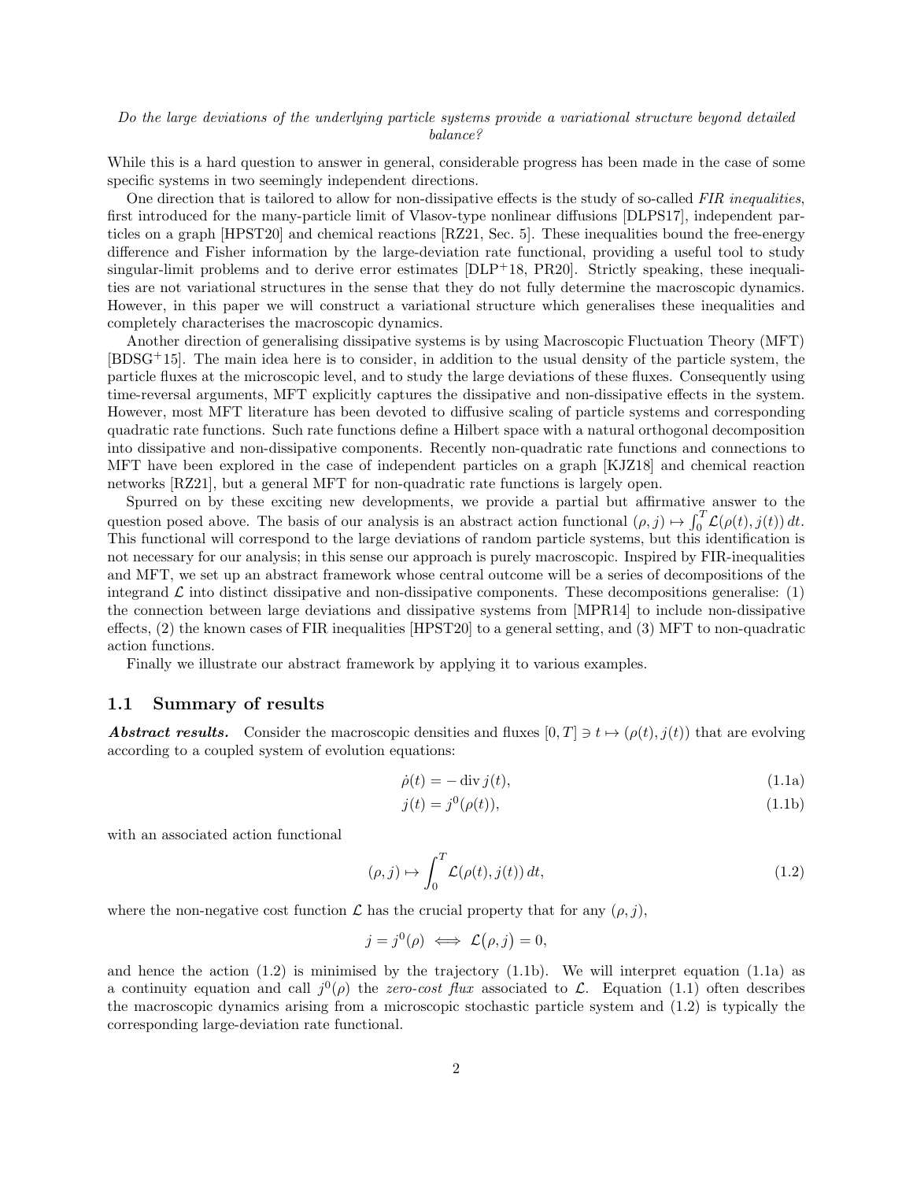*Do the large deviations of the underlying particle systems provide a variational structure beyond detailed balance?*

While this is a hard question to answer in general, considerable progress has been made in the case of some specific systems in two seemingly independent directions.

One direction that is tailored to allow for non-dissipative effects is the study of so-called *FIR inequalities*, first introduced for the many-particle limit of Vlasov-type nonlinear diffusions [DLPS17], independent particles on a graph [HPST20] and chemical reactions [RZ21, Sec. 5]. These inequalities bound the free-energy difference and Fisher information by the large-deviation rate functional, providing a useful tool to study singular-limit problems and to derive error estimates [DLP+18, PR20]. Strictly speaking, these inequalities are not variational structures in the sense that they do not fully determine the macroscopic dynamics. However, in this paper we will construct a variational structure which generalises these inequalities and completely characterises the macroscopic dynamics.

Another direction of generalising dissipative systems is by using Macroscopic Fluctuation Theory (MFT) [BDSG+15]. The main idea here is to consider, in addition to the usual density of the particle system, the particle fluxes at the microscopic level, and to study the large deviations of these fluxes. Consequently using time-reversal arguments, MFT explicitly captures the dissipative and non-dissipative effects in the system. However, most MFT literature has been devoted to diffusive scaling of particle systems and corresponding quadratic rate functions. Such rate functions define a Hilbert space with a natural orthogonal decomposition into dissipative and non-dissipative components. Recently non-quadratic rate functions and connections to MFT have been explored in the case of independent particles on a graph [KJZ18] and chemical reaction networks [RZ21], but a general MFT for non-quadratic rate functions is largely open.

Spurred on by these exciting new developments, we provide a partial but affirmative answer to the question posed above. The basis of our analysis is an abstract action functional $(\rho, j) \mapsto \int_0^T \mathcal{L}(\rho(t), j(t))\, dt$. This functional will correspond to the large deviations of random particle systems, but this identification is not necessary for our analysis; in this sense our approach is purely macroscopic. Inspired by FIR-inequalities and MFT, we set up an abstract framework whose central outcome will be a series of decompositions of the integrand $\mathcal{L}$ into distinct dissipative and non-dissipative components. These decompositions generalise: (1) the connection between large deviations and dissipative systems from [MPR14] to include non-dissipative effects, (2) the known cases of FIR inequalities [HPST20] to a general setting, and (3) MFT to non-quadratic action functions.

Finally we illustrate our abstract framework by applying it to various examples.

### 1.1 Summary of results

***Abstract results.*** Consider the macroscopic densities and fluxes $[0, T] \ni t \mapsto (\rho(t), j(t))$ that are evolving according to a coupled system of evolution equations:

$$\dot{\rho}(t) = -\operatorname{div} j(t), \tag{1.1a}$$

$$j(t) = j^0(\rho(t)), \tag{1.1b}$$

with an associated action functional

$$(\rho, j) \mapsto \int_0^T \mathcal{L}(\rho(t), j(t))\, dt, \tag{1.2}$$

where the non-negative cost function $\mathcal{L}$ has the crucial property that for any $(\rho, j)$,

$$j = j^0(\rho) \iff \mathcal{L}(\rho, j) = 0,$$

and hence the action (1.2) is minimised by the trajectory (1.1b). We will interpret equation (1.1a) as a continuity equation and call $j^0(\rho)$ the *zero-cost flux* associated to $\mathcal{L}$. Equation (1.1) often describes the macroscopic dynamics arising from a microscopic stochastic particle system and (1.2) is typically the corresponding large-deviation rate functional.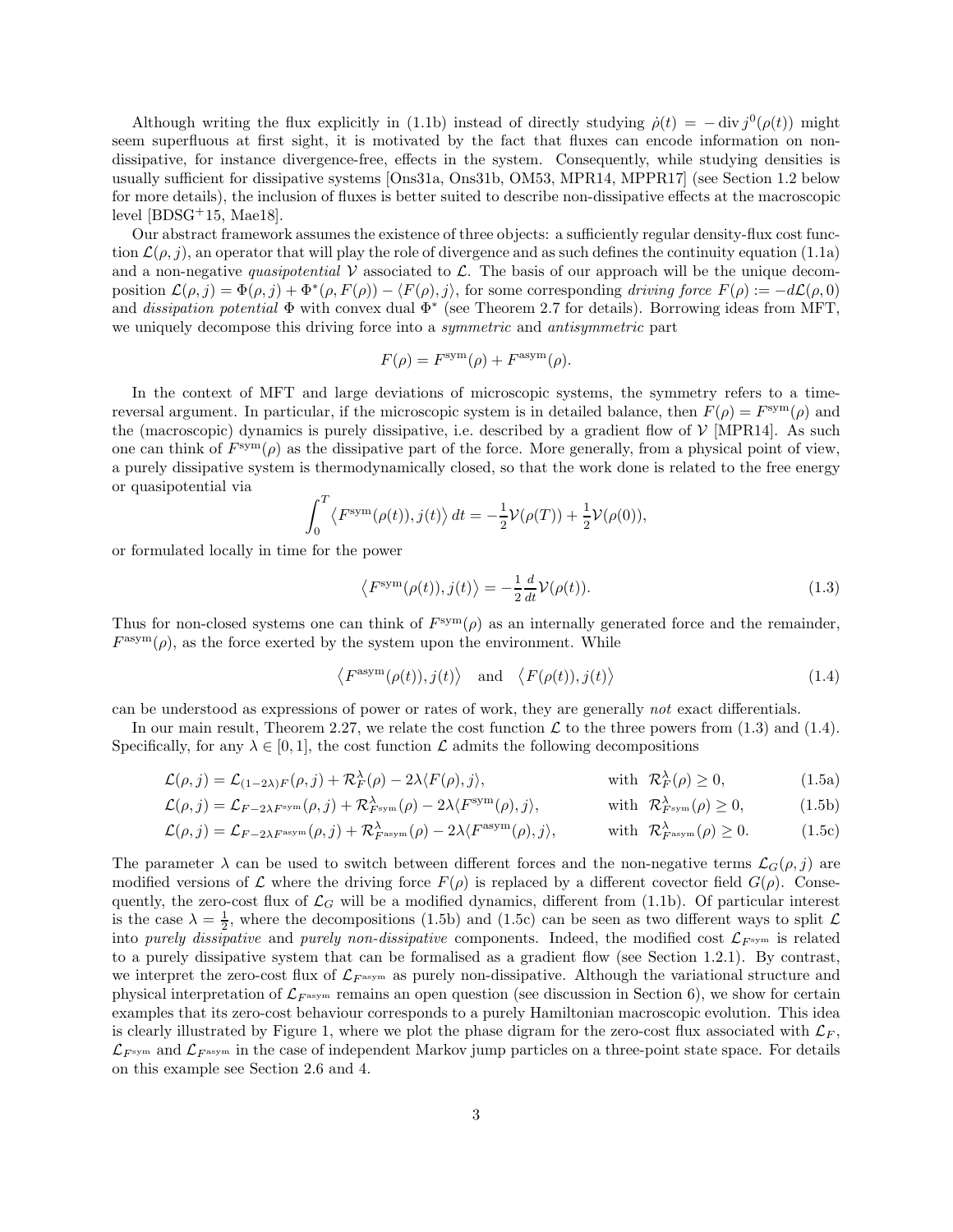Although writing the flux explicitly in (1.1b) instead of directly studying $\dot\rho(t) = -\operatorname{div} j^0(\rho(t))$ might seem superfluous at first sight, it is motivated by the fact that fluxes can encode information on non-dissipative, for instance divergence-free, effects in the system. Consequently, while studying densities is usually sufficient for dissipative systems [Ons31a, Ons31b, OM53, MPR14, MPPR17] (see Section 1.2 below for more details), the inclusion of fluxes is better suited to describe non-dissipative effects at the macroscopic level [BDSG+15, Mae18].

Our abstract framework assumes the existence of three objects: a sufficiently regular density-flux cost function $\mathcal{L}(\rho, j)$, an operator that will play the role of divergence and as such defines the continuity equation (1.1a) and a non-negative *quasipotential* $\mathcal{V}$ associated to $\mathcal{L}$. The basis of our approach will be the unique decomposition $\mathcal{L}(\rho, j) = \Phi(\rho, j) + \Phi^*(\rho, F(\rho)) - \langle F(\rho), j\rangle$, for some corresponding *driving force* $F(\rho) := -d\mathcal{L}(\rho, 0)$ and *dissipation potential* $\Phi$ with convex dual $\Phi^*$ (see Theorem 2.7 for details). Borrowing ideas from MFT, we uniquely decompose this driving force into a *symmetric* and *antisymmetric* part

$$F(\rho) = F^{\mathrm{sym}}(\rho) + F^{\mathrm{asym}}(\rho).$$

In the context of MFT and large deviations of microscopic systems, the symmetry refers to a time-reversal argument. In particular, if the microscopic system is in detailed balance, then $F(\rho) = F^{\mathrm{sym}}(\rho)$ and the (macroscopic) dynamics is purely dissipative, i.e. described by a gradient flow of $\mathcal{V}$ [MPR14]. As such one can think of $F^{\mathrm{sym}}(\rho)$ as the dissipative part of the force. More generally, from a physical point of view, a purely dissipative system is thermodynamically closed, so that the work done is related to the free energy or quasipotential via

$$\int_0^T \left\langle F^{\mathrm{sym}}(\rho(t)), j(t)\right\rangle dt = -\frac{1}{2}\mathcal{V}(\rho(T)) + \frac{1}{2}\mathcal{V}(\rho(0)),$$

or formulated locally in time for the power

$$\left\langle F^{\mathrm{sym}}(\rho(t)), j(t)\right\rangle = -\frac{1}{2}\frac{d}{dt}\mathcal{V}(\rho(t)). \tag{1.3}$$

Thus for non-closed systems one can think of $F^{\mathrm{sym}}(\rho)$ as an internally generated force and the remainder, $F^{\mathrm{asym}}(\rho)$, as the force exerted by the system upon the environment. While

$$\left\langle F^{\mathrm{asym}}(\rho(t)), j(t)\right\rangle \quad \text{and} \quad \left\langle F(\rho(t)), j(t)\right\rangle \tag{1.4}$$

can be understood as expressions of power or rates of work, they are generally *not* exact differentials.

In our main result, Theorem 2.27, we relate the cost function $\mathcal{L}$ to the three powers from (1.3) and (1.4). Specifically, for any $\lambda \in [0, 1]$, the cost function $\mathcal{L}$ admits the following decompositions

$$\mathcal{L}(\rho, j) = \mathcal{L}_{(1-2\lambda)F}(\rho, j) + \mathcal{R}^\lambda_F(\rho) - 2\lambda\langle F(\rho), j\rangle, \qquad \text{with } \mathcal{R}^\lambda_F(\rho) \geq 0, \tag{1.5a}$$

$$\mathcal{L}(\rho, j) = \mathcal{L}_{F-2\lambda F^{\mathrm{sym}}}(\rho, j) + \mathcal{R}^\lambda_{F^{\mathrm{sym}}}(\rho) - 2\lambda\langle F^{\mathrm{sym}}(\rho), j\rangle, \qquad \text{with } \mathcal{R}^\lambda_{F^{\mathrm{sym}}}(\rho) \geq 0, \tag{1.5b}$$

$$\mathcal{L}(\rho, j) = \mathcal{L}_{F-2\lambda F^{\mathrm{asym}}}(\rho, j) + \mathcal{R}^\lambda_{F^{\mathrm{asym}}}(\rho) - 2\lambda\langle F^{\mathrm{asym}}(\rho), j\rangle, \qquad \text{with } \mathcal{R}^\lambda_{F^{\mathrm{asym}}}(\rho) \geq 0. \tag{1.5c}$$

The parameter $\lambda$ can be used to switch between different forces and the non-negative terms $\mathcal{L}_G(\rho, j)$ are modified versions of $\mathcal{L}$ where the driving force $F(\rho)$ is replaced by a different covector field $G(\rho)$. Consequently, the zero-cost flux of $\mathcal{L}_G$ will be a modified dynamics, different from (1.1b). Of particular interest is the case $\lambda = \frac{1}{2}$, where the decompositions (1.5b) and (1.5c) can be seen as two different ways to split $\mathcal{L}$ into *purely dissipative* and *purely non-dissipative* components. Indeed, the modified cost $\mathcal{L}_{F^{\mathrm{sym}}}$ is related to a purely dissipative system that can be formalised as a gradient flow (see Section 1.2.1). By contrast, we interpret the zero-cost flux of $\mathcal{L}_{F^{\mathrm{asym}}}$ as purely non-dissipative. Although the variational structure and physical interpretation of $\mathcal{L}_{F^{\mathrm{asym}}}$ remains an open question (see discussion in Section 6), we show for certain examples that its zero-cost behaviour corresponds to a purely Hamiltonian macroscopic evolution. This idea is clearly illustrated by Figure 1, where we plot the phase digram for the zero-cost flux associated with $\mathcal{L}_F$, $\mathcal{L}_{F^{\mathrm{sym}}}$ and $\mathcal{L}_{F^{\mathrm{asym}}}$ in the case of independent Markov jump particles on a three-point state space. For details on this example see Section 2.6 and 4.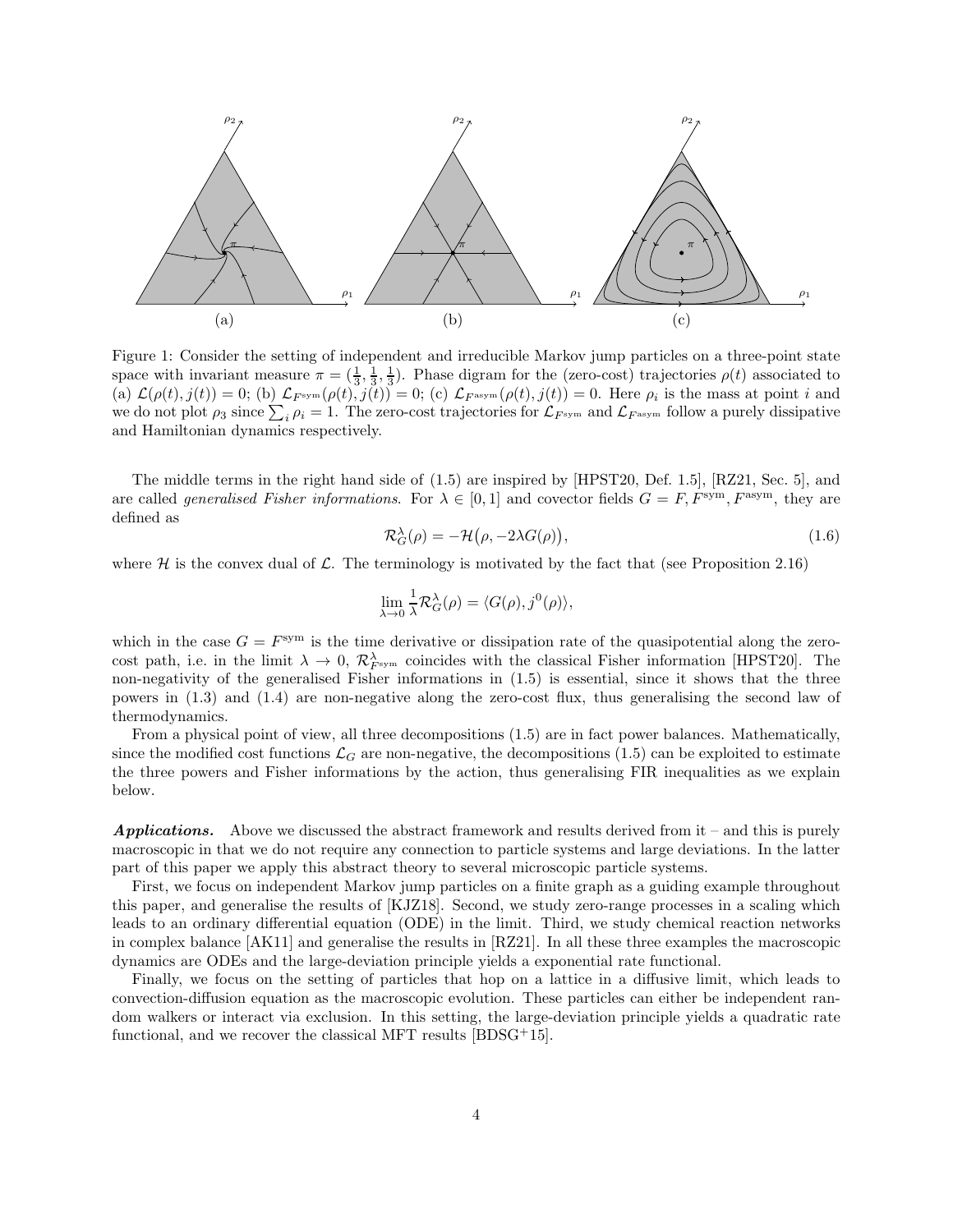Figure 1: Consider the setting of independent and irreducible Markov jump particles on a three-point state space with invariant measure $\pi = (\frac{1}{3}, \frac{1}{3}, \frac{1}{3})$. Phase digram for the (zero-cost) trajectories $\rho(t)$ associated to (a) $\mathcal{L}(\rho(t), j(t)) = 0$; (b) $\mathcal{L}_{F^{\text{sym}}}(\rho(t), j(t)) = 0$; (c) $\mathcal{L}_{F^{\text{asym}}}(\rho(t), j(t)) = 0$. Here $\rho_i$ is the mass at point $i$ and we do not plot $\rho_3$ since $\sum_i \rho_i = 1$. The zero-cost trajectories for $\mathcal{L}_{F^{\text{sym}}}$ and $\mathcal{L}_{F^{\text{asym}}}$ follow a purely dissipative and Hamiltonian dynamics respectively.

The middle terms in the right hand side of (1.5) are inspired by [HPST20, Def. 1.5], [RZ21, Sec. 5], and are called *generalised Fisher informations.* For $\lambda \in [0, 1]$ and covector fields $G = F, F^{\text{sym}}, F^{\text{asym}}$, they are defined as

$$\mathcal{R}_G^\lambda(\rho) = -\mathcal{H}\big(\rho, -2\lambda G(\rho)\big), \tag{1.6}$$

where $\mathcal{H}$ is the convex dual of $\mathcal{L}$. The terminology is motivated by the fact that (see Proposition 2.16)

$$\lim_{\lambda \to 0} \frac{1}{\lambda} \mathcal{R}_G^\lambda(\rho) = \langle G(\rho), j^0(\rho) \rangle,$$

which in the case $G = F^{\text{sym}}$ is the time derivative or dissipation rate of the quasipotential along the zero-cost path, i.e. in the limit $\lambda \to 0$, $\mathcal{R}^\lambda_{F^{\text{sym}}}$ coincides with the classical Fisher information [HPST20]. The non-negativity of the generalised Fisher informations in (1.5) is essential, since it shows that the three powers in (1.3) and (1.4) are non-negative along the zero-cost flux, thus generalising the second law of thermodynamics.

From a physical point of view, all three decompositions (1.5) are in fact power balances. Mathematically, since the modified cost functions $\mathcal{L}_G$ are non-negative, the decompositions (1.5) can be exploited to estimate the three powers and Fisher informations by the action, thus generalising FIR inequalities as we explain below.

***Applications.*** Above we discussed the abstract framework and results derived from it – and this is purely macroscopic in that we do not require any connection to particle systems and large deviations. In the latter part of this paper we apply this abstract theory to several microscopic particle systems.

First, we focus on independent Markov jump particles on a finite graph as a guiding example throughout this paper, and generalise the results of [KJZ18]. Second, we study zero-range processes in a scaling which leads to an ordinary differential equation (ODE) in the limit. Third, we study chemical reaction networks in complex balance [AK11] and generalise the results in [RZ21]. In all these three examples the macroscopic dynamics are ODEs and the large-deviation principle yields a exponential rate functional.

Finally, we focus on the setting of particles that hop on a lattice in a diffusive limit, which leads to convection-diffusion equation as the macroscopic evolution. These particles can either be independent random walkers or interact via exclusion. In this setting, the large-deviation principle yields a quadratic rate functional, and we recover the classical MFT results [BDSG+15].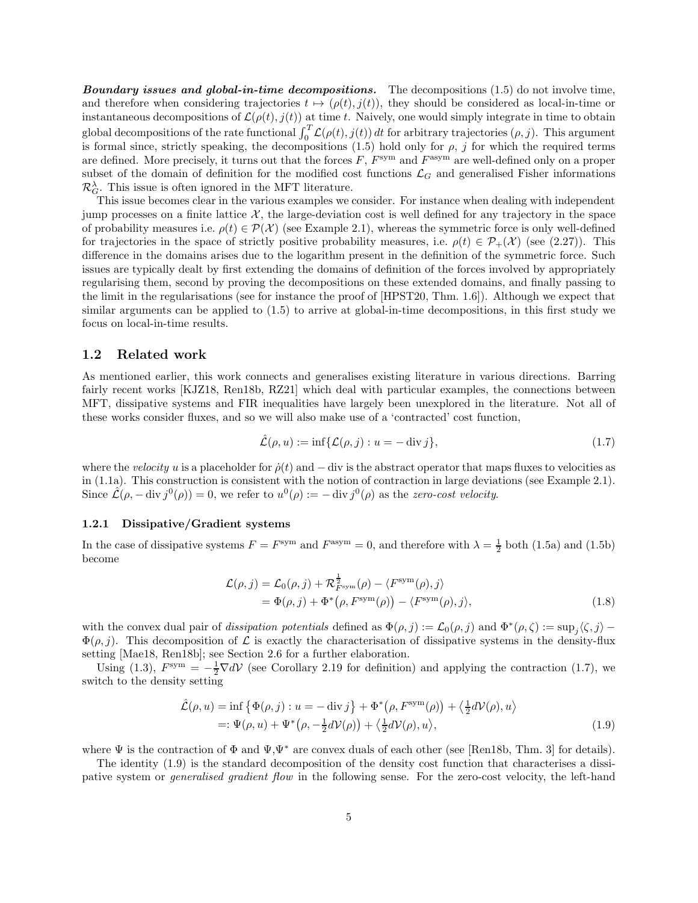***Boundary issues and global-in-time decompositions.*** The decompositions (1.5) do not involve time, and therefore when considering trajectories $t \mapsto (\rho(t), j(t))$, they should be considered as local-in-time or instantaneous decompositions of $\mathcal{L}(\rho(t), j(t))$ at time $t$. Naively, one would simply integrate in time to obtain global decompositions of the rate functional $\int_0^T \mathcal{L}(\rho(t), j(t))\, dt$ for arbitrary trajectories $(\rho, j)$. This argument is formal since, strictly speaking, the decompositions (1.5) hold only for $\rho$, $j$ for which the required terms are defined. More precisely, it turns out that the forces $F$, $F^{\mathrm{sym}}$ and $F^{\mathrm{asym}}$ are well-defined only on a proper subset of the domain of definition for the modified cost functions $\mathcal{L}_G$ and generalised Fisher informations $\mathcal{R}^{\lambda}_G$. This issue is often ignored in the MFT literature.

This issue becomes clear in the various examples we consider. For instance when dealing with independent jump processes on a finite lattice $\mathcal{X}$, the large-deviation cost is well defined for any trajectory in the space of probability measures i.e. $\rho(t) \in \mathcal{P}(\mathcal{X})$ (see Example 2.1), whereas the symmetric force is only well-defined for trajectories in the space of strictly positive probability measures, i.e. $\rho(t) \in \mathcal{P}_+(\mathcal{X})$ (see (2.27)). This difference in the domains arises due to the logarithm present in the definition of the symmetric force. Such issues are typically dealt by first extending the domains of definition of the forces involved by appropriately regularising them, second by proving the decompositions on these extended domains, and finally passing to the limit in the regularisations (see for instance the proof of [HPST20, Thm. 1.6]). Although we expect that similar arguments can be applied to (1.5) to arrive at global-in-time decompositions, in this first study we focus on local-in-time results.

## 1.2 Related work

As mentioned earlier, this work connects and generalises existing literature in various directions. Barring fairly recent works [KJZ18, Ren18b, RZ21] which deal with particular examples, the connections between MFT, dissipative systems and FIR inequalities have largely been unexplored in the literature. Not all of these works consider fluxes, and so we will also make use of a 'contracted' cost function,

$$\hat{\mathcal{L}}(\rho, u) := \inf\{\mathcal{L}(\rho, j) : u = -\operatorname{div} j\}, \tag{1.7}$$

where the *velocity* $u$ is a placeholder for $\dot\rho(t)$ and $-\operatorname{div}$ is the abstract operator that maps fluxes to velocities as in (1.1a). This construction is consistent with the notion of contraction in large deviations (see Example 2.1). Since $\hat{\mathcal{L}}(\rho, -\operatorname{div} j^0(\rho)) = 0$, we refer to $u^0(\rho) := -\operatorname{div} j^0(\rho)$ as the *zero-cost velocity*.

### 1.2.1 Dissipative/Gradient systems

In the case of dissipative systems $F = F^{\mathrm{sym}}$ and $F^{\mathrm{asym}} = 0$, and therefore with $\lambda = \frac{1}{2}$ both (1.5a) and (1.5b) become

$$\begin{aligned}\mathcal{L}(\rho, j) &= \mathcal{L}_0(\rho, j) + \mathcal{R}^{\frac{1}{2}}_{F^{\mathrm{sym}}}(\rho) - \langle F^{\mathrm{sym}}(\rho), j\rangle \\ &= \Phi(\rho, j) + \Phi^*\big(\rho, F^{\mathrm{sym}}(\rho)\big) - \langle F^{\mathrm{sym}}(\rho), j\rangle,\end{aligned} \tag{1.8}$$

with the convex dual pair of *dissipation potentials* defined as $\Phi(\rho, j) := \mathcal{L}_0(\rho, j)$ and $\Phi^*(\rho, \zeta) := \sup_j \langle \zeta, j\rangle - \Phi(\rho, j)$. This decomposition of $\mathcal{L}$ is exactly the characterisation of dissipative systems in the density-flux setting [Mae18, Ren18b]; see Section 2.6 for a further elaboration.

Using (1.3), $F^{\mathrm{sym}} = -\frac{1}{2}\nabla d\mathcal{V}$ (see Corollary 2.19 for definition) and applying the contraction (1.7), we switch to the density setting

$$\begin{aligned}\hat{\mathcal{L}}(\rho, u) &= \inf\big\{\Phi(\rho, j) : u = -\operatorname{div} j\big\} + \Phi^*\big(\rho, F^{\mathrm{sym}}(\rho)\big) + \big\langle \tfrac{1}{2} d\mathcal{V}(\rho), u\big\rangle \\ &=: \Psi(\rho, u) + \Psi^*\big(\rho, -\tfrac{1}{2} d\mathcal{V}(\rho)\big) + \big\langle \tfrac{1}{2} d\mathcal{V}(\rho), u\big\rangle,\end{aligned} \tag{1.9}$$

where $\Psi$ is the contraction of $\Phi$ and $\Psi, \Psi^*$ are convex duals of each other (see [Ren18b, Thm. 3] for details).

The identity (1.9) is the standard decomposition of the density cost function that characterises a dissipative system or *generalised gradient flow* in the following sense. For the zero-cost velocity, the left-hand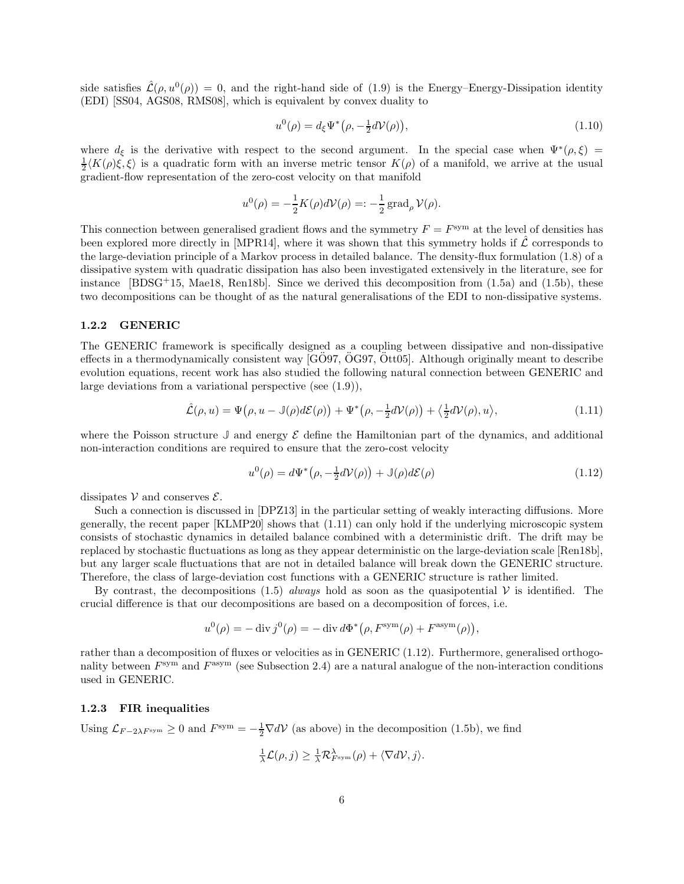side satisfies $\hat{\mathcal{L}}(\rho, u^0(\rho)) = 0$, and the right-hand side of (1.9) is the Energy–Energy-Dissipation identity (EDI) [SS04, AGS08, RMS08], which is equivalent by convex duality to

$$u^0(\rho) = d_\xi \Psi^*\big(\rho, -\tfrac{1}{2} d\mathcal{V}(\rho)\big), \tag{1.10}$$

where $d_\xi$ is the derivative with respect to the second argument. In the special case when $\Psi^*(\rho, \xi) = \frac{1}{2}\langle K(\rho)\xi, \xi\rangle$ is a quadratic form with an inverse metric tensor $K(\rho)$ of a manifold, we arrive at the usual gradient-flow representation of the zero-cost velocity on that manifold

$$u^0(\rho) = -\frac{1}{2} K(\rho) d\mathcal{V}(\rho) =: -\frac{1}{2} \operatorname{grad}_\rho \mathcal{V}(\rho).$$

This connection between generalised gradient flows and the symmetry $F = F^{\mathrm{sym}}$ at the level of densities has been explored more directly in [MPR14], where it was shown that this symmetry holds if $\hat{\mathcal{L}}$ corresponds to the large-deviation principle of a Markov process in detailed balance. The density-flux formulation (1.8) of a dissipative system with quadratic dissipation has also been investigated extensively in the literature, see for instance [BDSG+15, Mae18, Ren18b]. Since we derived this decomposition from (1.5a) and (1.5b), these two decompositions can be thought of as the natural generalisations of the EDI to non-dissipative systems.

### 1.2.2 GENERIC

The GENERIC framework is specifically designed as a coupling between dissipative and non-dissipative effects in a thermodynamically consistent way [GÖ97, ÖG97, Ött05]. Although originally meant to describe evolution equations, recent work has also studied the following natural connection between GENERIC and large deviations from a variational perspective (see (1.9)),

$$\hat{\mathcal{L}}(\rho, u) = \Psi\big(\rho, u - \mathbb{J}(\rho) d\mathcal{E}(\rho)\big) + \Psi^*\big(\rho, -\tfrac{1}{2} d\mathcal{V}(\rho)\big) + \big\langle \tfrac{1}{2} d\mathcal{V}(\rho), u\big\rangle, \tag{1.11}$$

where the Poisson structure $\mathbb{J}$ and energy $\mathcal{E}$ define the Hamiltonian part of the dynamics, and additional non-interaction conditions are required to ensure that the zero-cost velocity

$$u^0(\rho) = d\Psi^*\big(\rho, -\tfrac{1}{2} d\mathcal{V}(\rho)\big) + \mathbb{J}(\rho) d\mathcal{E}(\rho) \tag{1.12}$$

dissipates $\mathcal{V}$ and conserves $\mathcal{E}$.

Such a connection is discussed in [DPZ13] in the particular setting of weakly interacting diffusions. More generally, the recent paper [KLMP20] shows that (1.11) can only hold if the underlying microscopic system consists of stochastic dynamics in detailed balance combined with a deterministic drift. The drift may be replaced by stochastic fluctuations as long as they appear deterministic on the large-deviation scale [Ren18b], but any larger scale fluctuations that are not in detailed balance will break down the GENERIC structure. Therefore, the class of large-deviation cost functions with a GENERIC structure is rather limited.

By contrast, the decompositions (1.5) *always* hold as soon as the quasipotential $\mathcal{V}$ is identified. The crucial difference is that our decompositions are based on a decomposition of forces, i.e.

$$u^0(\rho) = -\operatorname{div} j^0(\rho) = -\operatorname{div} d\Phi^*\big(\rho, F^{\mathrm{sym}}(\rho) + F^{\mathrm{asym}}(\rho)\big),$$

rather than a decomposition of fluxes or velocities as in GENERIC (1.12). Furthermore, generalised orthogonality between $F^{\mathrm{sym}}$ and $F^{\mathrm{asym}}$ (see Subsection 2.4) are a natural analogue of the non-interaction conditions used in GENERIC.

### 1.2.3 FIR inequalities

Using $\mathcal{L}_{F-2\lambda F^{\mathrm{sym}}} \geq 0$ and $F^{\mathrm{sym}} = -\frac{1}{2}\nabla d\mathcal{V}$ (as above) in the decomposition (1.5b), we find

$$\tfrac{1}{\lambda}\mathcal{L}(\rho, j) \geq \tfrac{1}{\lambda}\mathcal{R}^\lambda_{F^{\mathrm{sym}}}(\rho) + \langle \nabla d\mathcal{V}, j\rangle.$$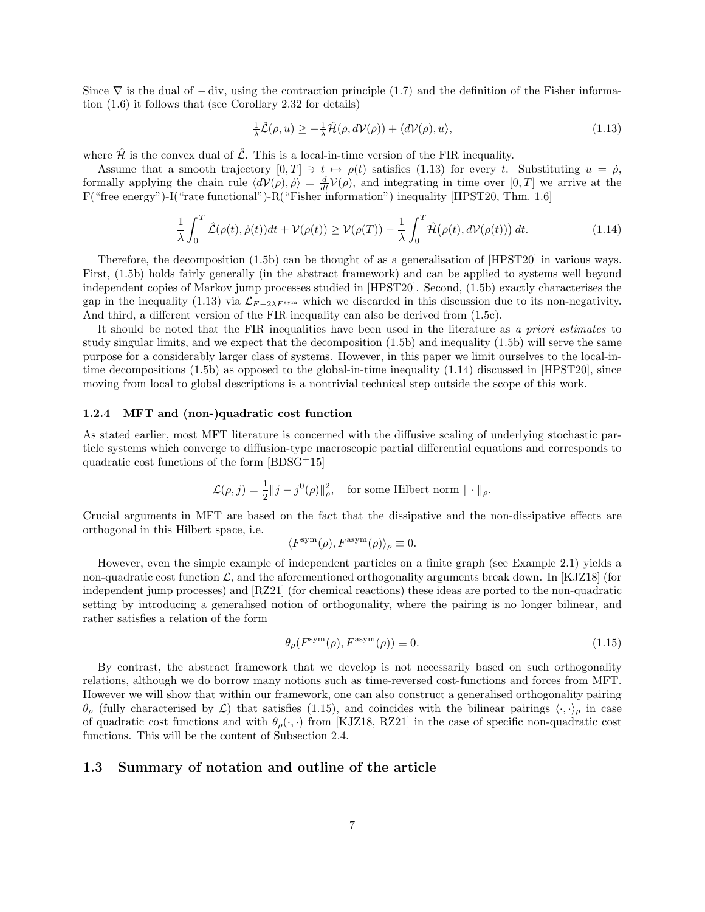Since $\nabla$ is the dual of $-\operatorname{div}$, using the contraction principle (1.7) and the definition of the Fisher information (1.6) it follows that (see Corollary 2.32 for details)

$$\tfrac{1}{\lambda}\hat{\mathcal{L}}(\rho,u) \geq -\tfrac{1}{\lambda}\hat{\mathcal{H}}(\rho, d\mathcal{V}(\rho)) + \langle d\mathcal{V}(\rho), u\rangle, \tag{1.13}$$

where $\hat{\mathcal{H}}$ is the convex dual of $\hat{\mathcal{L}}$. This is a local-in-time version of the FIR inequality.

Assume that a smooth trajectory $[0,T] \ni t \mapsto \rho(t)$ satisfies (1.13) for every $t$. Substituting $u = \dot{\rho}$, formally applying the chain rule $\langle d\mathcal{V}(\rho), \dot{\rho}\rangle = \frac{d}{dt}\mathcal{V}(\rho)$, and integrating in time over $[0,T]$ we arrive at the F("free energy")-I("rate functional")-R("Fisher information") inequality [HPST20, Thm. 1.6]

$$\frac{1}{\lambda}\int_0^T \hat{\mathcal{L}}(\rho(t),\dot{\rho}(t))dt + \mathcal{V}(\rho(t)) \geq \mathcal{V}(\rho(T)) - \frac{1}{\lambda}\int_0^T \hat{\mathcal{H}}\big(\rho(t), d\mathcal{V}(\rho(t))\big)\, dt. \tag{1.14}$$

Therefore, the decomposition (1.5b) can be thought of as a generalisation of [HPST20] in various ways. First, (1.5b) holds fairly generally (in the abstract framework) and can be applied to systems well beyond independent copies of Markov jump processes studied in [HPST20]. Second, (1.5b) exactly characterises the gap in the inequality (1.13) via $\mathcal{L}_{F-2\lambda F^{\text{sym}}}$ which we discarded in this discussion due to its non-negativity. And third, a different version of the FIR inequality can also be derived from (1.5c).

It should be noted that the FIR inequalities have been used in the literature as *a priori estimates* to study singular limits, and we expect that the decomposition (1.5b) and inequality (1.5b) will serve the same purpose for a considerably larger class of systems. However, in this paper we limit ourselves to the local-in-time decompositions (1.5b) as opposed to the global-in-time inequality (1.14) discussed in [HPST20], since moving from local to global descriptions is a nontrivial technical step outside the scope of this work.

### 1.2.4 MFT and (non-)quadratic cost function

As stated earlier, most MFT literature is concerned with the diffusive scaling of underlying stochastic particle systems which converge to diffusion-type macroscopic partial differential equations and corresponds to quadratic cost functions of the form [BDSG+15]

$$\mathcal{L}(\rho,j) = \frac{1}{2}\|j - j^0(\rho)\|_\rho^2, \quad \text{for some Hilbert norm } \|\cdot\|_\rho.$$

Crucial arguments in MFT are based on the fact that the dissipative and the non-dissipative effects are orthogonal in this Hilbert space, i.e.

$$\langle F^{\text{sym}}(\rho), F^{\text{asym}}(\rho)\rangle_\rho \equiv 0.$$

However, even the simple example of independent particles on a finite graph (see Example 2.1) yields a non-quadratic cost function $\mathcal{L}$, and the aforementioned orthogonality arguments break down. In [KJZ18] (for independent jump processes) and [RZ21] (for chemical reactions) these ideas are ported to the non-quadratic setting by introducing a generalised notion of orthogonality, where the pairing is no longer bilinear, and rather satisfies a relation of the form

$$\theta_\rho(F^{\text{sym}}(\rho), F^{\text{asym}}(\rho)) \equiv 0. \tag{1.15}$$

By contrast, the abstract framework that we develop is not necessarily based on such orthogonality relations, although we do borrow many notions such as time-reversed cost-functions and forces from MFT. However we will show that within our framework, one can also construct a generalised orthogonality pairing $\theta_\rho$ (fully characterised by $\mathcal{L}$) that satisfies (1.15), and coincides with the bilinear pairings $\langle\cdot,\cdot\rangle_\rho$ in case of quadratic cost functions and with $\theta_\rho(\cdot,\cdot)$ from [KJZ18, RZ21] in the case of specific non-quadratic cost functions. This will be the content of Subsection 2.4.

## 1.3 Summary of notation and outline of the article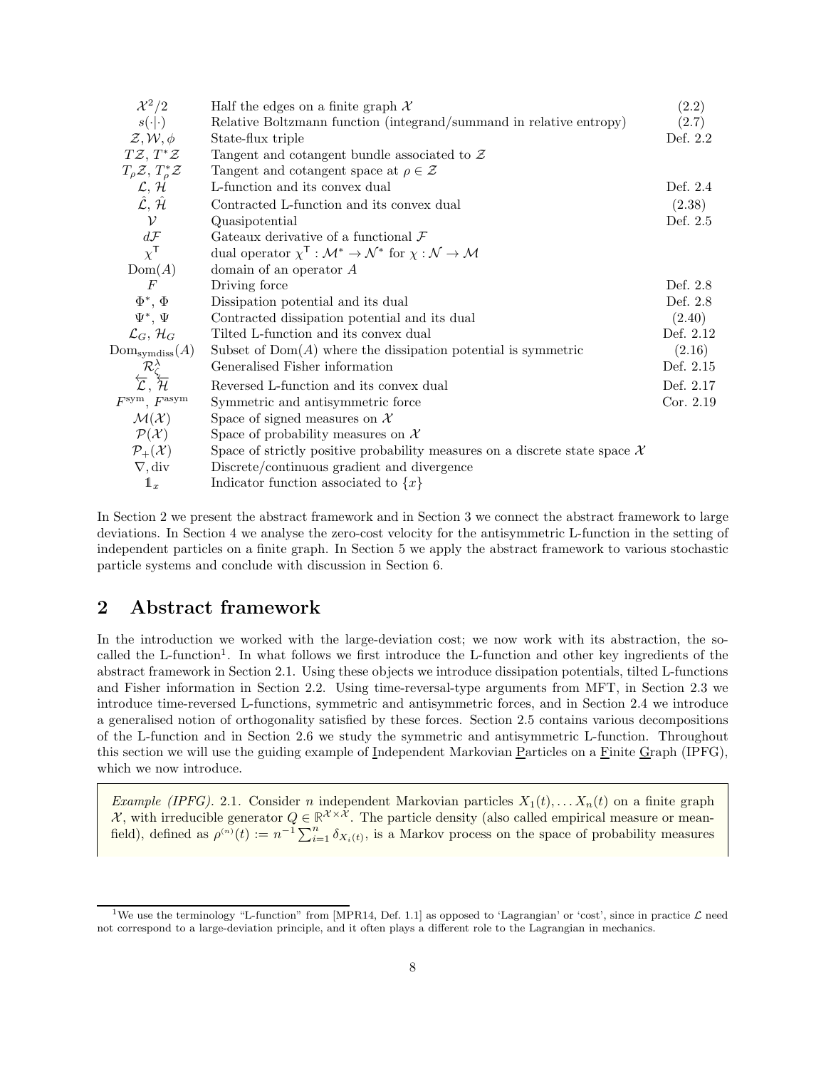| | | |
|---|---|---|
| $\mathcal{X}^2/2$ | Half the edges on a finite graph $\mathcal{X}$ | (2.2) |
| $s(\cdot\|\cdot)$ | Relative Boltzmann function (integrand/summand in relative entropy) | (2.7) |
| $\mathcal{Z}, \mathcal{W}, \phi$ | State-flux triple | Def. 2.2 |
| $T\mathcal{Z}, T^*\mathcal{Z}$ | Tangent and cotangent bundle associated to $\mathcal{Z}$ | |
| $T_\rho\mathcal{Z}, T^*_\rho\mathcal{Z}$ | Tangent and cotangent space at $\rho \in \mathcal{Z}$ | |
| $\mathcal{L}, \mathcal{H}$ | L-function and its convex dual | Def. 2.4 |
| $\hat{\mathcal{L}}, \hat{\mathcal{H}}$ | Contracted L-function and its convex dual | (2.38) |
| $\mathcal{V}$ | Quasipotential | Def. 2.5 |
| $d\mathcal{F}$ | Gateaux derivative of a functional $\mathcal{F}$ | |
| $\chi^\mathsf{T}$ | dual operator $\chi^\mathsf{T} : \mathcal{M}^* \to \mathcal{N}^*$ for $\chi : \mathcal{N} \to \mathcal{M}$ | |
| $\mathrm{Dom}(A)$ | domain of an operator $A$ | |
| $F$ | Driving force | Def. 2.8 |
| $\Phi^*, \Phi$ | Dissipation potential and its dual | Def. 2.8 |
| $\Psi^*, \Psi$ | Contracted dissipation potential and its dual | (2.40) |
| $\mathcal{L}_G, \mathcal{H}_G$ | Tilted L-function and its convex dual | Def. 2.12 |
| $\mathrm{Dom}_{\mathrm{symdiss}}(A)$ | Subset of $\mathrm{Dom}(A)$ where the dissipation potential is symmetric | (2.16) |
| $\mathcal{R}^\lambda_\zeta$ | Generalised Fisher information | Def. 2.15 |
| $\overleftarrow{\mathcal{L}}, \overleftarrow{\mathcal{H}}$ | Reversed L-function and its convex dual | Def. 2.17 |
| $F^{\mathrm{sym}}, F^{\mathrm{asym}}$ | Symmetric and antisymmetric force | Cor. 2.19 |
| $\mathcal{M}(\mathcal{X})$ | Space of signed measures on $\mathcal{X}$ | |
| $\mathcal{P}(\mathcal{X})$ | Space of probability measures on $\mathcal{X}$ | |
| $\mathcal{P}_+(\mathcal{X})$ | Space of strictly positive probability measures on a discrete state space $\mathcal{X}$ | |
| $\nabla, \mathrm{div}$ | Discrete/continuous gradient and divergence | |
| $\mathbb{1}_x$ | Indicator function associated to $\{x\}$ | |

In Section 2 we present the abstract framework and in Section 3 we connect the abstract framework to large deviations. In Section 4 we analyse the zero-cost velocity for the antisymmetric L-function in the setting of independent particles on a finite graph. In Section 5 we apply the abstract framework to various stochastic particle systems and conclude with discussion in Section 6.

## 2 Abstract framework

In the introduction we worked with the large-deviation cost; we now work with its abstraction, the so-called the L-function[1]. In what follows we first introduce the L-function and other key ingredients of the abstract framework in Section 2.1. Using these objects we introduce dissipation potentials, tilted L-functions and Fisher information in Section 2.2. Using time-reversal-type arguments from MFT, in Section 2.3 we introduce time-reversed L-functions, symmetric and antisymmetric forces, and in Section 2.4 we introduce a generalised notion of orthogonality satisfied by these forces. Section 2.5 contains various decompositions of the L-function and in Section 2.6 we study the symmetric and antisymmetric L-function. Throughout this section we will use the guiding example of Independent Markovian Particles on a Finite Graph (IPFG), which we now introduce.

*Example (IPFG).* 2.1. Consider $n$ independent Markovian particles $X_1(t), \dots X_n(t)$ on a finite graph $\mathcal{X}$, with irreducible generator $Q \in \mathbb{R}^{\mathcal{X}\times\mathcal{X}}$. The particle density (also called empirical measure or mean-field), defined as $\rho^{(n)}(t) := n^{-1}\sum_{i=1}^n \delta_{X_i(t)}$, is a Markov process on the space of probability measures

[1] We use the terminology "L-function" from [MPR14, Def. 1.1] as opposed to 'Lagrangian' or 'cost', since in practice $\mathcal{L}$ need not correspond to a large-deviation principle, and it often plays a different role to the Lagrangian in mechanics.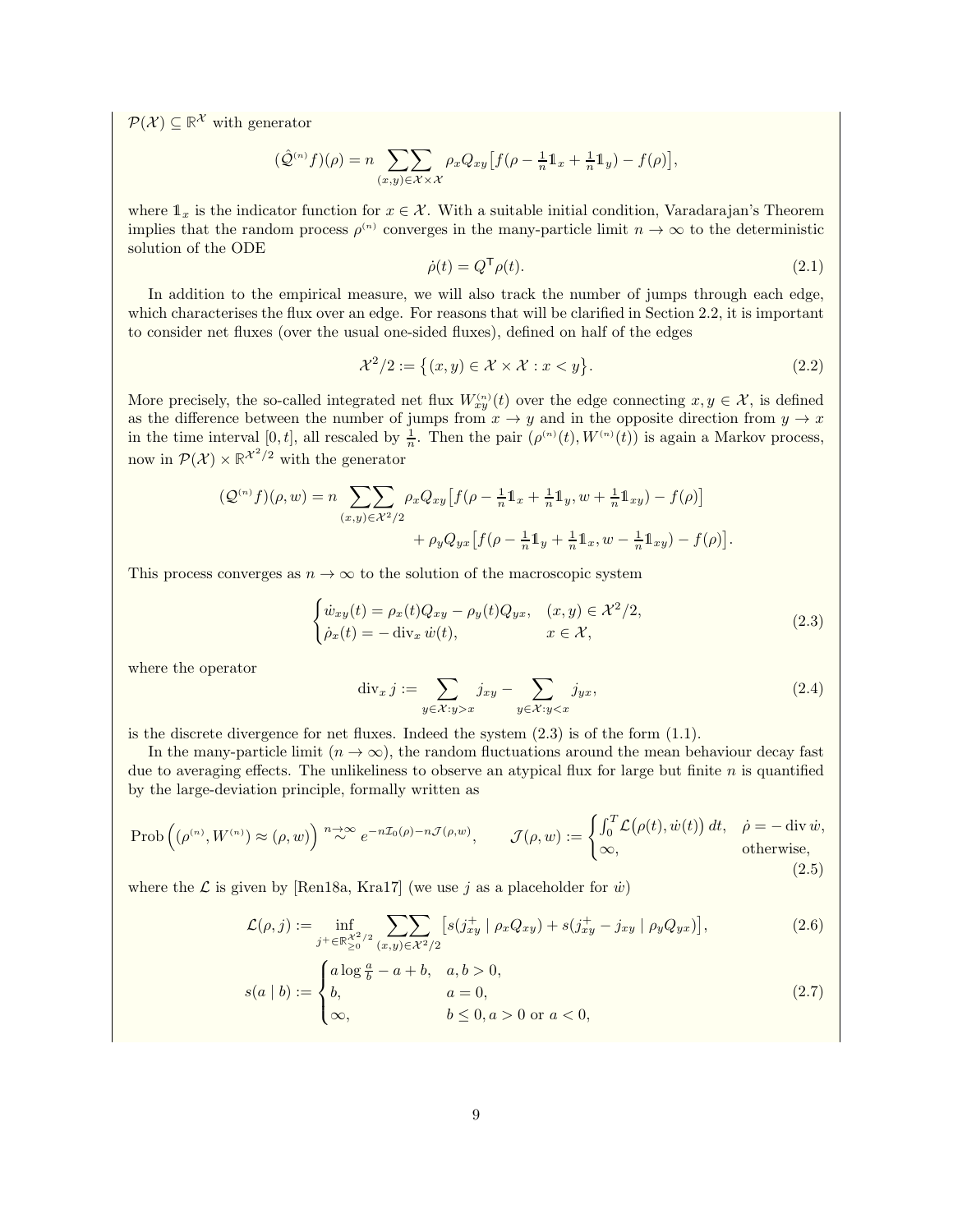$\mathcal{P}(\mathcal{X}) \subseteq \mathbb{R}^{\mathcal{X}}$ with generator

$$(\hat{\mathcal{Q}}^{(n)} f)(\rho) = n \sum\sum_{(x,y)\in\mathcal{X}\times\mathcal{X}} \rho_x Q_{xy} \big[f(\rho - \tfrac{1}{n}\mathbb{1}_x + \tfrac{1}{n}\mathbb{1}_y) - f(\rho)\big],$$

where $\mathbb{1}_x$ is the indicator function for $x \in \mathcal{X}$. With a suitable initial condition, Varadarajan's Theorem implies that the random process $\rho^{(n)}$ converges in the many-particle limit $n \to \infty$ to the deterministic solution of the ODE

$$\dot{\rho}(t) = Q^{\mathsf{T}} \rho(t). \tag{2.1}$$

In addition to the empirical measure, we will also track the number of jumps through each edge, which characterises the flux over an edge. For reasons that will be clarified in Section 2.2, it is important to consider net fluxes (over the usual one-sided fluxes), defined on half of the edges

$$\mathcal{X}^2/2 := \big\{(x,y) \in \mathcal{X}\times\mathcal{X} : x < y\big\}. \tag{2.2}$$

More precisely, the so-called integrated net flux $W^{(n)}_{xy}(t)$ over the edge connecting $x, y \in \mathcal{X}$, is defined as the difference between the number of jumps from $x \to y$ and in the opposite direction from $y \to x$ in the time interval $[0,t]$, all rescaled by $\frac{1}{n}$. Then the pair $(\rho^{(n)}(t), W^{(n)}(t))$ is again a Markov process, now in $\mathcal{P}(\mathcal{X}) \times \mathbb{R}^{\mathcal{X}^2/2}$ with the generator

$$\begin{aligned}(\mathcal{Q}^{(n)} f)(\rho, w) = n \sum\sum_{(x,y)\in\mathcal{X}^2/2} \rho_x Q_{xy} \big[f(\rho - \tfrac{1}{n}\mathbb{1}_x + \tfrac{1}{n}\mathbb{1}_y, w + \tfrac{1}{n}\mathbb{1}_{xy}) - f(\rho)\big] \\ + \rho_y Q_{yx} \big[f(\rho - \tfrac{1}{n}\mathbb{1}_y + \tfrac{1}{n}\mathbb{1}_x, w - \tfrac{1}{n}\mathbb{1}_{xy}) - f(\rho)\big].\end{aligned}$$

This process converges as $n \to \infty$ to the solution of the macroscopic system

$$\begin{cases} \dot{w}_{xy}(t) = \rho_x(t) Q_{xy} - \rho_y(t) Q_{yx}, & (x,y) \in \mathcal{X}^2/2, \\ \dot{\rho}_x(t) = -\operatorname{div}_x \dot{w}(t), & x \in \mathcal{X}, \end{cases} \tag{2.3}$$

where the operator

$$\operatorname{div}_x j := \sum_{y\in\mathcal{X}: y>x} j_{xy} - \sum_{y\in\mathcal{X}: y<x} j_{yx}, \tag{2.4}$$

is the discrete divergence for net fluxes. Indeed the system (2.3) is of the form (1.1).

In the many-particle limit ($n \to \infty$), the random fluctuations around the mean behaviour decay fast due to averaging effects. The unlikeliness to observe an atypical flux for large but finite $n$ is quantified by the large-deviation principle, formally written as

$$\operatorname{Prob}\Big((\rho^{(n)}, W^{(n)}) \approx (\rho, w)\Big) \overset{n\to\infty}{\sim} e^{-n\mathcal{I}_0(\rho) - n\mathcal{J}(\rho,w)}, \qquad \mathcal{J}(\rho, w) := \begin{cases} \int_0^T \mathcal{L}\big(\rho(t), \dot{w}(t)\big)\,dt, & \dot{\rho} = -\operatorname{div}\dot{w}, \\ \infty, & \text{otherwise}, \end{cases} \tag{2.5}$$

where the $\mathcal{L}$ is given by [Ren18a, Kra17] (we use $j$ as a placeholder for $\dot{w}$)

$$\mathcal{L}(\rho, j) := \inf_{j^+\in\mathbb{R}^{\mathcal{X}^2/2}_{\geq 0}} \sum\sum_{(x,y)\in\mathcal{X}^2/2} \big[s(j^+_{xy} \mid \rho_x Q_{xy}) + s(j^+_{xy} - j_{xy} \mid \rho_y Q_{yx})\big], \tag{2.6}$$

$$s(a \mid b) := \begin{cases} a \log \frac{a}{b} - a + b, & a, b > 0, \\ b, & a = 0, \\ \infty, & b \leq 0, a > 0 \text{ or } a < 0, \end{cases} \tag{2.7}$$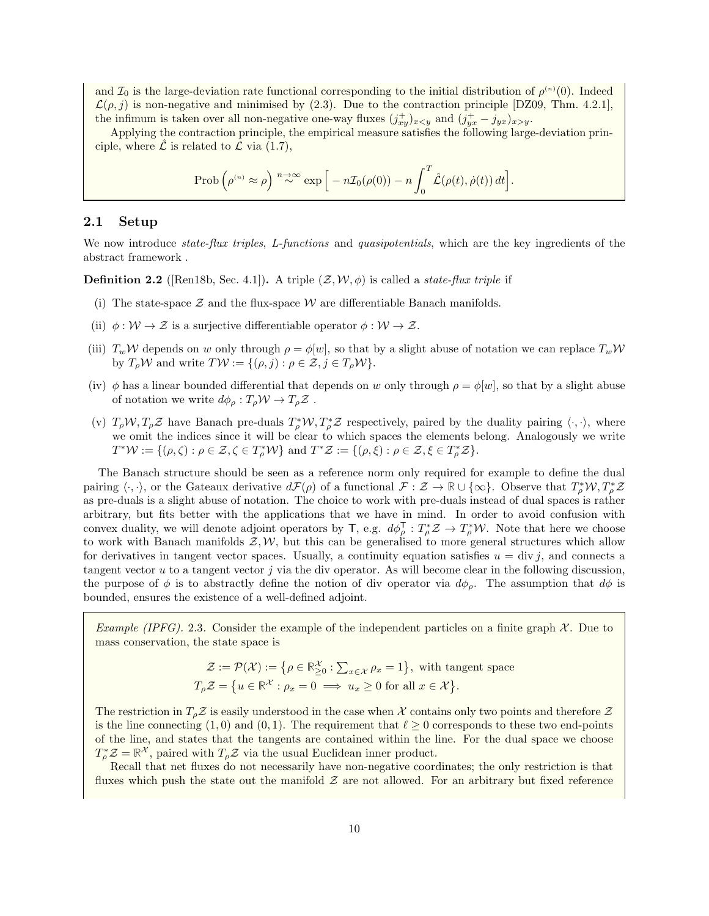and $\mathcal{I}_0$ is the large-deviation rate functional corresponding to the initial distribution of $\rho^{(n)}(0)$. Indeed $\mathcal{L}(\rho, j)$ is non-negative and minimised by (2.3). Due to the contraction principle [DZ09, Thm. 4.2.1], the infimum is taken over all non-negative one-way fluxes $(j^+_{xy})_{x<y}$ and $(j^+_{yx} - j_{yx})_{x>y}$.

Applying the contraction principle, the empirical measure satisfies the following large-deviation principle, where $\hat{\mathcal{L}}$ is related to $\mathcal{L}$ via (1.7),

$$\text{Prob}\left(\rho^{(n)} \approx \rho\right) \overset{n\to\infty}{\sim} \exp\Big[ -n\mathcal{I}_0(\rho(0)) - n\int_0^T \hat{\mathcal{L}}(\rho(t), \dot{\rho}(t))\, dt\Big].$$

## 2.1 Setup

We now introduce *state-flux triples*, *L-functions* and *quasipotentials*, which are the key ingredients of the abstract framework .

**Definition 2.2** ([Ren18b, Sec. 4.1])**.** A triple $(\mathcal{Z}, \mathcal{W}, \phi)$ is called a *state-flux triple* if

(i) The state-space $\mathcal{Z}$ and the flux-space $\mathcal{W}$ are differentiable Banach manifolds.

(ii) $\phi : \mathcal{W} \to \mathcal{Z}$ is a surjective differentiable operator $\phi : \mathcal{W} \to \mathcal{Z}$.

(iii) $T_w\mathcal{W}$ depends on $w$ only through $\rho = \phi[w]$, so that by a slight abuse of notation we can replace $T_w\mathcal{W}$ by $T_\rho\mathcal{W}$ and write $T\mathcal{W} := \{(\rho, j) : \rho \in \mathcal{Z}, j \in T_\rho\mathcal{W}\}$.

(iv) $\phi$ has a linear bounded differential that depends on $w$ only through $\rho = \phi[w]$, so that by a slight abuse of notation we write $d\phi_\rho : T_\rho\mathcal{W} \to T_\rho\mathcal{Z}$ .

(v) $T_\rho\mathcal{W}, T_\rho\mathcal{Z}$ have Banach pre-duals $T^*_\rho\mathcal{W}, T^*_\rho\mathcal{Z}$ respectively, paired by the duality pairing $\langle\cdot,\cdot\rangle$, where we omit the indices since it will be clear to which spaces the elements belong. Analogously we write $T^*\mathcal{W} := \{(\rho, \zeta) : \rho \in \mathcal{Z}, \zeta \in T^*_\rho\mathcal{W}\}$ and $T^*\mathcal{Z} := \{(\rho, \xi) : \rho \in \mathcal{Z}, \xi \in T^*_\rho\mathcal{Z}\}$.

The Banach structure should be seen as a reference norm only required for example to define the dual pairing $\langle\cdot,\cdot\rangle$, or the Gateaux derivative $d\mathcal{F}(\rho)$ of a functional $\mathcal{F} : \mathcal{Z} \to \mathbb{R} \cup \{\infty\}$. Observe that $T^*_\rho\mathcal{W}, T^*_\rho\mathcal{Z}$ as pre-duals is a slight abuse of notation. The choice to work with pre-duals instead of dual spaces is rather arbitrary, but fits better with the applications that we have in mind. In order to avoid confusion with convex duality, we will denote adjoint operators by $\mathsf{T}$, e.g. $d\phi^{\mathsf{T}}_\rho : T^*_\rho\mathcal{Z} \to T^*_\rho\mathcal{W}$. Note that here we choose to work with Banach manifolds $\mathcal{Z}, \mathcal{W}$, but this can be generalised to more general structures which allow for derivatives in tangent vector spaces. Usually, a continuity equation satisfies $u = \operatorname{div} j$, and connects a tangent vector $u$ to a tangent vector $j$ via the div operator. As will become clear in the following discussion, the purpose of $\phi$ is to abstractly define the notion of div operator via $d\phi_\rho$. The assumption that $d\phi$ is bounded, ensures the existence of a well-defined adjoint.

*Example (IPFG).* 2.3. Consider the example of the independent particles on a finite graph $\mathcal{X}$. Due to mass conservation, the state space is

$$\mathcal{Z} := \mathcal{P}(\mathcal{X}) := \big\{\rho \in \mathbb{R}^{\mathcal{X}}_{\geq 0} : \textstyle\sum_{x\in\mathcal{X}} \rho_x = 1\big\}, \text{ with tangent space}$$
$$T_\rho\mathcal{Z} = \big\{u \in \mathbb{R}^{\mathcal{X}} : \rho_x = 0 \implies u_x \geq 0 \text{ for all } x \in \mathcal{X}\big\}.$$

The restriction in $T_\rho\mathcal{Z}$ is easily understood in the case when $\mathcal{X}$ contains only two points and therefore $\mathcal{Z}$ is the line connecting $(1, 0)$ and $(0, 1)$. The requirement that $\ell \geq 0$ corresponds to these two end-points of the line, and states that the tangents are contained within the line. For the dual space we choose $T^*_\rho\mathcal{Z} = \mathbb{R}^{\mathcal{X}}$, paired with $T_\rho\mathcal{Z}$ via the usual Euclidean inner product.

Recall that net fluxes do not necessarily have non-negative coordinates; the only restriction is that fluxes which push the state out the manifold $\mathcal{Z}$ are not allowed. For an arbitrary but fixed reference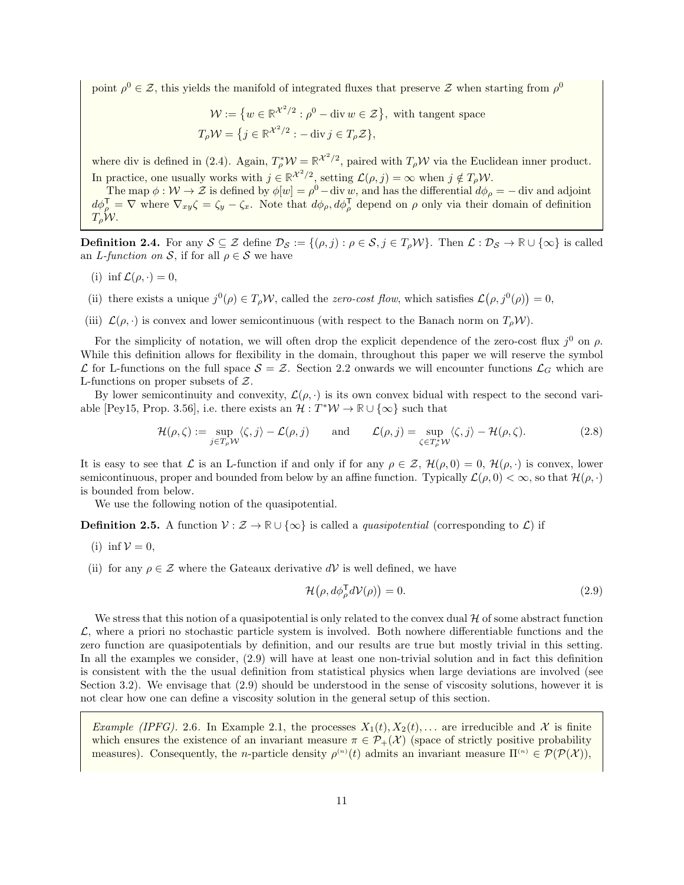point $\rho^0 \in \mathcal{Z}$, this yields the manifold of integrated fluxes that preserve $\mathcal{Z}$ when starting from $\rho^0$

$$
\begin{aligned}
\mathcal{W} &:= \big\{ w \in \mathbb{R}^{\mathcal{X}^2/2} : \rho^0 - \operatorname{div} w \in \mathcal{Z} \big\}, \text{ with tangent space} \\
T_\rho \mathcal{W} &= \big\{ j \in \mathbb{R}^{\mathcal{X}^2/2} : -\operatorname{div} j \in T_\rho \mathcal{Z} \big\},
\end{aligned}
$$

where div is defined in (2.4). Again, $T^*_\rho \mathcal{W} = \mathbb{R}^{\mathcal{X}^2/2}$, paired with $T_\rho\mathcal{W}$ via the Euclidean inner product. In practice, one usually works with $j \in \mathbb{R}^{\mathcal{X}^2/2}$, setting $\mathcal{L}(\rho, j) = \infty$ when $j \notin T_\rho \mathcal{W}$.

The map $\phi : \mathcal{W} \to \mathcal{Z}$ is defined by $\phi[w] = \rho^0 - \operatorname{div} w$, and has the differential $d\phi_\rho = -\operatorname{div}$ and adjoint $d\phi_\rho^\mathsf{T} = \nabla$ where $\nabla_{xy}\zeta = \zeta_y - \zeta_x$. Note that $d\phi_\rho, d\phi_\rho^\mathsf{T}$ depend on $\rho$ only via their domain of definition $T_\rho\mathcal{W}$.

**Definition 2.4.** For any $\mathcal{S} \subseteq \mathcal{Z}$ define $\mathcal{D}_\mathcal{S} := \{(\rho, j) : \rho \in \mathcal{S}, j \in T_\rho \mathcal{W}\}$. Then $\mathcal{L} : \mathcal{D}_\mathcal{S} \to \mathbb{R} \cup \{\infty\}$ is called an *L-function on* $\mathcal{S}$, if for all $\rho \in \mathcal{S}$ we have

(i) $\inf \mathcal{L}(\rho, \cdot) = 0$,

(ii) there exists a unique $j^0(\rho) \in T_\rho\mathcal{W}$, called the *zero-cost flow*, which satisfies $\mathcal{L}\big(\rho, j^0(\rho)\big) = 0$,

(iii) $\mathcal{L}(\rho, \cdot)$ is convex and lower semicontinuous (with respect to the Banach norm on $T_\rho\mathcal{W}$).

For the simplicity of notation, we will often drop the explicit dependence of the zero-cost flux $j^0$ on $\rho$. While this definition allows for flexibility in the domain, throughout this paper we will reserve the symbol $\mathcal{L}$ for L-functions on the full space $\mathcal{S} = \mathcal{Z}$. Section 2.2 onwards we will encounter functions $\mathcal{L}_G$ which are L-functions on proper subsets of $\mathcal{Z}$.

By lower semicontinuity and convexity, $\mathcal{L}(\rho, \cdot)$ is its own convex bidual with respect to the second variable [Pey15, Prop. 3.56], i.e. there exists an $\mathcal{H} : T^*\mathcal{W} \to \mathbb{R} \cup \{\infty\}$ such that

$$
\mathcal{H}(\rho, \zeta) := \sup_{j \in T_\rho \mathcal{W}} \langle \zeta, j \rangle - \mathcal{L}(\rho, j) \qquad \text{and} \qquad \mathcal{L}(\rho, j) = \sup_{\zeta \in T^*_\rho \mathcal{W}} \langle \zeta, j \rangle - \mathcal{H}(\rho, \zeta). \tag{2.8}
$$

It is easy to see that $\mathcal{L}$ is an L-function if and only if for any $\rho \in \mathcal{Z}$, $\mathcal{H}(\rho, 0) = 0$, $\mathcal{H}(\rho, \cdot)$ is convex, lower semicontinuous, proper and bounded from below by an affine function. Typically $\mathcal{L}(\rho, 0) < \infty$, so that $\mathcal{H}(\rho, \cdot)$ is bounded from below.

We use the following notion of the quasipotential.

**Definition 2.5.** A function $\mathcal{V} : \mathcal{Z} \to \mathbb{R} \cup \{\infty\}$ is called a *quasipotential* (corresponding to $\mathcal{L}$) if

(i) $\inf \mathcal{V} = 0$,

(ii) for any $\rho \in \mathcal{Z}$ where the Gateaux derivative $d\mathcal{V}$ is well defined, we have

$$
\mathcal{H}\big(\rho, d\phi_\rho^\mathsf{T} d\mathcal{V}(\rho)\big) = 0. \tag{2.9}
$$

We stress that this notion of a quasipotential is only related to the convex dual $\mathcal{H}$ of some abstract function $\mathcal{L}$, where a priori no stochastic particle system is involved. Both nowhere differentiable functions and the zero function are quasipotentials by definition, and our results are true but mostly trivial in this setting. In all the examples we consider, (2.9) will have at least one non-trivial solution and in fact this definition is consistent with the the usual definition from statistical physics when large deviations are involved (see Section 3.2). We envisage that (2.9) should be understood in the sense of viscosity solutions, however it is not clear how one can define a viscosity solution in the general setup of this section.

*Example (IPFG).* 2.6. In Example 2.1, the processes $X_1(t), X_2(t), \ldots$ are irreducible and $\mathcal{X}$ is finite which ensures the existence of an invariant measure $\pi \in \mathcal{P}_+(\mathcal{X})$ (space of strictly positive probability measures). Consequently, the $n$-particle density $\rho^{(n)}(t)$ admits an invariant measure $\Pi^{(n)} \in \mathcal{P}(\mathcal{P}(\mathcal{X}))$,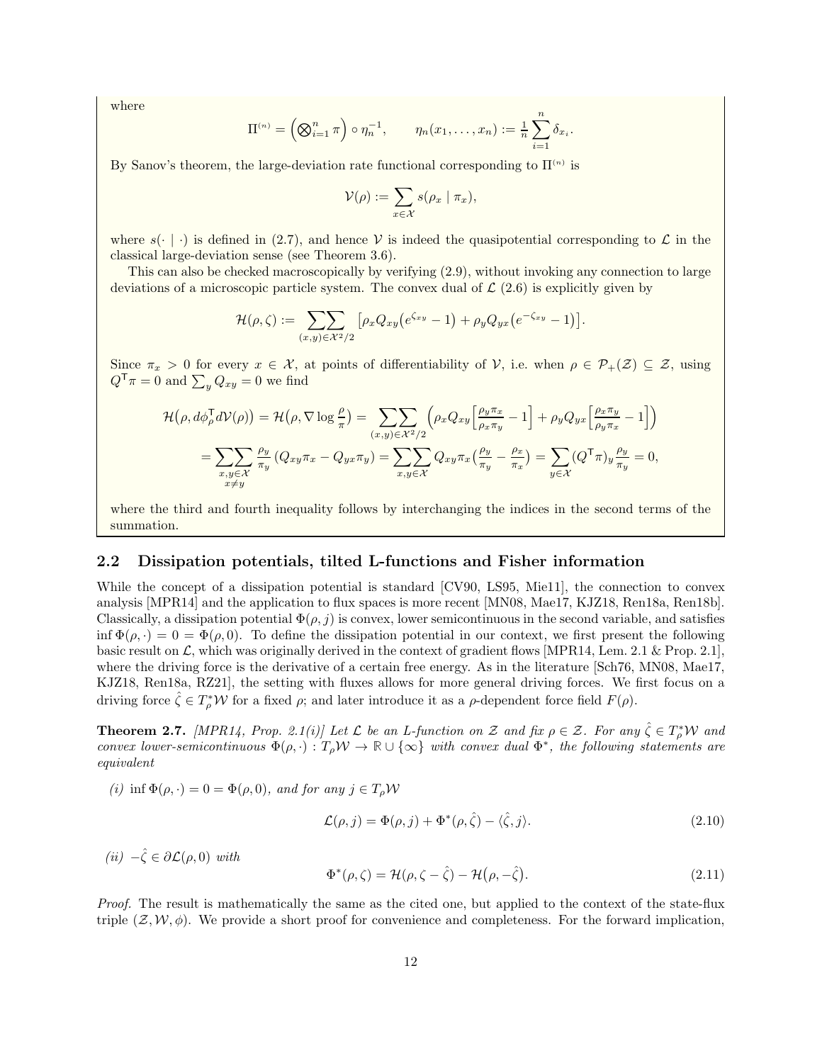where

$$\Pi^{(n)} = \Big(\bigotimes_{i=1}^n \pi\Big) \circ \eta_n^{-1}, \qquad \eta_n(x_1,\dots,x_n) := \tfrac{1}{n}\sum_{i=1}^n \delta_{x_i}.$$

By Sanov's theorem, the large-deviation rate functional corresponding to $\Pi^{(n)}$ is

$$\mathcal{V}(\rho) := \sum_{x\in\mathcal{X}} s(\rho_x \mid \pi_x),$$

where $s(\cdot \mid \cdot)$ is defined in (2.7), and hence $\mathcal{V}$ is indeed the quasipotential corresponding to $\mathcal{L}$ in the classical large-deviation sense (see Theorem 3.6).

This can also be checked macroscopically by verifying (2.9), without invoking any connection to large deviations of a microscopic particle system. The convex dual of $\mathcal{L}$ (2.6) is explicitly given by

$$\mathcal{H}(\rho,\zeta) := \sum\sum_{(x,y)\in\mathcal{X}^2/2} \big[\rho_x Q_{xy}\big(e^{\zeta_{xy}}-1\big) + \rho_y Q_{yx}\big(e^{-\zeta_{xy}}-1\big)\big].$$

Since $\pi_x > 0$ for every $x \in \mathcal{X}$, at points of differentiability of $\mathcal{V}$, i.e. when $\rho \in \mathcal{P}_+(\mathcal{Z}) \subseteq \mathcal{Z}$, using $Q^\mathsf{T}\pi = 0$ and $\sum_y Q_{xy} = 0$ we find

$$\begin{aligned}
\mathcal{H}\big(\rho, d\phi_\rho^\mathsf{T} d\mathcal{V}(\rho)\big) = \mathcal{H}\big(\rho, \nabla \log \tfrac{\rho}{\pi}\big) &= \sum\sum_{(x,y)\in\mathcal{X}^2/2} \Big(\rho_x Q_{xy}\Big[\tfrac{\rho_y \pi_x}{\rho_x \pi_y} - 1\Big] + \rho_y Q_{yx}\Big[\tfrac{\rho_x \pi_y}{\rho_y \pi_x} - 1\Big]\Big) \\
&= \sum\sum_{\substack{x,y\in\mathcal{X}\\ x\neq y}} \frac{\rho_y}{\pi_y}\left(Q_{xy}\pi_x - Q_{yx}\pi_y\right) = \sum\sum_{x,y\in\mathcal{X}} Q_{xy}\pi_x\big(\tfrac{\rho_y}{\pi_y} - \tfrac{\rho_x}{\pi_x}\big) = \sum_{y\in\mathcal{X}} (Q^\mathsf{T}\pi)_y \frac{\rho_y}{\pi_y} = 0,
\end{aligned}$$

where the third and fourth inequality follows by interchanging the indices in the second terms of the summation.

## 2.2 Dissipation potentials, tilted L-functions and Fisher information

While the concept of a dissipation potential is standard [CV90, LS95, Mie11], the connection to convex analysis [MPR14] and the application to flux spaces is more recent [MN08, Mae17, KJZ18, Ren18a, Ren18b]. Classically, a dissipation potential $\Phi(\rho, j)$ is convex, lower semicontinuous in the second variable, and satisfies $\inf \Phi(\rho,\cdot) = 0 = \Phi(\rho, 0)$. To define the dissipation potential in our context, we first present the following basic result on $\mathcal{L}$, which was originally derived in the context of gradient flows [MPR14, Lem. 2.1 & Prop. 2.1], where the driving force is the derivative of a certain free energy. As in the literature [Sch76, MN08, Mae17, KJZ18, Ren18a, RZ21], the setting with fluxes allows for more general driving forces. We first focus on a driving force $\hat\zeta \in T_\rho^*\mathcal{W}$ for a fixed $\rho$; and later introduce it as a $\rho$-dependent force field $F(\rho)$.

**Theorem 2.7.** *[MPR14, Prop. 2.1(i)] Let $\mathcal{L}$ be an L-function on $\mathcal{Z}$ and fix $\rho \in \mathcal{Z}$. For any $\hat\zeta \in T_\rho^*\mathcal{W}$ and convex lower-semicontinuous $\Phi(\rho,\cdot) : T_\rho\mathcal{W} \to \mathbb{R}\cup\{\infty\}$ with convex dual $\Phi^*$, the following statements are equivalent*

*(i)* $\inf \Phi(\rho,\cdot) = 0 = \Phi(\rho, 0)$*, and for any* $j \in T_\rho\mathcal{W}$

$$\mathcal{L}(\rho, j) = \Phi(\rho, j) + \Phi^*(\rho, \hat\zeta) - \langle \hat\zeta, j\rangle. \tag{2.10}$$

*(ii)* $-\hat\zeta \in \partial\mathcal{L}(\rho, 0)$ *with*

$$\Phi^*(\rho,\zeta) = \mathcal{H}(\rho, \zeta - \hat\zeta) - \mathcal{H}\big(\rho, -\hat\zeta\big). \tag{2.11}$$

*Proof.* The result is mathematically the same as the cited one, but applied to the context of the state-flux triple $(\mathcal{Z}, \mathcal{W}, \phi)$. We provide a short proof for convenience and completeness. For the forward implication,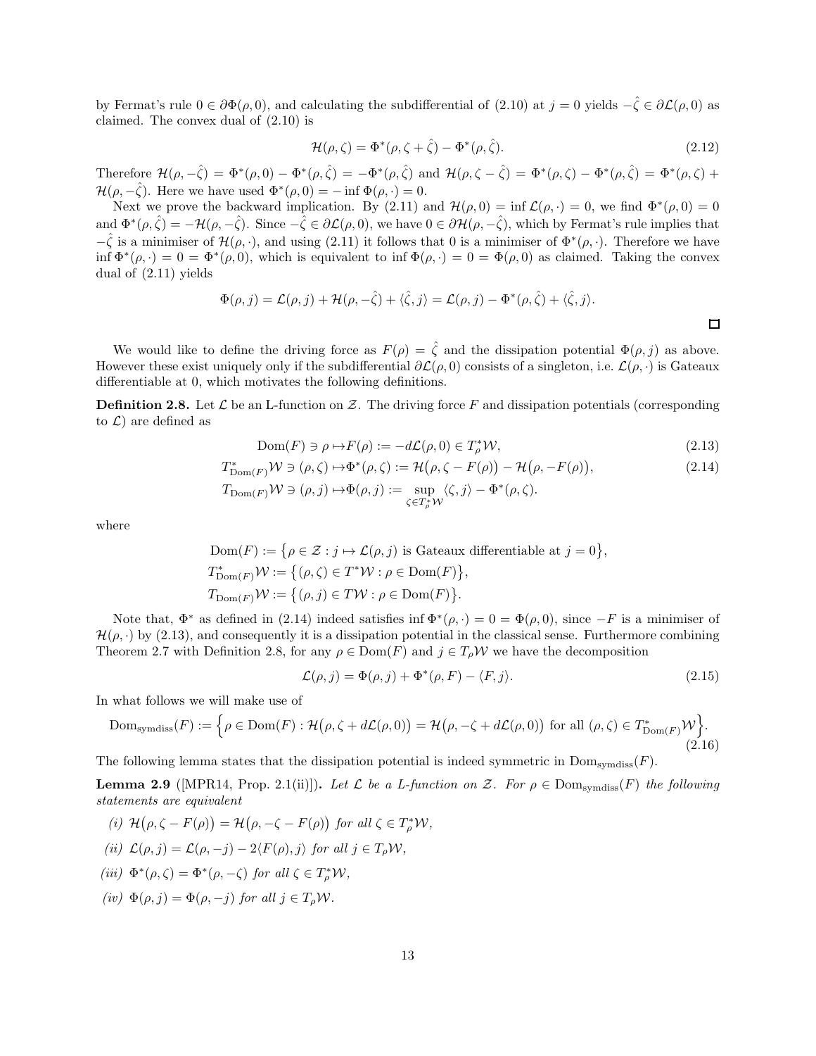by Fermat's rule $0 \in \partial\Phi(\rho, 0)$, and calculating the subdifferential of (2.10) at $j = 0$ yields $-\hat{\zeta} \in \partial\mathcal{L}(\rho, 0)$ as claimed. The convex dual of (2.10) is

$$\mathcal{H}(\rho, \zeta) = \Phi^*(\rho, \zeta + \hat{\zeta}) - \Phi^*(\rho, \hat{\zeta}). \tag{2.12}$$

Therefore $\mathcal{H}(\rho, -\hat{\zeta}) = \Phi^*(\rho, 0) - \Phi^*(\rho, \hat{\zeta}) = -\Phi^*(\rho, \hat{\zeta})$ and $\mathcal{H}(\rho, \zeta - \hat{\zeta}) = \Phi^*(\rho, \zeta) - \Phi^*(\rho, \hat{\zeta}) = \Phi^*(\rho, \zeta) + \mathcal{H}(\rho, -\hat{\zeta})$. Here we have used $\Phi^*(\rho, 0) = -\inf \Phi(\rho, \cdot) = 0$.

Next we prove the backward implication. By (2.11) and $\mathcal{H}(\rho, 0) = \inf \mathcal{L}(\rho, \cdot) = 0$, we find $\Phi^*(\rho, 0) = 0$ and $\Phi^*(\rho, \hat{\zeta}) = -\mathcal{H}(\rho, -\hat{\zeta})$. Since $-\hat{\zeta} \in \partial\mathcal{L}(\rho, 0)$, we have $0 \in \partial\mathcal{H}(\rho, -\hat{\zeta})$, which by Fermat's rule implies that $-\hat{\zeta}$ is a minimiser of $\mathcal{H}(\rho, \cdot)$, and using (2.11) it follows that 0 is a minimiser of $\Phi^*(\rho, \cdot)$. Therefore we have $\inf \Phi^*(\rho, \cdot) = 0 = \Phi^*(\rho, 0)$, which is equivalent to $\inf \Phi(\rho, \cdot) = 0 = \Phi(\rho, 0)$ as claimed. Taking the convex dual of (2.11) yields

$$\Phi(\rho, j) = \mathcal{L}(\rho, j) + \mathcal{H}(\rho, -\hat{\zeta}) + \langle \hat{\zeta}, j \rangle = \mathcal{L}(\rho, j) - \Phi^*(\rho, \hat{\zeta}) + \langle \hat{\zeta}, j \rangle.$$

□

We would like to define the driving force as $F(\rho) = \hat{\zeta}$ and the dissipation potential $\Phi(\rho, j)$ as above. However these exist uniquely only if the subdifferential $\partial\mathcal{L}(\rho, 0)$ consists of a singleton, i.e. $\mathcal{L}(\rho, \cdot)$ is Gateaux differentiable at 0, which motivates the following definitions.

**Definition 2.8.** Let $\mathcal{L}$ be an L-function on $\mathcal{Z}$. The driving force $F$ and dissipation potentials (corresponding to $\mathcal{L}$) are defined as

$$\mathrm{Dom}(F) \ni \rho \mapsto F(\rho) := -d\mathcal{L}(\rho, 0) \in T^*_\rho\mathcal{W}, \tag{2.13}$$

$$T^*_{\mathrm{Dom}(F)}\mathcal{W} \ni (\rho, \zeta) \mapsto \Phi^*(\rho, \zeta) := \mathcal{H}\big(\rho, \zeta - F(\rho)\big) - \mathcal{H}\big(\rho, -F(\rho)\big), \tag{2.14}$$

$$T_{\mathrm{Dom}(F)}\mathcal{W} \ni (\rho, j) \mapsto \Phi(\rho, j) := \sup_{\zeta \in T^*_\rho\mathcal{W}} \langle \zeta, j \rangle - \Phi^*(\rho, \zeta).$$

where

$$\mathrm{Dom}(F) := \big\{\rho \in \mathcal{Z} : j \mapsto \mathcal{L}(\rho, j) \text{ is Gateaux differentiable at } j = 0\big\},$$
$$T^*_{\mathrm{Dom}(F)}\mathcal{W} := \big\{(\rho, \zeta) \in T^*\mathcal{W} : \rho \in \mathrm{Dom}(F)\big\},$$
$$T_{\mathrm{Dom}(F)}\mathcal{W} := \big\{(\rho, j) \in T\mathcal{W} : \rho \in \mathrm{Dom}(F)\big\}.$$

Note that, $\Phi^*$ as defined in (2.14) indeed satisfies $\inf \Phi^*(\rho, \cdot) = 0 = \Phi(\rho, 0)$, since $-F$ is a minimiser of $\mathcal{H}(\rho, \cdot)$ by (2.13), and consequently it is a dissipation potential in the classical sense. Furthermore combining Theorem 2.7 with Definition 2.8, for any $\rho \in \mathrm{Dom}(F)$ and $j \in T_\rho\mathcal{W}$ we have the decomposition

$$\mathcal{L}(\rho, j) = \Phi(\rho, j) + \Phi^*(\rho, F) - \langle F, j \rangle. \tag{2.15}$$

In what follows we will make use of

$$\mathrm{Dom}_{\mathrm{symdiss}}(F) := \Big\{\rho \in \mathrm{Dom}(F) : \mathcal{H}\big(\rho, \zeta + d\mathcal{L}(\rho, 0)\big) = \mathcal{H}\big(\rho, -\zeta + d\mathcal{L}(\rho, 0)\big) \text{ for all } (\rho, \zeta) \in T^*_{\mathrm{Dom}(F)}\mathcal{W}\Big\}. \tag{2.16}$$

The following lemma states that the dissipation potential is indeed symmetric in $\mathrm{Dom}_{\mathrm{symdiss}}(F)$.

**Lemma 2.9** ([MPR14, Prop. 2.1(ii)]). *Let $\mathcal{L}$ be a L-function on $\mathcal{Z}$. For $\rho \in \mathrm{Dom}_{\mathrm{symdiss}}(F)$ the following statements are equivalent*

*(i)* $\mathcal{H}\big(\rho, \zeta - F(\rho)\big) = \mathcal{H}\big(\rho, -\zeta - F(\rho)\big)$ *for all* $\zeta \in T^*_\rho\mathcal{W}$,

*(ii)* $\mathcal{L}(\rho, j) = \mathcal{L}(\rho, -j) - 2\langle F(\rho), j \rangle$ *for all* $j \in T_\rho\mathcal{W}$,

*(iii)* $\Phi^*(\rho, \zeta) = \Phi^*(\rho, -\zeta)$ *for all* $\zeta \in T^*_\rho\mathcal{W}$,

*(iv)* $\Phi(\rho, j) = \Phi(\rho, -j)$ *for all* $j \in T_\rho\mathcal{W}$.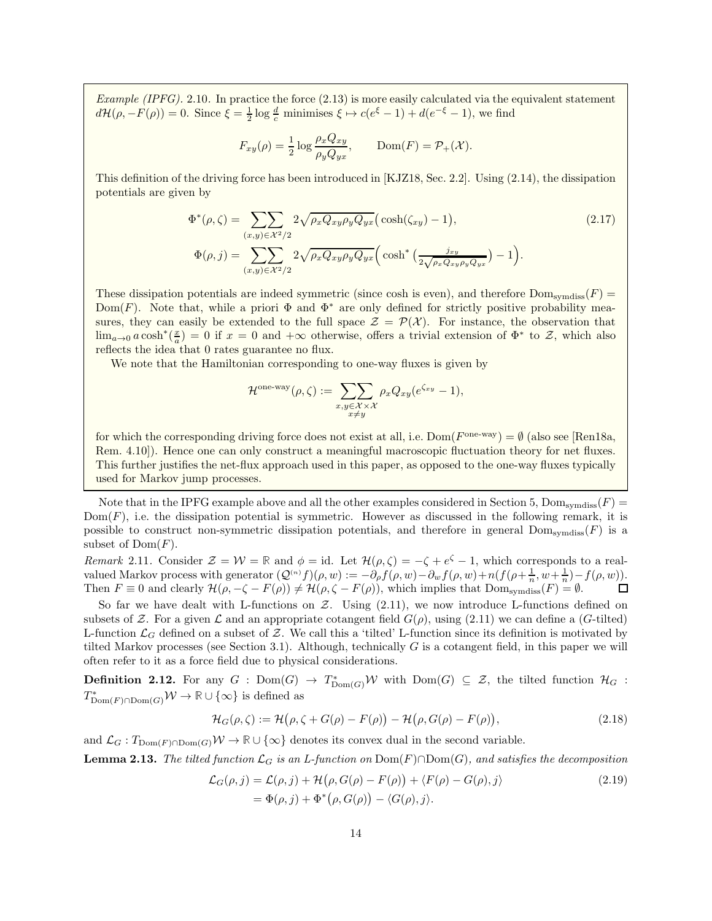*Example (IPFG).* 2.10. In practice the force (2.13) is more easily calculated via the equivalent statement $d\mathcal{H}(\rho, -F(\rho)) = 0$. Since $\xi = \frac{1}{2}\log\frac{d}{c}$ minimises $\xi \mapsto c(e^{\xi}-1) + d(e^{-\xi}-1)$, we find

$$F_{xy}(\rho) = \frac{1}{2}\log\frac{\rho_x Q_{xy}}{\rho_y Q_{yx}}, \qquad \mathrm{Dom}(F) = \mathcal{P}_+(\mathcal{X}).$$

This definition of the driving force has been introduced in [KJZ18, Sec. 2.2]. Using (2.14), the dissipation potentials are given by

$$\begin{aligned}
\Phi^*(\rho,\zeta) &= \sum\sum_{(x,y)\in\mathcal{X}^2/2} 2\sqrt{\rho_x Q_{xy}\rho_y Q_{yx}}\big(\cosh(\zeta_{xy}) - 1\big), \\
\Phi(\rho,j) &= \sum\sum_{(x,y)\in\mathcal{X}^2/2} 2\sqrt{\rho_x Q_{xy}\rho_y Q_{yx}}\Big(\cosh^*\big(\tfrac{j_{xy}}{2\sqrt{\rho_x Q_{xy}\rho_y Q_{yx}}}\big) - 1\Big).
\end{aligned} \tag{2.17}$$

These dissipation potentials are indeed symmetric (since cosh is even), and therefore $\mathrm{Dom}_{\mathrm{symdiss}}(F) = \mathrm{Dom}(F)$. Note that, while a priori $\Phi$ and $\Phi^*$ are only defined for strictly positive probability measures, they can easily be extended to the full space $\mathcal{Z} = \mathcal{P}(\mathcal{X})$. For instance, the observation that $\lim_{a\to 0} a\cosh^*(\frac{x}{a}) = 0$ if $x = 0$ and $+\infty$ otherwise, offers a trivial extension of $\Phi^*$ to $\mathcal{Z}$, which also reflects the idea that 0 rates guarantee no flux.

We note that the Hamiltonian corresponding to one-way fluxes is given by

$$\mathcal{H}^{\text{one-way}}(\rho,\zeta) := \sum\sum_{\substack{x,y\in\mathcal{X}\times\mathcal{X}\\ x\neq y}} \rho_x Q_{xy}(e^{\zeta_{xy}} - 1),$$

for which the corresponding driving force does not exist at all, i.e. $\mathrm{Dom}(F^{\text{one-way}}) = \emptyset$ (also see [Ren18a, Rem. 4.10]). Hence one can only construct a meaningful macroscopic fluctuation theory for net fluxes. This further justifies the net-flux approach used in this paper, as opposed to the one-way fluxes typically used for Markov jump processes.

Note that in the IPFG example above and all the other examples considered in Section 5, $\mathrm{Dom}_{\mathrm{symdiss}}(F) = \mathrm{Dom}(F)$, i.e. the dissipation potential is symmetric. However as discussed in the following remark, it is possible to construct non-symmetric dissipation potentials, and therefore in general $\mathrm{Dom}_{\mathrm{symdiss}}(F)$ is a subset of $\mathrm{Dom}(F)$.

*Remark* 2.11. Consider $\mathcal{Z} = \mathcal{W} = \mathbb{R}$ and $\phi = \mathrm{id}$. Let $\mathcal{H}(\rho,\zeta) = -\zeta + e^{\zeta} - 1$, which corresponds to a real-valued Markov process with generator $(\mathcal{Q}^{(n)}f)(\rho,w) := -\partial_\rho f(\rho,w) - \partial_w f(\rho,w) + n(f(\rho+\frac{1}{n}, w+\frac{1}{n}) - f(\rho,w))$. Then $F \equiv 0$ and clearly $\mathcal{H}(\rho, -\zeta - F(\rho)) \neq \mathcal{H}(\rho, \zeta - F(\rho))$, which implies that $\mathrm{Dom}_{\mathrm{symdiss}}(F) = \emptyset$. □

So far we have dealt with L-functions on $\mathcal{Z}$. Using (2.11), we now introduce L-functions defined on subsets of $\mathcal{Z}$. For a given $\mathcal{L}$ and an appropriate cotangent field $G(\rho)$, using (2.11) we can define a ($G$-tilted) L-function $\mathcal{L}_G$ defined on a subset of $\mathcal{Z}$. We call this a 'tilted' L-function since its definition is motivated by tilted Markov processes (see Section 3.1). Although, technically $G$ is a cotangent field, in this paper we will often refer to it as a force field due to physical considerations.

**Definition 2.12.** For any $G : \mathrm{Dom}(G) \to T^*_{\mathrm{Dom}(G)}\mathcal{W}$ with $\mathrm{Dom}(G) \subseteq \mathcal{Z}$, the tilted function $\mathcal{H}_G : T^*_{\mathrm{Dom}(F)\cap\mathrm{Dom}(G)}\mathcal{W} \to \mathbb{R}\cup\{\infty\}$ is defined as

$$\mathcal{H}_G(\rho,\zeta) := \mathcal{H}\big(\rho, \zeta + G(\rho) - F(\rho)\big) - \mathcal{H}\big(\rho, G(\rho) - F(\rho)\big), \tag{2.18}$$

and $\mathcal{L}_G : T_{\mathrm{Dom}(F)\cap\mathrm{Dom}(G)}\mathcal{W} \to \mathbb{R}\cup\{\infty\}$ denotes its convex dual in the second variable.

**Lemma 2.13.** *The tilted function $\mathcal{L}_G$ is an L-function on $\mathrm{Dom}(F)\cap\mathrm{Dom}(G)$, and satisfies the decomposition*

$$\begin{aligned}
\mathcal{L}_G(\rho,j) &= \mathcal{L}(\rho,j) + \mathcal{H}\big(\rho, G(\rho) - F(\rho)\big) + \langle F(\rho) - G(\rho), j\rangle \\
&= \Phi(\rho,j) + \Phi^*\big(\rho, G(\rho)\big) - \langle G(\rho), j\rangle.
\end{aligned} \tag{2.19}$$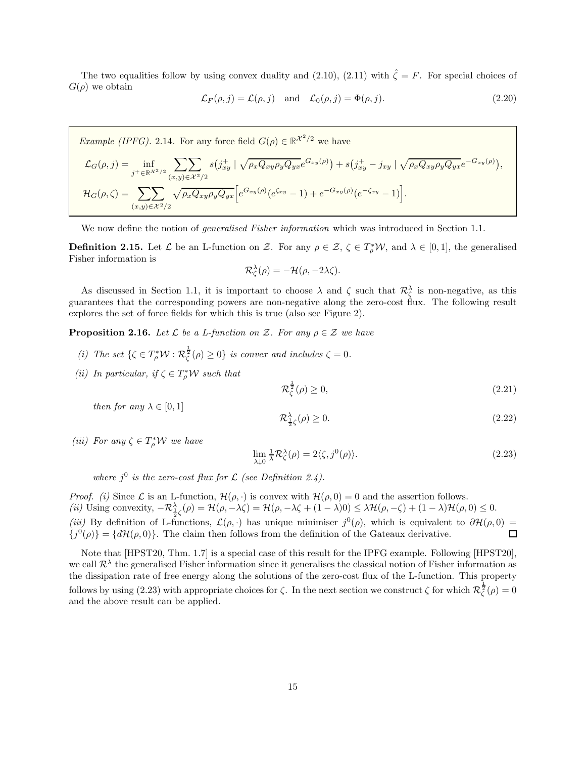The two equalities follow by using convex duality and (2.10), (2.11) with $\hat{\zeta} = F$. For special choices of $G(\rho)$ we obtain

$$\mathcal{L}_F(\rho, j) = \mathcal{L}(\rho, j) \quad \text{and} \quad \mathcal{L}_0(\rho, j) = \Phi(\rho, j). \tag{2.20}$$

*Example (IPFG).* 2.14. For any force field $G(\rho) \in \mathbb{R}^{\mathcal{X}^2/2}$ we have

$$\mathcal{L}_G(\rho, j) = \inf_{j^+ \in \mathbb{R}^{\mathcal{X}^2/2}} \sum\sum_{(x,y)\in\mathcal{X}^2/2} s\big(j^+_{xy} \mid \sqrt{\rho_x Q_{xy} \rho_y Q_{yx}} e^{G_{xy}(\rho)}\big) + s\big(j^+_{xy} - j_{xy} \mid \sqrt{\rho_x Q_{xy} \rho_y Q_{yx}} e^{-G_{xy}(\rho)}\big),$$

$$\mathcal{H}_G(\rho, \zeta) = \sum\sum_{(x,y)\in\mathcal{X}^2/2} \sqrt{\rho_x Q_{xy} \rho_y Q_{yx}} \Big[ e^{G_{xy}(\rho)}(e^{\zeta_{xy}} - 1) + e^{-G_{xy}(\rho)}(e^{-\zeta_{xy}} - 1) \Big].$$

We now define the notion of *generalised Fisher information* which was introduced in Section 1.1.

**Definition 2.15.** Let $\mathcal{L}$ be an L-function on $\mathcal{Z}$. For any $\rho \in \mathcal{Z}$, $\zeta \in T^*_\rho \mathcal{W}$, and $\lambda \in [0, 1]$, the generalised Fisher information is

$$\mathcal{R}^\lambda_\zeta(\rho) = -\mathcal{H}(\rho, -2\lambda\zeta).$$

As discussed in Section 1.1, it is important to choose $\lambda$ and $\zeta$ such that $\mathcal{R}^\lambda_\zeta$ is non-negative, as this guarantees that the corresponding powers are non-negative along the zero-cost flux. The following result explores the set of force fields for which this is true (also see Figure 2).

**Proposition 2.16.** *Let $\mathcal{L}$ be a L-function on $\mathcal{Z}$. For any $\rho \in \mathcal{Z}$ we have*

*(i) The set $\{\zeta \in T^*_\rho \mathcal{W} : \mathcal{R}^{\frac{1}{2}}_\zeta(\rho) \geq 0\}$ is convex and includes $\zeta = 0$.*

*(ii) In particular, if $\zeta \in T^*_\rho \mathcal{W}$ such that*

$$\mathcal{R}^{\frac{1}{2}}_\zeta(\rho) \geq 0, \tag{2.21}$$

*then for any $\lambda \in [0, 1]$*

$$\mathcal{R}^\lambda_{\frac{1}{2}\zeta}(\rho) \geq 0. \tag{2.22}$$

*(iii) For any $\zeta \in T^*_\rho \mathcal{W}$ we have*

$$\lim_{\lambda \downarrow 0} \tfrac{1}{\lambda} \mathcal{R}^\lambda_\zeta(\rho) = 2\langle \zeta, j^0(\rho) \rangle. \tag{2.23}$$

*where $j^0$ is the zero-cost flux for $\mathcal{L}$ (see Definition 2.4).*

*Proof.* *(i)* Since $\mathcal{L}$ is an L-function, $\mathcal{H}(\rho, \cdot)$ is convex with $\mathcal{H}(\rho, 0) = 0$ and the assertion follows.
*(ii)* Using convexity, $-\mathcal{R}^\lambda_{\frac{1}{2}\zeta}(\rho) = \mathcal{H}(\rho, -\lambda\zeta) = \mathcal{H}(\rho, -\lambda\zeta + (1-\lambda)0) \leq \lambda \mathcal{H}(\rho, -\zeta) + (1-\lambda)\mathcal{H}(\rho, 0) \leq 0$.
*(iii)* By definition of L-functions, $\mathcal{L}(\rho, \cdot)$ has unique minimiser $j^0(\rho)$, which is equivalent to $\partial \mathcal{H}(\rho, 0) = \{j^0(\rho)\} = \{d\mathcal{H}(\rho, 0)\}$. The claim then follows from the definition of the Gateaux derivative. ☐

Note that [HPST20, Thm. 1.7] is a special case of this result for the IPFG example. Following [HPST20], we call $\mathcal{R}^\lambda$ the generalised Fisher information since it generalises the classical notion of Fisher information as the dissipation rate of free energy along the solutions of the zero-cost flux of the L-function. This property follows by using (2.23) with appropriate choices for $\zeta$. In the next section we construct $\zeta$ for which $\mathcal{R}^{\frac{1}{2}}_\zeta(\rho) = 0$ and the above result can be applied.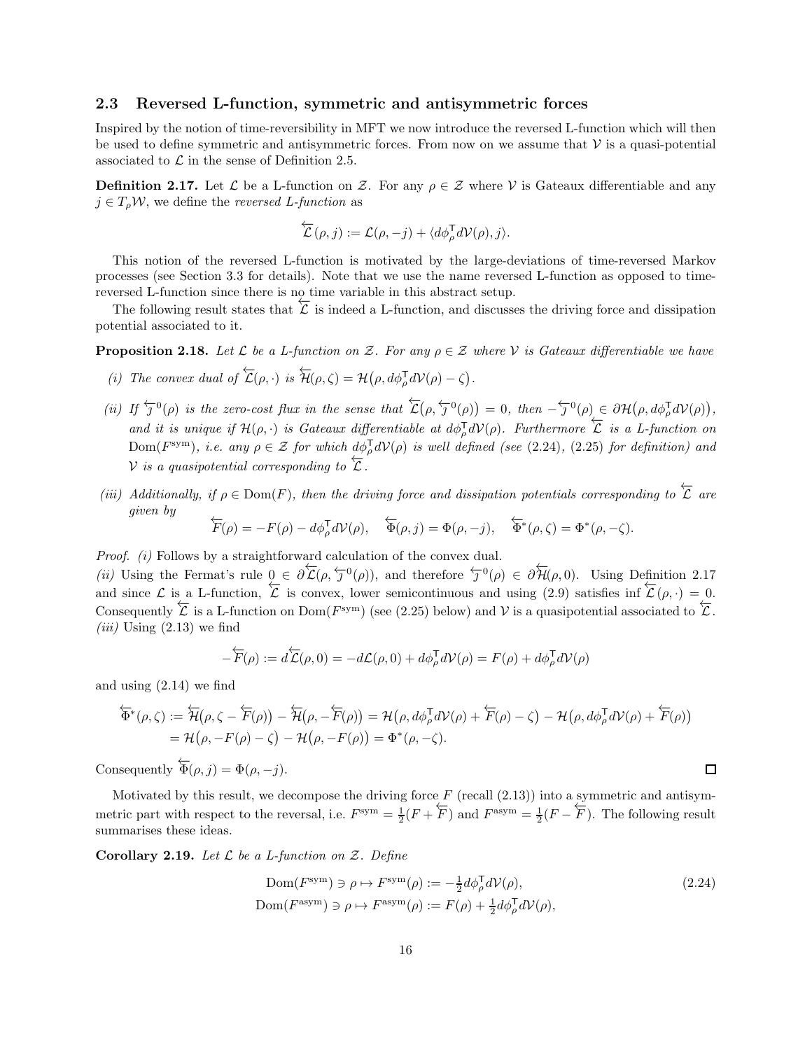### 2.3 Reversed L-function, symmetric and antisymmetric forces

Inspired by the notion of time-reversibility in MFT we now introduce the reversed L-function which will then be used to define symmetric and antisymmetric forces. From now on we assume that $\mathcal{V}$ is a quasi-potential associated to $\mathcal{L}$ in the sense of Definition 2.5.

**Definition 2.17.** Let $\mathcal{L}$ be a L-function on $\mathcal{Z}$. For any $\rho \in \mathcal{Z}$ where $\mathcal{V}$ is Gateaux differentiable and any $j \in T_\rho \mathcal{W}$, we define the *reversed L-function* as

$$\overleftarrow{\mathcal{L}}(\rho, j) := \mathcal{L}(\rho, -j) + \langle d\phi_\rho^\mathsf{T} d\mathcal{V}(\rho), j \rangle.$$

This notion of the reversed L-function is motivated by the large-deviations of time-reversed Markov processes (see Section 3.3 for details). Note that we use the name reversed L-function as opposed to time-reversed L-function since there is no time variable in this abstract setup.

The following result states that $\overleftarrow{\mathcal{L}}$ is indeed a L-function, and discusses the driving force and dissipation potential associated to it.

**Proposition 2.18.** *Let $\mathcal{L}$ be a L-function on $\mathcal{Z}$. For any $\rho \in \mathcal{Z}$ where $\mathcal{V}$ is Gateaux differentiable we have*

*(i) The convex dual of $\overleftarrow{\mathcal{L}}(\rho, \cdot)$ is $\overleftarrow{\mathcal{H}}(\rho, \zeta) = \mathcal{H}\big(\rho, d\phi_\rho^\mathsf{T} d\mathcal{V}(\rho) - \zeta\big)$.*

*(ii) If $\overleftarrow{\jmath}^0(\rho)$ is the zero-cost flux in the sense that $\overleftarrow{\mathcal{L}}\big(\rho, \overleftarrow{\jmath}^0(\rho)\big) = 0$, then $-\overleftarrow{\jmath}^0(\rho) \in \partial\mathcal{H}\big(\rho, d\phi_\rho^\mathsf{T} d\mathcal{V}(\rho)\big)$, and it is unique if $\mathcal{H}(\rho, \cdot)$ is Gateaux differentiable at $d\phi_\rho^\mathsf{T} d\mathcal{V}(\rho)$. Furthermore $\overleftarrow{\mathcal{L}}$ is a L-function on $\mathrm{Dom}(F^{\mathrm{sym}})$, i.e. any $\rho \in \mathcal{Z}$ for which $d\phi_\rho^\mathsf{T} d\mathcal{V}(\rho)$ is well defined (see (2.24), (2.25) for definition) and $\mathcal{V}$ is a quasipotential corresponding to $\overleftarrow{\mathcal{L}}$.*

*(iii) Additionally, if $\rho \in \mathrm{Dom}(F)$, then the driving force and dissipation potentials corresponding to $\overleftarrow{\mathcal{L}}$ are given by*

$$\overleftarrow{F}(\rho) = -F(\rho) - d\phi_\rho^\mathsf{T} d\mathcal{V}(\rho), \quad \overleftarrow{\Phi}(\rho, j) = \Phi(\rho, -j), \quad \overleftarrow{\Phi}^*(\rho, \zeta) = \Phi^*(\rho, -\zeta).$$

*Proof.* *(i)* Follows by a straightforward calculation of the convex dual.
*(ii)* Using the Fermat's rule $0 \in \partial\overleftarrow{\mathcal{L}}(\rho, \overleftarrow{\jmath}^0(\rho))$, and therefore $\overleftarrow{\jmath}^0(\rho) \in \partial\overleftarrow{\mathcal{H}}(\rho, 0)$. Using Definition 2.17 and since $\mathcal{L}$ is a L-function, $\overleftarrow{\mathcal{L}}$ is convex, lower semicontinuous and using (2.9) satisfies $\inf \overleftarrow{\mathcal{L}}(\rho, \cdot) = 0$. Consequently $\overleftarrow{\mathcal{L}}$ is a L-function on $\mathrm{Dom}(F^{\mathrm{sym}})$ (see (2.25) below) and $\mathcal{V}$ is a quasipotential associated to $\overleftarrow{\mathcal{L}}$.
*(iii)* Using (2.13) we find

$$-\overleftarrow{F}(\rho) := d\overleftarrow{\mathcal{L}}(\rho, 0) = -d\mathcal{L}(\rho, 0) + d\phi_\rho^\mathsf{T} d\mathcal{V}(\rho) = F(\rho) + d\phi_\rho^\mathsf{T} d\mathcal{V}(\rho)$$

and using (2.14) we find

$$\begin{aligned}
\overleftarrow{\Phi}^*(\rho, \zeta) &:= \overleftarrow{\mathcal{H}}\big(\rho, \zeta - \overleftarrow{F}(\rho)\big) - \overleftarrow{\mathcal{H}}\big(\rho, -\overleftarrow{F}(\rho)\big) = \mathcal{H}\big(\rho, d\phi_\rho^\mathsf{T} d\mathcal{V}(\rho) + \overleftarrow{F}(\rho) - \zeta\big) - \mathcal{H}\big(\rho, d\phi_\rho^\mathsf{T} d\mathcal{V}(\rho) + \overleftarrow{F}(\rho)\big) \\
&= \mathcal{H}\big(\rho, -F(\rho) - \zeta\big) - \mathcal{H}\big(\rho, -F(\rho)\big) = \Phi^*(\rho, -\zeta).
\end{aligned}$$

Consequently $\overleftarrow{\Phi}(\rho, j) = \Phi(\rho, -j)$. $\square$

Motivated by this result, we decompose the driving force $F$ (recall (2.13)) into a symmetric and antisymmetric part with respect to the reversal, i.e. $F^{\mathrm{sym}} = \frac{1}{2}(F + \overleftarrow{F})$ and $F^{\mathrm{asym}} = \frac{1}{2}(F - \overleftarrow{F})$. The following result summarises these ideas.

**Corollary 2.19.** *Let $\mathcal{L}$ be a L-function on $\mathcal{Z}$. Define*

$$\begin{aligned}
\mathrm{Dom}(F^{\mathrm{sym}}) \ni \rho \mapsto F^{\mathrm{sym}}(\rho) &:= -\tfrac{1}{2} d\phi_\rho^\mathsf{T} d\mathcal{V}(\rho), \\
\mathrm{Dom}(F^{\mathrm{asym}}) \ni \rho \mapsto F^{\mathrm{asym}}(\rho) &:= F(\rho) + \tfrac{1}{2} d\phi_\rho^\mathsf{T} d\mathcal{V}(\rho),
\end{aligned} \tag{2.24}$$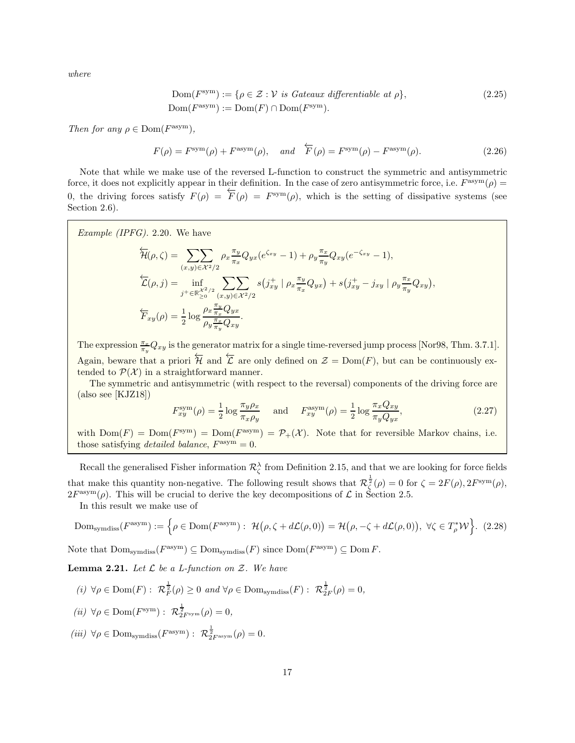*where*

$$
\begin{aligned}
\mathrm{Dom}(F^{\mathrm{sym}}) &:= \{\rho \in \mathcal{Z} : \mathcal{V} \textit{ is Gateaux differentiable at } \rho\}, \\
\mathrm{Dom}(F^{\mathrm{asym}}) &:= \mathrm{Dom}(F) \cap \mathrm{Dom}(F^{\mathrm{sym}}).
\end{aligned} \tag{2.25}
$$

*Then for any* $\rho \in \mathrm{Dom}(F^{\mathrm{asym}})$,

$$
F(\rho) = F^{\mathrm{sym}}(\rho) + F^{\mathrm{asym}}(\rho), \quad \textit{and} \quad \overleftarrow{F}(\rho) = F^{\mathrm{sym}}(\rho) - F^{\mathrm{asym}}(\rho). \tag{2.26}
$$

Note that while we make use of the reversed L-function to construct the symmetric and antisymmetric force, it does not explicitly appear in their definition. In the case of zero antisymmetric force, i.e. $F^{\mathrm{asym}}(\rho) = 0$, the driving forces satisfy $F(\rho) = \overleftarrow{F}(\rho) = F^{\mathrm{sym}}(\rho)$, which is the setting of dissipative systems (see Section 2.6).

*Example (IPFG).* 2.20. We have

$$
\begin{aligned}
\overleftarrow{\mathcal{H}}(\rho,\zeta) &= \sum\sum_{(x,y)\in\mathcal{X}^2/2} \rho_x \frac{\pi_y}{\pi_x} Q_{yx}(e^{\zeta_{xy}} - 1) + \rho_y \frac{\pi_x}{\pi_y} Q_{xy}(e^{-\zeta_{xy}} - 1), \\
\overleftarrow{\mathcal{L}}(\rho,j) &= \inf_{j^+ \in \mathbb{R}_{\geq 0}^{\mathcal{X}^2/2}} \sum\sum_{(x,y)\in\mathcal{X}^2/2} s\big(j^+_{xy} \mid \rho_x \frac{\pi_y}{\pi_x} Q_{yx}\big) + s\big(j^+_{xy} - j_{xy} \mid \rho_y \frac{\pi_x}{\pi_y} Q_{xy}\big), \\
\overleftarrow{F}_{xy}(\rho) &= \frac{1}{2} \log \frac{\rho_x \frac{\pi_y}{\pi_x} Q_{yx}}{\rho_y \frac{\pi_x}{\pi_y} Q_{xy}}.
\end{aligned}
$$

The expression $\frac{\pi_x}{\pi_y} Q_{xy}$ is the generator matrix for a single time-reversed jump process [Nor98, Thm. 3.7.1]. Again, beware that a priori $\overleftarrow{\mathcal{H}}$ and $\overleftarrow{\mathcal{L}}$ are only defined on $\mathcal{Z} = \mathrm{Dom}(F)$, but can be continuously extended to $\mathcal{P}(\mathcal{X})$ in a straightforward manner.

The symmetric and antisymmetric (with respect to the reversal) components of the driving force are (also see [KJZ18])

$$
F^{\mathrm{sym}}_{xy}(\rho) = \frac{1}{2} \log \frac{\pi_y \rho_x}{\pi_x \rho_y} \quad \text{and} \quad F^{\mathrm{asym}}_{xy}(\rho) = \frac{1}{2} \log \frac{\pi_x Q_{xy}}{\pi_y Q_{yx}}, \tag{2.27}
$$

with $\mathrm{Dom}(F) = \mathrm{Dom}(F^{\mathrm{sym}}) = \mathrm{Dom}(F^{\mathrm{asym}}) = \mathcal{P}_+(\mathcal{X})$. Note that for reversible Markov chains, i.e. those satisfying *detailed balance*, $F^{\mathrm{asym}} = 0$.

Recall the generalised Fisher information $\mathcal{R}^\lambda_\zeta$ from Definition 2.15, and that we are looking for force fields that make this quantity non-negative. The following result shows that $\mathcal{R}^{\frac{1}{2}}_\zeta(\rho) = 0$ for $\zeta = 2F(\rho), 2F^{\mathrm{sym}}(\rho), 2F^{\mathrm{asym}}(\rho)$. This will be crucial to derive the key decompositions of $\mathcal{L}$ in Section 2.5.

In this result we make use of

$$
\mathrm{Dom}_{\mathrm{symdiss}}(F^{\mathrm{asym}}) := \Big\{\rho \in \mathrm{Dom}(F^{\mathrm{asym}}) : \; \mathcal{H}\big(\rho, \zeta + d\mathcal{L}(\rho,0)\big) = \mathcal{H}\big(\rho, -\zeta + d\mathcal{L}(\rho,0)\big), \; \forall \zeta \in T^*_\rho \mathcal{W}\Big\}. \tag{2.28}
$$

Note that $\mathrm{Dom}_{\mathrm{symdiss}}(F^{\mathrm{asym}}) \subseteq \mathrm{Dom}_{\mathrm{symdiss}}(F)$ since $\mathrm{Dom}(F^{\mathrm{asym}}) \subseteq \mathrm{Dom}\, F$.

**Lemma 2.21.** *Let $\mathcal{L}$ be a L-function on $\mathcal{Z}$. We have*

*(i)* $\forall \rho \in \mathrm{Dom}(F) : \; \mathcal{R}^{\frac{1}{2}}_F(\rho) \geq 0$ *and* $\forall \rho \in \mathrm{Dom}_{\mathrm{symdiss}}(F) : \; \mathcal{R}^{\frac{1}{2}}_{2F}(\rho) = 0$,

*(ii)* $\forall \rho \in \mathrm{Dom}(F^{\mathrm{sym}}) : \; \mathcal{R}^{\frac{1}{2}}_{2F^{\mathrm{sym}}}(\rho) = 0$,

*(iii)* $\forall \rho \in \mathrm{Dom}_{\mathrm{symdiss}}(F^{\mathrm{asym}}) : \; \mathcal{R}^{\frac{1}{2}}_{2F^{\mathrm{asym}}}(\rho) = 0$.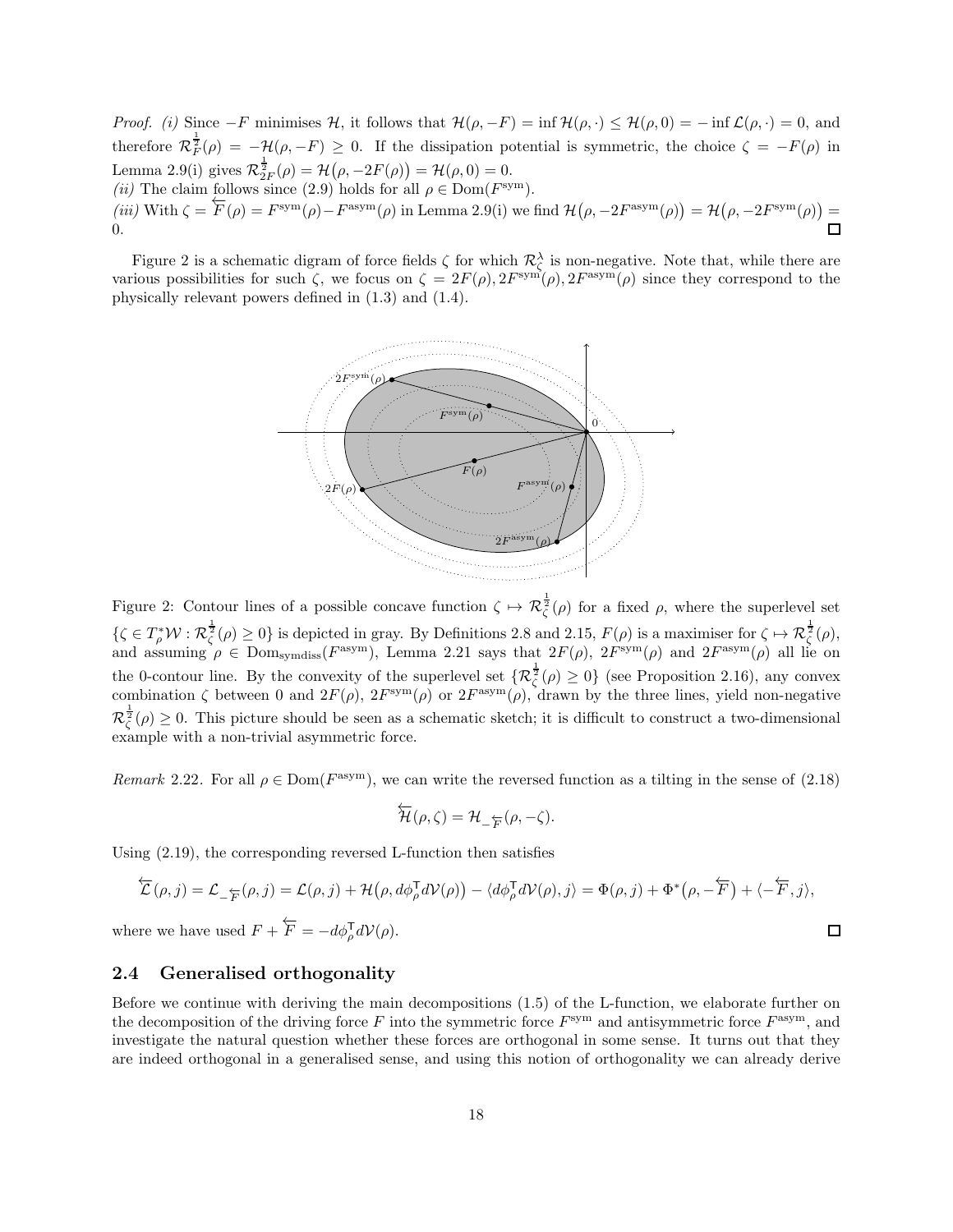*Proof. (i)* Since $-F$ minimises $\mathcal{H}$, it follows that $\mathcal{H}(\rho,-F) = \inf \mathcal{H}(\rho,\cdot) \le \mathcal{H}(\rho,0) = -\inf \mathcal{L}(\rho,\cdot) = 0$, and therefore $\mathcal{R}^{\frac{1}{2}}_F(\rho) = -\mathcal{H}(\rho,-F) \ge 0$. If the dissipation potential is symmetric, the choice $\zeta = -F(\rho)$ in Lemma 2.9(i) gives $\mathcal{R}^{\frac{1}{2}}_{2F}(\rho) = \mathcal{H}\big(\rho,-2F(\rho)\big) = \mathcal{H}(\rho,0) = 0$.
*(ii)* The claim follows since (2.9) holds for all $\rho \in \mathrm{Dom}(F^{\mathrm{sym}})$.
*(iii)* With $\zeta = \overleftarrow{F}(\rho) = F^{\mathrm{sym}}(\rho) - F^{\mathrm{asym}}(\rho)$ in Lemma 2.9(i) we find $\mathcal{H}\big(\rho,-2F^{\mathrm{asym}}(\rho)\big) = \mathcal{H}\big(\rho,-2F^{\mathrm{sym}}(\rho)\big) = 0$. □

Figure 2 is a schematic digram of force fields $\zeta$ for which $\mathcal{R}^{\lambda}_{\zeta}$ is non-negative. Note that, while there are various possibilities for such $\zeta$, we focus on $\zeta = 2F(\rho), 2F^{\mathrm{sym}}(\rho), 2F^{\mathrm{asym}}(\rho)$ since they correspond to the physically relevant powers defined in (1.3) and (1.4).

Figure 2: Contour lines of a possible concave function $\zeta \mapsto \mathcal{R}^{\frac{1}{2}}_{\zeta}(\rho)$ for a fixed $\rho$, where the superlevel set $\{\zeta \in T^*_\rho\mathcal{W} : \mathcal{R}^{\frac{1}{2}}_{\zeta}(\rho) \ge 0\}$ is depicted in gray. By Definitions 2.8 and 2.15, $F(\rho)$ is a maximiser for $\zeta \mapsto \mathcal{R}^{\frac{1}{2}}_{\zeta}(\rho)$, and assuming $\rho \in \mathrm{Dom}_{\mathrm{symdiss}}(F^{\mathrm{asym}})$, Lemma 2.21 says that $2F(\rho)$, $2F^{\mathrm{sym}}(\rho)$ and $2F^{\mathrm{asym}}(\rho)$ all lie on the 0-contour line. By the convexity of the superlevel set $\{\mathcal{R}^{\frac{1}{2}}_{\zeta}(\rho) \ge 0\}$ (see Proposition 2.16), any convex combination $\zeta$ between 0 and $2F(\rho)$, $2F^{\mathrm{sym}}(\rho)$ or $2F^{\mathrm{asym}}(\rho)$, drawn by the three lines, yield non-negative $\mathcal{R}^{\frac{1}{2}}_{\zeta}(\rho) \ge 0$. This picture should be seen as a schematic sketch; it is difficult to construct a two-dimensional example with a non-trivial asymmetric force.

*Remark* 2.22. For all $\rho \in \mathrm{Dom}(F^{\mathrm{asym}})$, we can write the reversed function as a tilting in the sense of (2.18)

$$\overleftarrow{\mathcal{H}}(\rho,\zeta) = \mathcal{H}_{-\overleftarrow{F}}(\rho,-\zeta).$$

Using (2.19), the corresponding reversed L-function then satisfies

$$\overleftarrow{\mathcal{L}}(\rho,j) = \mathcal{L}_{-\overleftarrow{F}}(\rho,j) = \mathcal{L}(\rho,j) + \mathcal{H}\big(\rho, d\phi_\rho^{\mathsf{T}} d\mathcal{V}(\rho)\big) - \langle d\phi_\rho^{\mathsf{T}} d\mathcal{V}(\rho), j\rangle = \Phi(\rho,j) + \Phi^*\big(\rho,-\overleftarrow{F}\big) + \langle -\overleftarrow{F}, j\rangle,$$

where we have used $F + \overleftarrow{F} = -d\phi_\rho^{\mathsf{T}} d\mathcal{V}(\rho)$. □

## 2.4 Generalised orthogonality

Before we continue with deriving the main decompositions (1.5) of the L-function, we elaborate further on the decomposition of the driving force $F$ into the symmetric force $F^{\mathrm{sym}}$ and antisymmetric force $F^{\mathrm{asym}}$, and investigate the natural question whether these forces are orthogonal in some sense. It turns out that they are indeed orthogonal in a generalised sense, and using this notion of orthogonality we can already derive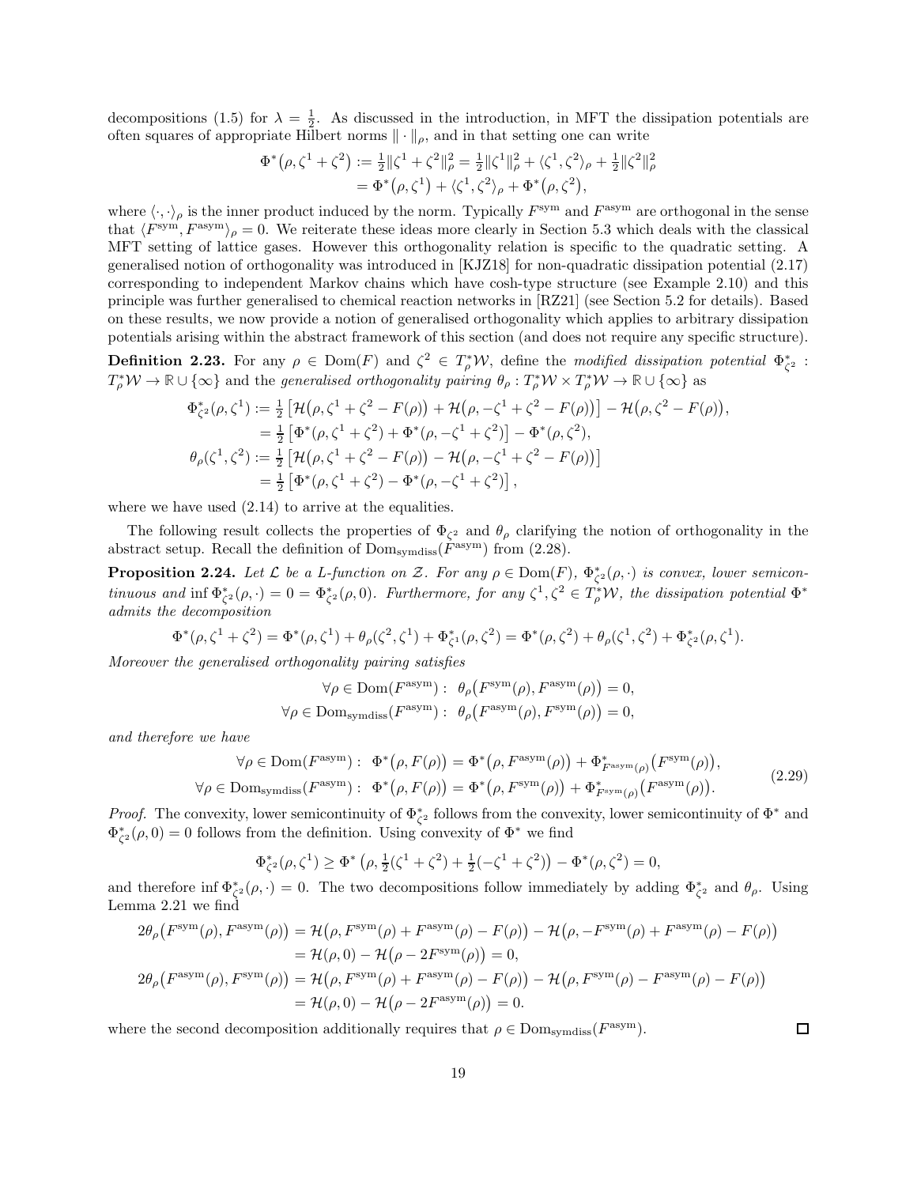decompositions (1.5) for $\lambda = \frac{1}{2}$. As discussed in the introduction, in MFT the dissipation potentials are often squares of appropriate Hilbert norms $\|\cdot\|_\rho$, and in that setting one can write

$$\begin{aligned}
\Phi^*\big(\rho, \zeta^1 + \zeta^2\big) &:= \tfrac{1}{2}\|\zeta^1 + \zeta^2\|_\rho^2 = \tfrac{1}{2}\|\zeta^1\|_\rho^2 + \langle \zeta^1, \zeta^2\rangle_\rho + \tfrac{1}{2}\|\zeta^2\|_\rho^2 \\
&= \Phi^*\big(\rho, \zeta^1\big) + \langle \zeta^1, \zeta^2\rangle_\rho + \Phi^*\big(\rho, \zeta^2\big),
\end{aligned}$$

where $\langle\cdot,\cdot\rangle_\rho$ is the inner product induced by the norm. Typically $F^{\rm sym}$ and $F^{\rm asym}$ are orthogonal in the sense that $\langle F^{\rm sym}, F^{\rm asym}\rangle_\rho = 0$. We reiterate these ideas more clearly in Section 5.3 which deals with the classical MFT setting of lattice gases. However this orthogonality relation is specific to the quadratic setting. A generalised notion of orthogonality was introduced in [KJZ18] for non-quadratic dissipation potential (2.17) corresponding to independent Markov chains which have cosh-type structure (see Example 2.10) and this principle was further generalised to chemical reaction networks in [RZ21] (see Section 5.2 for details). Based on these results, we now provide a notion of generalised orthogonality which applies to arbitrary dissipation potentials arising within the abstract framework of this section (and does not require any specific structure).

**Definition 2.23.** For any $\rho \in \mathrm{Dom}(F)$ and $\zeta^2 \in T^*_\rho\mathcal{W}$, define the *modified dissipation potential* $\Phi^*_{\zeta^2} : T^*_\rho\mathcal{W} \to \mathbb{R}\cup\{\infty\}$ and the *generalised orthogonality pairing* $\theta_\rho : T^*_\rho\mathcal{W}\times T^*_\rho\mathcal{W} \to \mathbb{R}\cup\{\infty\}$ as

$$\begin{aligned}
\Phi^*_{\zeta^2}(\rho, \zeta^1) &:= \tfrac{1}{2}\left[\mathcal{H}\big(\rho, \zeta^1 + \zeta^2 - F(\rho)\big) + \mathcal{H}\big(\rho, -\zeta^1 + \zeta^2 - F(\rho)\big)\right] - \mathcal{H}\big(\rho, \zeta^2 - F(\rho)\big), \\
&= \tfrac{1}{2}\left[\Phi^*(\rho, \zeta^1 + \zeta^2) + \Phi^*(\rho, -\zeta^1 + \zeta^2)\right] - \Phi^*(\rho, \zeta^2), \\
\theta_\rho(\zeta^1, \zeta^2) &:= \tfrac{1}{2}\left[\mathcal{H}\big(\rho, \zeta^1 + \zeta^2 - F(\rho)\big) - \mathcal{H}\big(\rho, -\zeta^1 + \zeta^2 - F(\rho)\big)\right] \\
&= \tfrac{1}{2}\left[\Phi^*(\rho, \zeta^1 + \zeta^2) - \Phi^*(\rho, -\zeta^1 + \zeta^2)\right],
\end{aligned}$$

where we have used (2.14) to arrive at the equalities.

The following result collects the properties of $\Phi_{\zeta^2}$ and $\theta_\rho$ clarifying the notion of orthogonality in the abstract setup. Recall the definition of $\mathrm{Dom}_{\rm symdiss}(F^{\rm asym})$ from (2.28).

**Proposition 2.24.** *Let $\mathcal{L}$ be a L-function on $\mathcal{Z}$. For any $\rho \in \mathrm{Dom}(F)$, $\Phi^*_{\zeta^2}(\rho,\cdot)$ is convex, lower semicontinuous and $\inf \Phi^*_{\zeta^2}(\rho,\cdot) = 0 = \Phi^*_{\zeta^2}(\rho, 0)$. Furthermore, for any $\zeta^1, \zeta^2 \in T^*_\rho\mathcal{W}$, the dissipation potential $\Phi^*$ admits the decomposition*

$$\Phi^*(\rho, \zeta^1 + \zeta^2) = \Phi^*(\rho, \zeta^1) + \theta_\rho(\zeta^2, \zeta^1) + \Phi^*_{\zeta^1}(\rho, \zeta^2) = \Phi^*(\rho, \zeta^2) + \theta_\rho(\zeta^1, \zeta^2) + \Phi^*_{\zeta^2}(\rho, \zeta^1).$$

*Moreover the generalised orthogonality pairing satisfies*

$$\begin{aligned}
\forall \rho \in \mathrm{Dom}(F^{\rm asym}):&\ \ \theta_\rho\big(F^{\rm sym}(\rho), F^{\rm asym}(\rho)\big) = 0, \\
\forall \rho \in \mathrm{Dom}_{\rm symdiss}(F^{\rm asym}):&\ \ \theta_\rho\big(F^{\rm asym}(\rho), F^{\rm sym}(\rho)\big) = 0,
\end{aligned}$$

*and therefore we have*

$$\begin{aligned}
\forall \rho \in \mathrm{Dom}(F^{\rm asym}):&\ \ \Phi^*\big(\rho, F(\rho)\big) = \Phi^*\big(\rho, F^{\rm asym}(\rho)\big) + \Phi^*_{F^{\rm asym}(\rho)}\big(F^{\rm sym}(\rho)\big), \\
\forall \rho \in \mathrm{Dom}_{\rm symdiss}(F^{\rm asym}):&\ \ \Phi^*\big(\rho, F(\rho)\big) = \Phi^*\big(\rho, F^{\rm sym}(\rho)\big) + \Phi^*_{F^{\rm sym}(\rho)}\big(F^{\rm asym}(\rho)\big).
\end{aligned} \tag{2.29}$$

*Proof.* The convexity, lower semicontinuity of $\Phi^*_{\zeta^2}$ follows from the convexity, lower semicontinuity of $\Phi^*$ and $\Phi^*_{\zeta^2}(\rho, 0) = 0$ follows from the definition. Using convexity of $\Phi^*$ we find

$$\Phi^*_{\zeta^2}(\rho, \zeta^1) \geq \Phi^*\left(\rho, \tfrac{1}{2}(\zeta^1 + \zeta^2) + \tfrac{1}{2}(-\zeta^1 + \zeta^2)\right) - \Phi^*(\rho, \zeta^2) = 0,$$

and therefore $\inf \Phi^*_{\zeta^2}(\rho,\cdot) = 0$. The two decompositions follow immediately by adding $\Phi^*_{\zeta^2}$ and $\theta_\rho$. Using Lemma 2.21 we find

$$\begin{aligned}
2\theta_\rho\big(F^{\rm sym}(\rho), F^{\rm asym}(\rho)\big) &= \mathcal{H}\big(\rho, F^{\rm sym}(\rho) + F^{\rm asym}(\rho) - F(\rho)\big) - \mathcal{H}\big(\rho, -F^{\rm sym}(\rho) + F^{\rm asym}(\rho) - F(\rho)\big) \\
&= \mathcal{H}(\rho, 0) - \mathcal{H}\big(\rho - 2F^{\rm sym}(\rho)\big) = 0, \\
2\theta_\rho\big(F^{\rm asym}(\rho), F^{\rm sym}(\rho)\big) &= \mathcal{H}\big(\rho, F^{\rm sym}(\rho) + F^{\rm asym}(\rho) - F(\rho)\big) - \mathcal{H}\big(\rho, F^{\rm sym}(\rho) - F^{\rm asym}(\rho) - F(\rho)\big) \\
&= \mathcal{H}(\rho, 0) - \mathcal{H}\big(\rho - 2F^{\rm asym}(\rho)\big) = 0.
\end{aligned}$$

where the second decomposition additionally requires that $\rho \in \mathrm{Dom}_{\rm symdiss}(F^{\rm asym})$. $\square$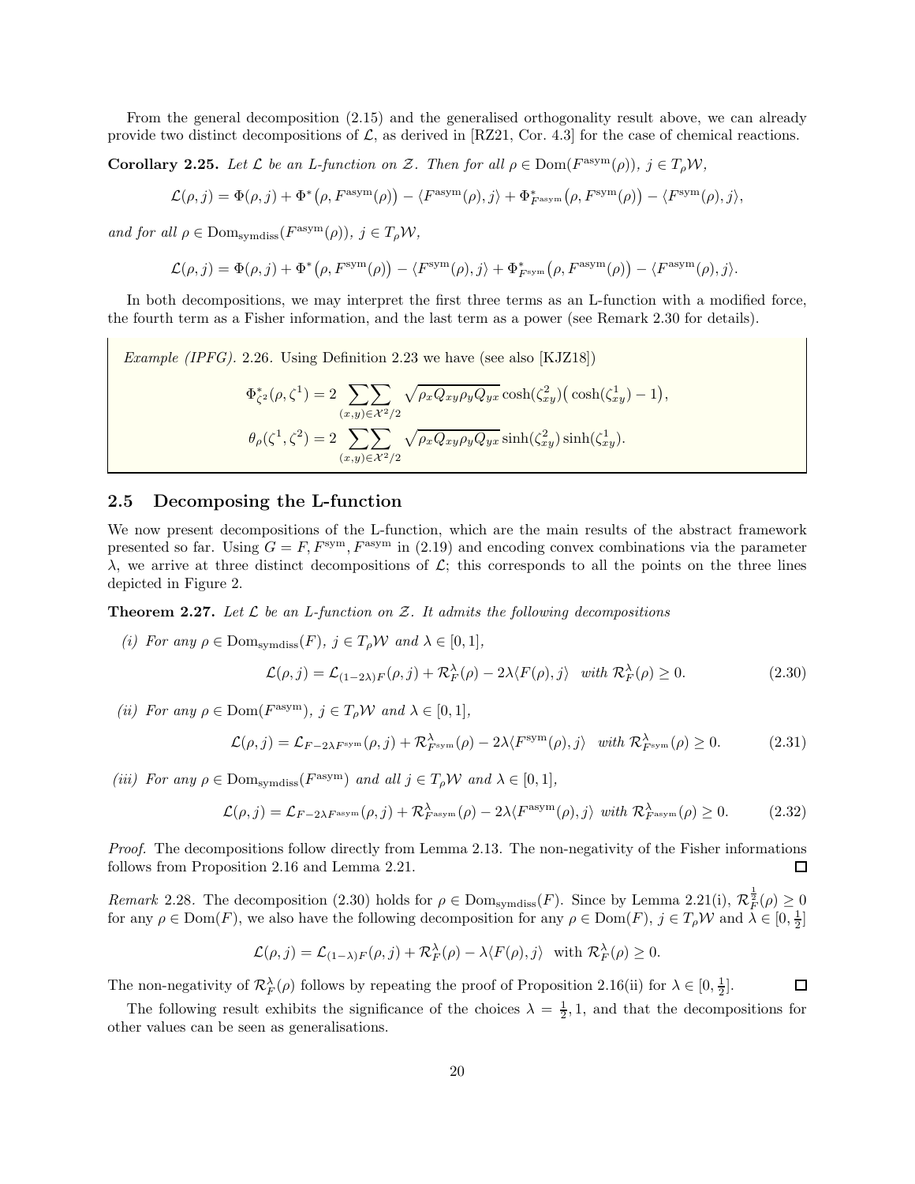From the general decomposition (2.15) and the generalised orthogonality result above, we can already provide two distinct decompositions of $\mathcal{L}$, as derived in [RZ21, Cor. 4.3] for the case of chemical reactions.

**Corollary 2.25.** *Let $\mathcal{L}$ be an L-function on $\mathcal{Z}$. Then for all $\rho \in \mathrm{Dom}(F^{\mathrm{asym}}(\rho))$, $j \in T_\rho\mathcal{W}$,*

$$\mathcal{L}(\rho, j) = \Phi(\rho, j) + \Phi^*\big(\rho, F^{\mathrm{asym}}(\rho)\big) - \langle F^{\mathrm{asym}}(\rho), j\rangle + \Phi^*_{F^{\mathrm{asym}}}\big(\rho, F^{\mathrm{sym}}(\rho)\big) - \langle F^{\mathrm{sym}}(\rho), j\rangle,$$

*and for all $\rho \in \mathrm{Dom}_{\mathrm{symdiss}}(F^{\mathrm{asym}}(\rho))$, $j \in T_\rho\mathcal{W}$,*

$$\mathcal{L}(\rho, j) = \Phi(\rho, j) + \Phi^*\big(\rho, F^{\mathrm{sym}}(\rho)\big) - \langle F^{\mathrm{sym}}(\rho), j\rangle + \Phi^*_{F^{\mathrm{sym}}}\big(\rho, F^{\mathrm{asym}}(\rho)\big) - \langle F^{\mathrm{asym}}(\rho), j\rangle.$$

In both decompositions, we may interpret the first three terms as an L-function with a modified force, the fourth term as a Fisher information, and the last term as a power (see Remark 2.30 for details).

*Example (IPFG).* 2.26. Using Definition 2.23 we have (see also [KJZ18])

$$\Phi^*_{\zeta^2}(\rho, \zeta^1) = 2 \sum\sum_{(x,y)\in\mathcal{X}^2/2} \sqrt{\rho_x Q_{xy} \rho_y Q_{yx}} \cosh(\zeta^2_{xy})\big(\cosh(\zeta^1_{xy}) - 1\big),$$
$$\theta_\rho(\zeta^1, \zeta^2) = 2 \sum\sum_{(x,y)\in\mathcal{X}^2/2} \sqrt{\rho_x Q_{xy} \rho_y Q_{yx}} \sinh(\zeta^2_{xy}) \sinh(\zeta^1_{xy}).$$

## 2.5 Decomposing the L-function

We now present decompositions of the L-function, which are the main results of the abstract framework presented so far. Using $G = F, F^{\mathrm{sym}}, F^{\mathrm{asym}}$ in (2.19) and encoding convex combinations via the parameter $\lambda$, we arrive at three distinct decompositions of $\mathcal{L}$; this corresponds to all the points on the three lines depicted in Figure 2.

**Theorem 2.27.** *Let $\mathcal{L}$ be an L-function on $\mathcal{Z}$. It admits the following decompositions*

*(i) For any $\rho \in \mathrm{Dom}_{\mathrm{symdiss}}(F)$, $j \in T_\rho\mathcal{W}$ and $\lambda \in [0,1]$,*

$$\mathcal{L}(\rho, j) = \mathcal{L}_{(1-2\lambda)F}(\rho, j) + \mathcal{R}^\lambda_F(\rho) - 2\lambda\langle F(\rho), j\rangle \quad \text{with } \mathcal{R}^\lambda_F(\rho) \geq 0. \tag{2.30}$$

*(ii) For any $\rho \in \mathrm{Dom}(F^{\mathrm{asym}})$, $j \in T_\rho\mathcal{W}$ and $\lambda \in [0,1]$,*

$$\mathcal{L}(\rho, j) = \mathcal{L}_{F-2\lambda F^{\mathrm{sym}}}(\rho, j) + \mathcal{R}^\lambda_{F^{\mathrm{sym}}}(\rho) - 2\lambda\langle F^{\mathrm{sym}}(\rho), j\rangle \quad \text{with } \mathcal{R}^\lambda_{F^{\mathrm{sym}}}(\rho) \geq 0. \tag{2.31}$$

*(iii) For any $\rho \in \mathrm{Dom}_{\mathrm{symdiss}}(F^{\mathrm{asym}})$ and all $j \in T_\rho\mathcal{W}$ and $\lambda \in [0,1]$,*

$$\mathcal{L}(\rho, j) = \mathcal{L}_{F-2\lambda F^{\mathrm{asym}}}(\rho, j) + \mathcal{R}^\lambda_{F^{\mathrm{asym}}}(\rho) - 2\lambda\langle F^{\mathrm{asym}}(\rho), j\rangle \text{ with } \mathcal{R}^\lambda_{F^{\mathrm{asym}}}(\rho) \geq 0. \tag{2.32}$$

*Proof.* The decompositions follow directly from Lemma 2.13. The non-negativity of the Fisher informations follows from Proposition 2.16 and Lemma 2.21. □

*Remark* 2.28. The decomposition (2.30) holds for $\rho \in \mathrm{Dom}_{\mathrm{symdiss}}(F)$. Since by Lemma 2.21(i), $\mathcal{R}^{\frac{1}{2}}_F(\rho) \geq 0$ for any $\rho \in \mathrm{Dom}(F)$, we also have the following decomposition for any $\rho \in \mathrm{Dom}(F)$, $j \in T_\rho\mathcal{W}$ and $\lambda \in [0, \frac{1}{2}]$

$$\mathcal{L}(\rho, j) = \mathcal{L}_{(1-\lambda)F}(\rho, j) + \mathcal{R}^\lambda_F(\rho) - \lambda\langle F(\rho), j\rangle \quad \text{with } \mathcal{R}^\lambda_F(\rho) \geq 0.$$

The non-negativity of $\mathcal{R}^\lambda_F(\rho)$ follows by repeating the proof of Proposition 2.16(ii) for $\lambda \in [0, \frac{1}{2}]$. □

The following result exhibits the significance of the choices $\lambda = \frac{1}{2}, 1$, and that the decompositions for other values can be seen as generalisations.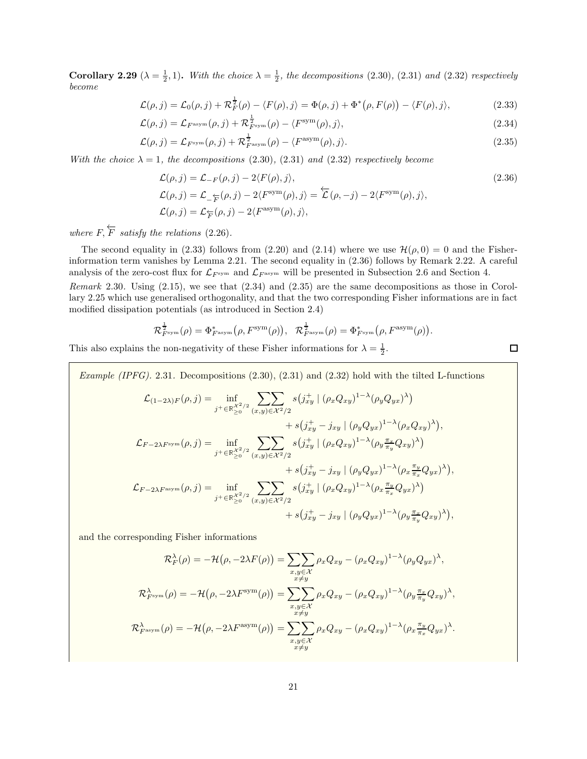**Corollary 2.29** ($\lambda = \frac{1}{2}, 1$)**.** *With the choice $\lambda = \frac{1}{2}$, the decompositions (2.30), (2.31) and (2.32) respectively become*

$$\mathcal{L}(\rho, j) = \mathcal{L}_0(\rho, j) + \mathcal{R}_F^{\frac{1}{2}}(\rho) - \langle F(\rho), j\rangle = \Phi(\rho, j) + \Phi^*\big(\rho, F(\rho)\big) - \langle F(\rho), j\rangle, \tag{2.33}$$

$$\mathcal{L}(\rho, j) = \mathcal{L}_{F^{\text{asym}}}(\rho, j) + \mathcal{R}_{F^{\text{sym}}}^{\frac{1}{2}}(\rho) - \langle F^{\text{sym}}(\rho), j\rangle, \tag{2.34}$$

$$\mathcal{L}(\rho, j) = \mathcal{L}_{F^{\text{sym}}}(\rho, j) + \mathcal{R}_{F^{\text{asym}}}^{\frac{1}{2}}(\rho) - \langle F^{\text{asym}}(\rho), j\rangle. \tag{2.35}$$

*With the choice $\lambda = 1$, the decompositions (2.30), (2.31) and (2.32) respectively become*

$$\begin{aligned}
&\mathcal{L}(\rho, j) = \mathcal{L}_{-F}(\rho, j) - 2\langle F(\rho), j\rangle, \\
&\mathcal{L}(\rho, j) = \mathcal{L}_{-\overleftarrow{F}}(\rho, j) - 2\langle F^{\text{sym}}(\rho), j\rangle = \overleftarrow{\mathcal{L}}(\rho, -j) - 2\langle F^{\text{sym}}(\rho), j\rangle, \\
&\mathcal{L}(\rho, j) = \mathcal{L}_{\overleftarrow{F}}(\rho, j) - 2\langle F^{\text{asym}}(\rho), j\rangle,
\end{aligned} \tag{2.36}$$

*where $F, \overleftarrow{F}$ satisfy the relations (2.26).*

The second equality in (2.33) follows from (2.20) and (2.14) where we use $\mathcal{H}(\rho, 0) = 0$ and the Fisher-information term vanishes by Lemma 2.21. The second equality in (2.36) follows by Remark 2.22. A careful analysis of the zero-cost flux for $\mathcal{L}_{F^{\text{sym}}}$ and $\mathcal{L}_{F^{\text{asym}}}$ will be presented in Subsection 2.6 and Section 4.

*Remark* 2.30. Using (2.15), we see that (2.34) and (2.35) are the same decompositions as those in Corollary 2.25 which use generalised orthogonality, and that the two corresponding Fisher informations are in fact modified dissipation potentials (as introduced in Section 2.4)

$$\mathcal{R}_{F^{\text{sym}}}^{\frac{1}{2}}(\rho) = \Phi_{F^{\text{asym}}}^*\big(\rho, F^{\text{sym}}(\rho)\big), \quad \mathcal{R}_{F^{\text{asym}}}^{\frac{1}{2}}(\rho) = \Phi_{F^{\text{sym}}}^*\big(\rho, F^{\text{asym}}(\rho)\big).$$

This also explains the non-negativity of these Fisher informations for $\lambda = \frac{1}{2}$. □

*Example (IPFG).* 2.31. Decompositions (2.30), (2.31) and (2.32) hold with the tilted L-functions

$$\begin{aligned}
\mathcal{L}_{(1-2\lambda)F}(\rho, j) = \inf_{j^+ \in \mathbb{R}_{\geq 0}^{\mathcal{X}^2/2}} \sum\sum_{(x,y)\in\mathcal{X}^2/2} &s\big(j_{xy}^+ \mid (\rho_x Q_{xy})^{1-\lambda}(\rho_y Q_{yx})^\lambda\big) \\
&+ s\big(j_{xy}^+ - j_{xy} \mid (\rho_y Q_{yx})^{1-\lambda}(\rho_x Q_{xy})^\lambda\big), \\
\mathcal{L}_{F-2\lambda F^{\text{sym}}}(\rho, j) = \inf_{j^+ \in \mathbb{R}_{\geq 0}^{\mathcal{X}^2/2}} \sum\sum_{(x,y)\in\mathcal{X}^2/2} &s\big(j_{xy}^+ \mid (\rho_x Q_{xy})^{1-\lambda}(\rho_y \tfrac{\pi_x}{\pi_y} Q_{xy})^\lambda\big) \\
&+ s\big(j_{xy}^+ - j_{xy} \mid (\rho_y Q_{yx})^{1-\lambda}(\rho_x \tfrac{\pi_y}{\pi_x} Q_{yx})^\lambda\big), \\
\mathcal{L}_{F-2\lambda F^{\text{asym}}}(\rho, j) = \inf_{j^+ \in \mathbb{R}_{\geq 0}^{\mathcal{X}^2/2}} \sum\sum_{(x,y)\in\mathcal{X}^2/2} &s\big(j_{xy}^+ \mid (\rho_x Q_{xy})^{1-\lambda}(\rho_x \tfrac{\pi_y}{\pi_x} Q_{yx})^\lambda\big) \\
&+ s\big(j_{xy}^+ - j_{xy} \mid (\rho_y Q_{yx})^{1-\lambda}(\rho_y \tfrac{\pi_x}{\pi_y} Q_{xy})^\lambda\big),
\end{aligned}$$

and the corresponding Fisher informations

$$\begin{aligned}
\mathcal{R}_F^\lambda(\rho) = -\mathcal{H}\big(\rho, -2\lambda F(\rho)\big) &= \sum\sum_{\substack{x,y\in\mathcal{X}\\x\neq y}} \rho_x Q_{xy} - (\rho_x Q_{xy})^{1-\lambda}(\rho_y Q_{yx})^\lambda, \\
\mathcal{R}_{F^{\text{sym}}}^\lambda(\rho) = -\mathcal{H}\big(\rho, -2\lambda F^{\text{sym}}(\rho)\big) &= \sum\sum_{\substack{x,y\in\mathcal{X}\\x\neq y}} \rho_x Q_{xy} - (\rho_x Q_{xy})^{1-\lambda}(\rho_y \tfrac{\pi_x}{\pi_y} Q_{xy})^\lambda, \\
\mathcal{R}_{F^{\text{asym}}}^\lambda(\rho) = -\mathcal{H}\big(\rho, -2\lambda F^{\text{asym}}(\rho)\big) &= \sum\sum_{\substack{x,y\in\mathcal{X}\\x\neq y}} \rho_x Q_{xy} - (\rho_x Q_{xy})^{1-\lambda}(\rho_x \tfrac{\pi_y}{\pi_x} Q_{yx})^\lambda.
\end{aligned}$$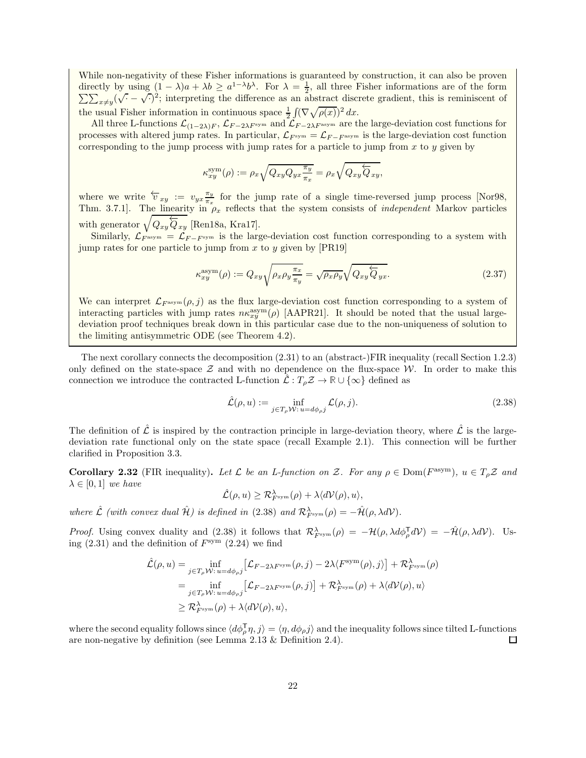While non-negativity of these Fisher informations is guaranteed by construction, it can also be proven directly by using $(1-\lambda)a + \lambda b \geq a^{1-\lambda}b^{\lambda}$. For $\lambda = \frac{1}{2}$, all three Fisher informations are of the form $\sum\sum_{x\neq y}(\sqrt{\cdot} - \sqrt{\cdot})^2$; interpreting the difference as an abstract discrete gradient, this is reminiscent of the usual Fisher information in continuous space $\frac{1}{2}\int(\nabla\sqrt{\rho(x)})^2\,dx$.

All three L-functions $\mathcal{L}_{(1-2\lambda)F}$, $\mathcal{L}_{F-2\lambda F^{\text{sym}}}$ and $\mathcal{L}_{F-2\lambda F^{\text{asym}}}$ are the large-deviation cost functions for processes with altered jump rates. In particular, $\mathcal{L}_{F^{\text{sym}}} = \mathcal{L}_{F-F^{\text{asym}}}$ is the large-deviation cost function corresponding to the jump process with jump rates for a particle to jump from $x$ to $y$ given by

$$\kappa^{\text{sym}}_{xy}(\rho) := \rho_x\sqrt{Q_{xy}Q_{yx}\frac{\pi_y}{\pi_x}} = \rho_x\sqrt{Q_{xy}\overleftarrow{Q}_{xy}},$$

where we write $\overleftarrow{v}_{xy} := v_{yx}\frac{\pi_y}{\pi_x}$ for the jump rate of a single time-reversed jump process [Nor98, Thm. 3.7.1]. The linearity in $\rho_x$ reflects that the system consists of *independent* Markov particles with generator $\sqrt{Q_{xy}\overleftarrow{Q}_{xy}}$ [Ren18a, Kra17].

Similarly, $\mathcal{L}_{F^{\text{asym}}} = \mathcal{L}_{F-F^{\text{sym}}}$ is the large-deviation cost function corresponding to a system with jump rates for one particle to jump from $x$ to $y$ given by [PR19]

$$\kappa^{\text{asym}}_{xy}(\rho) := Q_{xy}\sqrt{\rho_x\rho_y\frac{\pi_x}{\pi_y}} = \sqrt{\rho_x\rho_y}\sqrt{Q_{xy}\overleftarrow{Q}_{yx}}. \tag{2.37}$$

We can interpret $\mathcal{L}_{F^{\text{asym}}}(\rho, j)$ as the flux large-deviation cost function corresponding to a system of interacting particles with jump rates $n\kappa^{\text{asym}}_{xy}(\rho)$ [AAPR21]. It should be noted that the usual large-deviation proof techniques break down in this particular case due to the non-uniqueness of solution to the limiting antisymmetric ODE (see Theorem 4.2).

The next corollary connects the decomposition (2.31) to an (abstract-)FIR inequality (recall Section 1.2.3) only defined on the state-space $\mathcal{Z}$ and with no dependence on the flux-space $\mathcal{W}$. In order to make this connection we introduce the contracted L-function $\hat{\mathcal{L}} : T_\rho\mathcal{Z} \to \mathbb{R}\cup\{\infty\}$ defined as

$$\hat{\mathcal{L}}(\rho, u) := \inf_{j\in T_\rho\mathcal{W}:\, u=d\phi_\rho j} \mathcal{L}(\rho, j). \tag{2.38}$$

The definition of $\hat{\mathcal{L}}$ is inspired by the contraction principle in large-deviation theory, where $\hat{\mathcal{L}}$ is the large-deviation rate functional only on the state space (recall Example 2.1). This connection will be further clarified in Proposition 3.3.

**Corollary 2.32** (FIR inequality)**.** *Let $\mathcal{L}$ be an L-function on $\mathcal{Z}$. For any $\rho \in \mathrm{Dom}(F^{\text{asym}})$, $u \in T_\rho\mathcal{Z}$ and $\lambda \in [0,1]$ we have*

$$\hat{\mathcal{L}}(\rho, u) \geq \mathcal{R}^\lambda_{F^{\text{sym}}}(\rho) + \lambda\langle d\mathcal{V}(\rho), u\rangle,$$

*where $\hat{\mathcal{L}}$ (with convex dual $\hat{\mathcal{H}}$) is defined in* (2.38) *and $\mathcal{R}^\lambda_{F^{\text{sym}}}(\rho) = -\hat{\mathcal{H}}(\rho, \lambda d\mathcal{V})$.*

*Proof.* Using convex duality and (2.38) it follows that $\mathcal{R}^\lambda_{F^{\text{sym}}}(\rho) = -\mathcal{H}(\rho, \lambda d\phi_\rho^{\mathsf{T}} d\mathcal{V}) = -\hat{\mathcal{H}}(\rho, \lambda d\mathcal{V})$. Using (2.31) and the definition of $F^{\text{sym}}$ (2.24) we find

$$\begin{aligned}
\hat{\mathcal{L}}(\rho, u) &= \inf_{j\in T_\rho\mathcal{W}:\, u=d\phi_\rho j}\big[\mathcal{L}_{F-2\lambda F^{\text{sym}}}(\rho, j) - 2\lambda\langle F^{\text{sym}}(\rho), j\rangle\big] + \mathcal{R}^\lambda_{F^{\text{sym}}}(\rho) \\
&= \inf_{j\in T_\rho\mathcal{W}:\, u=d\phi_\rho j}\big[\mathcal{L}_{F-2\lambda F^{\text{sym}}}(\rho, j)\big] + \mathcal{R}^\lambda_{F^{\text{sym}}}(\rho) + \lambda\langle d\mathcal{V}(\rho), u\rangle \\
&\geq \mathcal{R}^\lambda_{F^{\text{sym}}}(\rho) + \lambda\langle d\mathcal{V}(\rho), u\rangle,
\end{aligned}$$

where the second equality follows since $\langle d\phi_\rho^{\mathsf{T}}\eta, j\rangle = \langle \eta, d\phi_\rho j\rangle$ and the inequality follows since tilted L-functions are non-negative by definition (see Lemma 2.13 & Definition 2.4). $\square$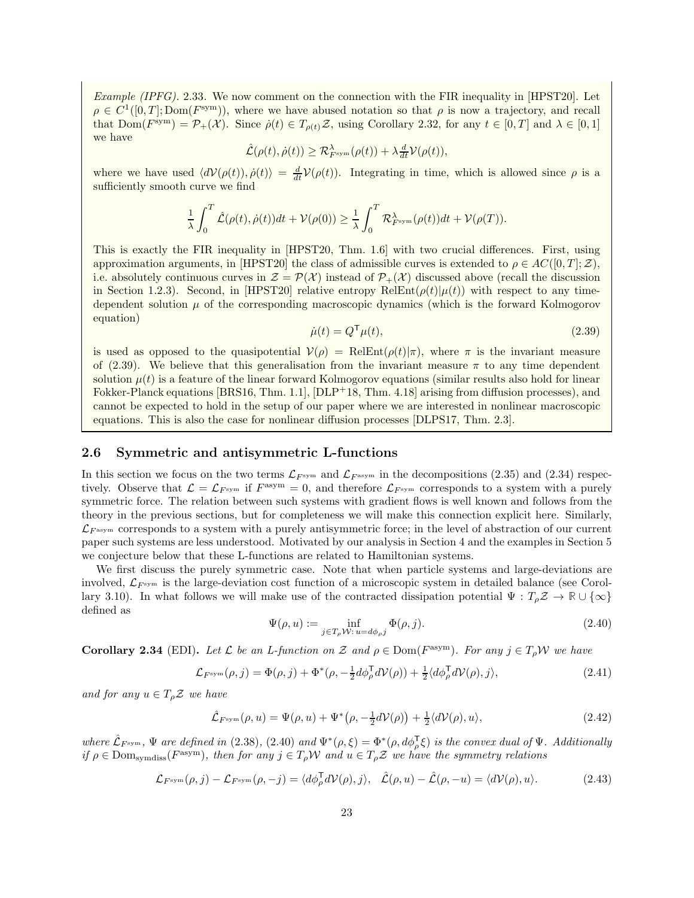*Example (IPFG).* 2.33. We now comment on the connection with the FIR inequality in [HPST20]. Let $\rho \in C^1([0,T]; \mathrm{Dom}(F^{\mathrm{sym}}))$, where we have abused notation so that $\rho$ is now a trajectory, and recall that $\mathrm{Dom}(F^{\mathrm{sym}}) = \mathcal{P}_+(\mathcal{X})$. Since $\dot\rho(t) \in T_{\rho(t)}\mathcal{Z}$, using Corollary 2.32, for any $t \in [0,T]$ and $\lambda \in [0,1]$ we have

$$\hat{\mathcal{L}}(\rho(t), \dot\rho(t)) \geq \mathcal{R}^\lambda_{F^{\mathrm{sym}}}(\rho(t)) + \lambda \tfrac{d}{dt}\mathcal{V}(\rho(t)),$$

where we have used $\langle d\mathcal{V}(\rho(t)), \dot\rho(t)\rangle = \frac{d}{dt}\mathcal{V}(\rho(t))$. Integrating in time, which is allowed since $\rho$ is a sufficiently smooth curve we find

$$\frac{1}{\lambda}\int_0^T \hat{\mathcal{L}}(\rho(t), \dot\rho(t))dt + \mathcal{V}(\rho(0)) \geq \frac{1}{\lambda}\int_0^T \mathcal{R}^\lambda_{F^{\mathrm{sym}}}(\rho(t))dt + \mathcal{V}(\rho(T)).$$

This is exactly the FIR inequality in [HPST20, Thm. 1.6] with two crucial differences. First, using approximation arguments, in [HPST20] the class of admissible curves is extended to $\rho \in AC([0,T]; \mathcal{Z})$, i.e. absolutely continuous curves in $\mathcal{Z} = \mathcal{P}(\mathcal{X})$ instead of $\mathcal{P}_+(\mathcal{X})$ discussed above (recall the discussion in Section 1.2.3). Second, in [HPST20] relative entropy $\mathrm{RelEnt}(\rho(t)|\mu(t))$ with respect to any time-dependent solution $\mu$ of the corresponding macroscopic dynamics (which is the forward Kolmogorov equation)

$$\dot\mu(t) = Q^{\mathsf{T}}\mu(t), \tag{2.39}$$

is used as opposed to the quasipotential $\mathcal{V}(\rho) = \mathrm{RelEnt}(\rho(t)|\pi)$, where $\pi$ is the invariant measure of (2.39). We believe that this generalisation from the invariant measure $\pi$ to any time dependent solution $\mu(t)$ is a feature of the linear forward Kolmogorov equations (similar results also hold for linear Fokker-Planck equations [BRS16, Thm. 1.1], [DLP+18, Thm. 4.18] arising from diffusion processes), and cannot be expected to hold in the setup of our paper where we are interested in nonlinear macroscopic equations. This is also the case for nonlinear diffusion processes [DLPS17, Thm. 2.3].

## 2.6 Symmetric and antisymmetric L-functions

In this section we focus on the two terms $\mathcal{L}_{F^{\mathrm{sym}}}$ and $\mathcal{L}_{F^{\mathrm{asym}}}$ in the decompositions (2.35) and (2.34) respectively. Observe that $\mathcal{L} = \mathcal{L}_{F^{\mathrm{sym}}}$ if $F^{\mathrm{asym}} = 0$, and therefore $\mathcal{L}_{F^{\mathrm{sym}}}$ corresponds to a system with a purely symmetric force. The relation between such systems with gradient flows is well known and follows from the theory in the previous sections, but for completeness we will make this connection explicit here. Similarly, $\mathcal{L}_{F^{\mathrm{asym}}}$ corresponds to a system with a purely antisymmetric force; in the level of abstraction of our current paper such systems are less understood. Motivated by our analysis in Section 4 and the examples in Section 5 we conjecture below that these L-functions are related to Hamiltonian systems.

We first discuss the purely symmetric case. Note that when particle systems and large-deviations are involved, $\mathcal{L}_{F^{\mathrm{sym}}}$ is the large-deviation cost function of a microscopic system in detailed balance (see Corollary 3.10). In what follows we will make use of the contracted dissipation potential $\Psi : T_\rho\mathcal{Z} \to \mathbb{R}\cup\{\infty\}$ defined as

$$\Psi(\rho, u) := \inf_{j \in T_\rho\mathcal{W}:\, u = d\phi_\rho j} \Phi(\rho, j). \tag{2.40}$$

**Corollary 2.34** (EDI)**.** *Let $\mathcal{L}$ be an L-function on $\mathcal{Z}$ and $\rho \in \mathrm{Dom}(F^{\mathrm{asym}})$. For any $j \in T_\rho\mathcal{W}$ we have*

$$\mathcal{L}_{F^{\mathrm{sym}}}(\rho, j) = \Phi(\rho, j) + \Phi^*(\rho, -\tfrac{1}{2}d\phi_\rho^{\mathsf{T}} d\mathcal{V}(\rho)) + \tfrac{1}{2}\langle d\phi_\rho^{\mathsf{T}} d\mathcal{V}(\rho), j\rangle, \tag{2.41}$$

*and for any $u \in T_\rho\mathcal{Z}$ we have*

$$\hat{\mathcal{L}}_{F^{\mathrm{sym}}}(\rho, u) = \Psi(\rho, u) + \Psi^*\big(\rho, -\tfrac{1}{2}d\mathcal{V}(\rho)\big) + \tfrac{1}{2}\langle d\mathcal{V}(\rho), u\rangle, \tag{2.42}$$

*where $\hat{\mathcal{L}}_{F^{\mathrm{sym}}}$, $\Psi$ are defined in (2.38), (2.40) and $\Psi^*(\rho,\xi) = \Phi^*(\rho, d\phi_\rho^{\mathsf{T}}\xi)$ is the convex dual of $\Psi$. Additionally if $\rho \in \mathrm{Dom}_{\mathrm{symdiss}}(F^{\mathrm{asym}})$, then for any $j \in T_\rho\mathcal{W}$ and $u \in T_\rho\mathcal{Z}$ we have the symmetry relations*

$$\mathcal{L}_{F^{\mathrm{sym}}}(\rho, j) - \mathcal{L}_{F^{\mathrm{sym}}}(\rho, -j) = \langle d\phi_\rho^{\mathsf{T}} d\mathcal{V}(\rho), j\rangle, \quad \hat{\mathcal{L}}(\rho, u) - \hat{\mathcal{L}}(\rho, -u) = \langle d\mathcal{V}(\rho), u\rangle. \tag{2.43}$$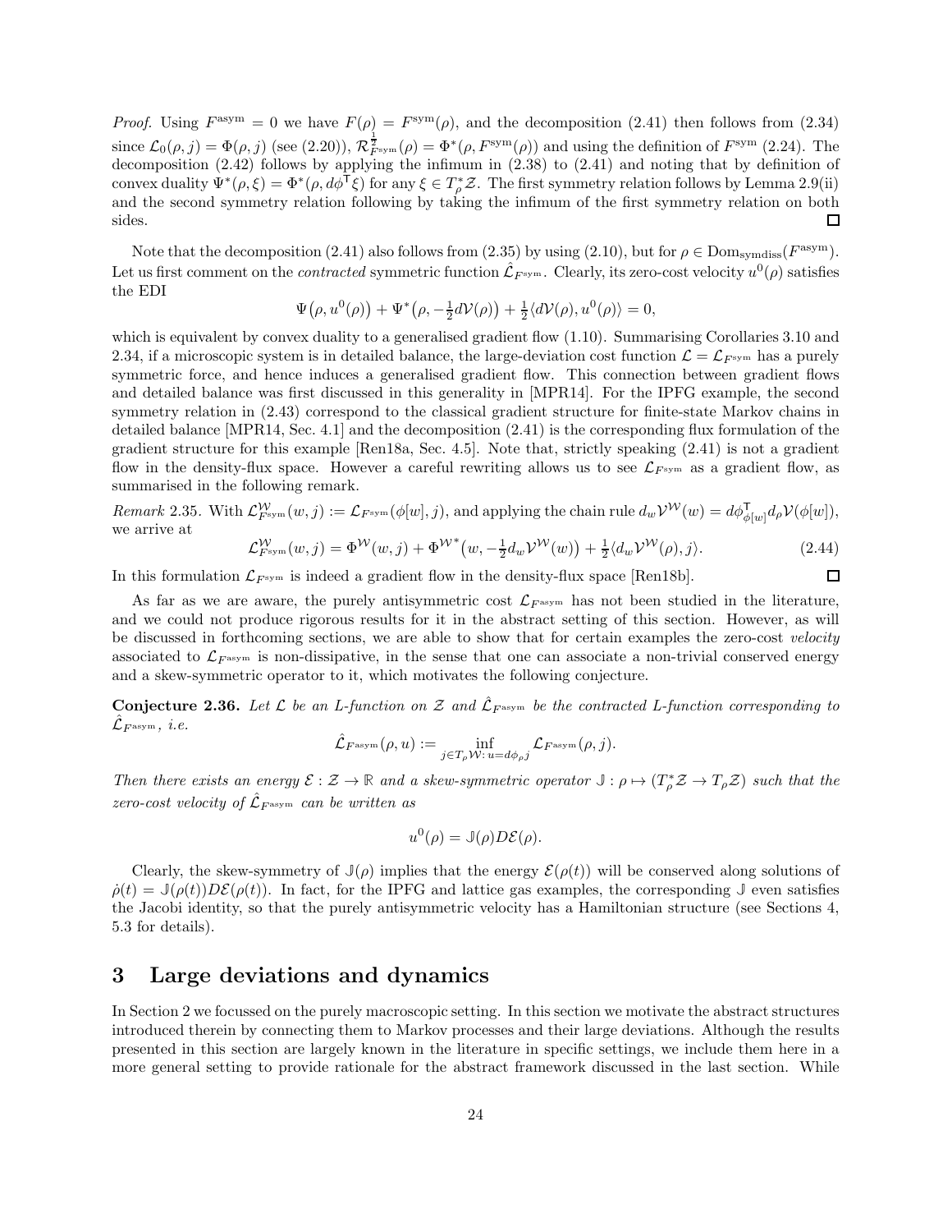*Proof.* Using $F^{\text{asym}} = 0$ we have $F(\rho) = F^{\text{sym}}(\rho)$, and the decomposition (2.41) then follows from (2.34) since $\mathcal{L}_0(\rho, j) = \Phi(\rho, j)$ (see (2.20)), $\mathcal{R}^{\frac{1}{2}}_{F^{\text{sym}}}(\rho) = \Phi^*(\rho, F^{\text{sym}}(\rho))$ and using the definition of $F^{\text{sym}}$ (2.24). The decomposition (2.42) follows by applying the infimum in (2.38) to (2.41) and noting that by definition of convex duality $\Psi^*(\rho, \xi) = \Phi^*(\rho, d\phi^{\mathsf{T}}\xi)$ for any $\xi \in T^*_\rho\mathcal{Z}$. The first symmetry relation follows by Lemma 2.9(ii) and the second symmetry relation following by taking the infimum of the first symmetry relation on both sides. □

Note that the decomposition (2.41) also follows from (2.35) by using (2.10), but for $\rho \in \text{Dom}_{\text{symdiss}}(F^{\text{asym}})$. Let us first comment on the *contracted* symmetric function $\hat{\mathcal{L}}_{F^{\text{sym}}}$. Clearly, its zero-cost velocity $u^0(\rho)$ satisfies the EDI

$$\Psi\big(\rho, u^0(\rho)\big) + \Psi^*\big(\rho, -\tfrac{1}{2}d\mathcal{V}(\rho)\big) + \tfrac{1}{2}\langle d\mathcal{V}(\rho), u^0(\rho)\rangle = 0,$$

which is equivalent by convex duality to a generalised gradient flow (1.10). Summarising Corollaries 3.10 and 2.34, if a microscopic system is in detailed balance, the large-deviation cost function $\mathcal{L} = \mathcal{L}_{F^{\text{sym}}}$ has a purely symmetric force, and hence induces a generalised gradient flow. This connection between gradient flows and detailed balance was first discussed in this generality in [MPR14]. For the IPFG example, the second symmetry relation in (2.43) correspond to the classical gradient structure for finite-state Markov chains in detailed balance [MPR14, Sec. 4.1] and the decomposition (2.41) is the corresponding flux formulation of the gradient structure for this example [Ren18a, Sec. 4.5]. Note that, strictly speaking (2.41) is not a gradient flow in the density-flux space. However a careful rewriting allows us to see $\mathcal{L}_{F^{\text{sym}}}$ as a gradient flow, as summarised in the following remark.

*Remark* 2.35. With $\mathcal{L}^{\mathcal{W}}_{F^{\text{sym}}}(w, j) := \mathcal{L}_{F^{\text{sym}}}(\phi[w], j)$, and applying the chain rule $d_w\mathcal{V}^{\mathcal{W}}(w) = d\phi^{\mathsf{T}}_{\phi[w]}d_\rho\mathcal{V}(\phi[w])$, we arrive at

$$\mathcal{L}^{\mathcal{W}}_{F^{\text{sym}}}(w, j) = \Phi^{\mathcal{W}}(w, j) + \Phi^{\mathcal{W}*}\big(w, -\tfrac{1}{2}d_w\mathcal{V}^{\mathcal{W}}(w)\big) + \tfrac{1}{2}\langle d_w\mathcal{V}^{\mathcal{W}}(\rho), j\rangle. \tag{2.44}$$

In this formulation $\mathcal{L}_{F^{\text{sym}}}$ is indeed a gradient flow in the density-flux space [Ren18b]. □

As far as we are aware, the purely antisymmetric cost $\mathcal{L}_{F^{\text{asym}}}$ has not been studied in the literature, and we could not produce rigorous results for it in the abstract setting of this section. However, as will be discussed in forthcoming sections, we are able to show that for certain examples the zero-cost *velocity* associated to $\mathcal{L}_{F^{\text{asym}}}$ is non-dissipative, in the sense that one can associate a non-trivial conserved energy and a skew-symmetric operator to it, which motivates the following conjecture.

**Conjecture 2.36.** *Let $\mathcal{L}$ be an L-function on $\mathcal{Z}$ and $\hat{\mathcal{L}}_{F^{\text{asym}}}$ be the contracted L-function corresponding to $\hat{\mathcal{L}}_{F^{\text{asym}}}$, i.e.*

$$\hat{\mathcal{L}}_{F^{\text{asym}}}(\rho, u) := \inf_{j \in T_\rho\mathcal{W}:\, u = d\phi_\rho j} \mathcal{L}_{F^{\text{asym}}}(\rho, j).$$

*Then there exists an energy $\mathcal{E} : \mathcal{Z} \to \mathbb{R}$ and a skew-symmetric operator $\mathbb{J} : \rho \mapsto (T^*_\rho\mathcal{Z} \to T_\rho\mathcal{Z})$ such that the zero-cost velocity of $\hat{\mathcal{L}}_{F^{\text{asym}}}$ can be written as*

$$u^0(\rho) = \mathbb{J}(\rho)D\mathcal{E}(\rho).$$

Clearly, the skew-symmetry of $\mathbb{J}(\rho)$ implies that the energy $\mathcal{E}(\rho(t))$ will be conserved along solutions of $\dot{\rho}(t) = \mathbb{J}(\rho(t))D\mathcal{E}(\rho(t))$. In fact, for the IPFG and lattice gas examples, the corresponding $\mathbb{J}$ even satisfies the Jacobi identity, so that the purely antisymmetric velocity has a Hamiltonian structure (see Sections 4, 5.3 for details).

# 3 Large deviations and dynamics

In Section 2 we focussed on the purely macroscopic setting. In this section we motivate the abstract structures introduced therein by connecting them to Markov processes and their large deviations. Although the results presented in this section are largely known in the literature in specific settings, we include them here in a more general setting to provide rationale for the abstract framework discussed in the last section. While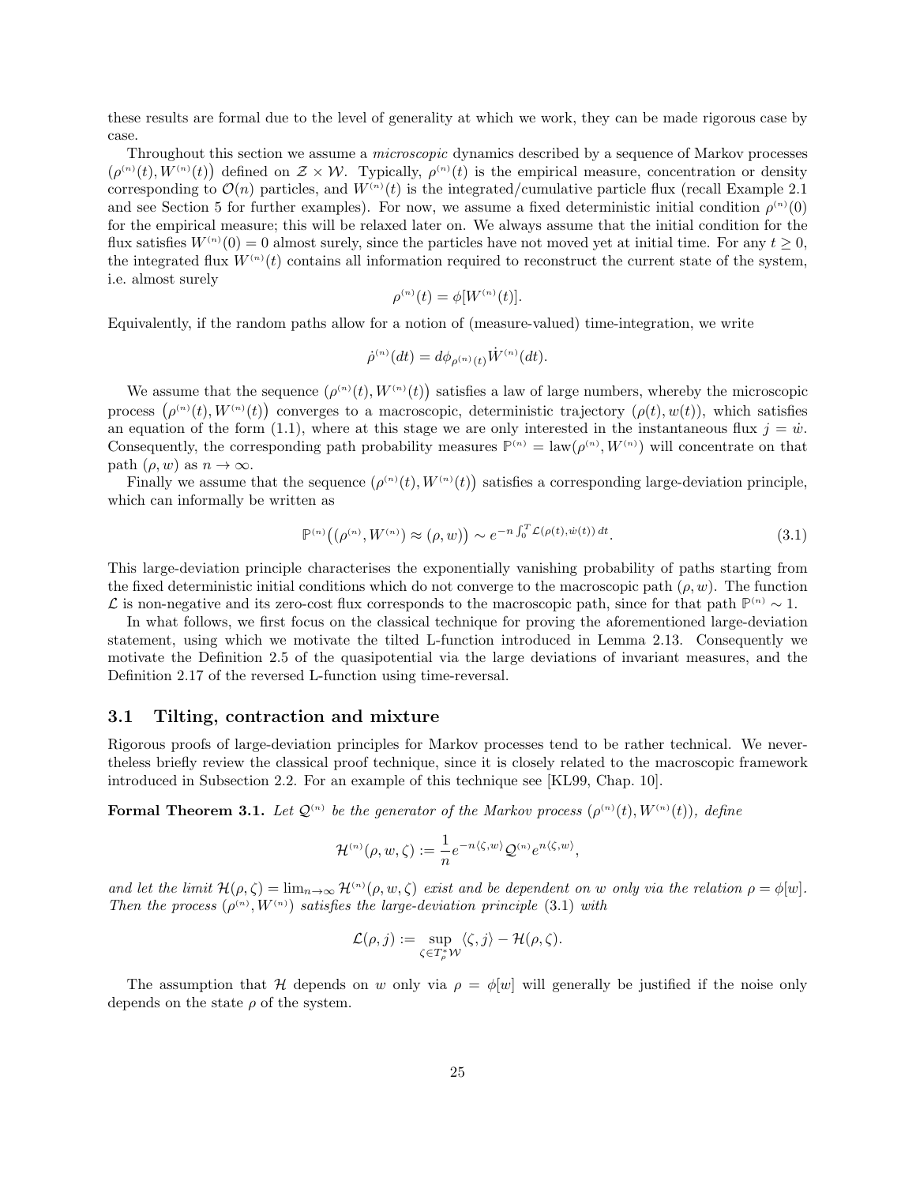these results are formal due to the level of generality at which we work, they can be made rigorous case by case.

Throughout this section we assume a *microscopic* dynamics described by a sequence of Markov processes $\big(\rho^{(n)}(t), W^{(n)}(t)\big)$ defined on $\mathcal{Z}\times\mathcal{W}$. Typically, $\rho^{(n)}(t)$ is the empirical measure, concentration or density corresponding to $\mathcal{O}(n)$ particles, and $W^{(n)}(t)$ is the integrated/cumulative particle flux (recall Example 2.1 and see Section 5 for further examples). For now, we assume a fixed deterministic initial condition $\rho^{(n)}(0)$ for the empirical measure; this will be relaxed later on. We always assume that the initial condition for the flux satisfies $W^{(n)}(0) = 0$ almost surely, since the particles have not moved yet at initial time. For any $t \geq 0$, the integrated flux $W^{(n)}(t)$ contains all information required to reconstruct the current state of the system, i.e. almost surely

$$\rho^{(n)}(t) = \phi[W^{(n)}(t)].$$

Equivalently, if the random paths allow for a notion of (measure-valued) time-integration, we write

$$\dot\rho^{(n)}(dt) = d\phi_{\rho^{(n)}(t)}\dot W^{(n)}(dt).$$

We assume that the sequence $\big(\rho^{(n)}(t), W^{(n)}(t)\big)$ satisfies a law of large numbers, whereby the microscopic process $\big(\rho^{(n)}(t), W^{(n)}(t)\big)$ converges to a macroscopic, deterministic trajectory $(\rho(t), w(t))$, which satisfies an equation of the form (1.1), where at this stage we are only interested in the instantaneous flux $j = \dot w$. Consequently, the corresponding path probability measures $\mathbb{P}^{(n)} = \mathrm{law}(\rho^{(n)}, W^{(n)})$ will concentrate on that path $(\rho, w)$ as $n\to\infty$.

Finally we assume that the sequence $\big(\rho^{(n)}(t), W^{(n)}(t)\big)$ satisfies a corresponding large-deviation principle, which can informally be written as

$$\mathbb{P}^{(n)}\big((\rho^{(n)}, W^{(n)}) \approx (\rho, w)\big) \sim e^{-n\int_0^T \mathcal{L}(\rho(t),\dot w(t))\,dt}. \tag{3.1}$$

This large-deviation principle characterises the exponentially vanishing probability of paths starting from the fixed deterministic initial conditions which do not converge to the macroscopic path $(\rho, w)$. The function $\mathcal{L}$ is non-negative and its zero-cost flux corresponds to the macroscopic path, since for that path $\mathbb{P}^{(n)} \sim 1$.

In what follows, we first focus on the classical technique for proving the aforementioned large-deviation statement, using which we motivate the tilted L-function introduced in Lemma 2.13. Consequently we motivate the Definition 2.5 of the quasipotential via the large deviations of invariant measures, and the Definition 2.17 of the reversed L-function using time-reversal.

## 3.1 Tilting, contraction and mixture

Rigorous proofs of large-deviation principles for Markov processes tend to be rather technical. We nevertheless briefly review the classical proof technique, since it is closely related to the macroscopic framework introduced in Subsection 2.2. For an example of this technique see [KL99, Chap. 10].

**Formal Theorem 3.1.** *Let $\mathcal{Q}^{(n)}$ be the generator of the Markov process $(\rho^{(n)}(t), W^{(n)}(t))$, define*

$$\mathcal{H}^{(n)}(\rho, w, \zeta) := \frac{1}{n} e^{-n\langle \zeta, w\rangle}\mathcal{Q}^{(n)} e^{n\langle\zeta, w\rangle},$$

*and let the limit $\mathcal{H}(\rho,\zeta) = \lim_{n\to\infty}\mathcal{H}^{(n)}(\rho, w, \zeta)$ exist and be dependent on $w$ only via the relation $\rho = \phi[w]$. Then the process $(\rho^{(n)}, W^{(n)})$ satisfies the large-deviation principle (3.1) with*

$$\mathcal{L}(\rho, j) := \sup_{\zeta\in T^*_\rho\mathcal{W}} \langle\zeta, j\rangle - \mathcal{H}(\rho,\zeta).$$

The assumption that $\mathcal{H}$ depends on $w$ only via $\rho = \phi[w]$ will generally be justified if the noise only depends on the state $\rho$ of the system.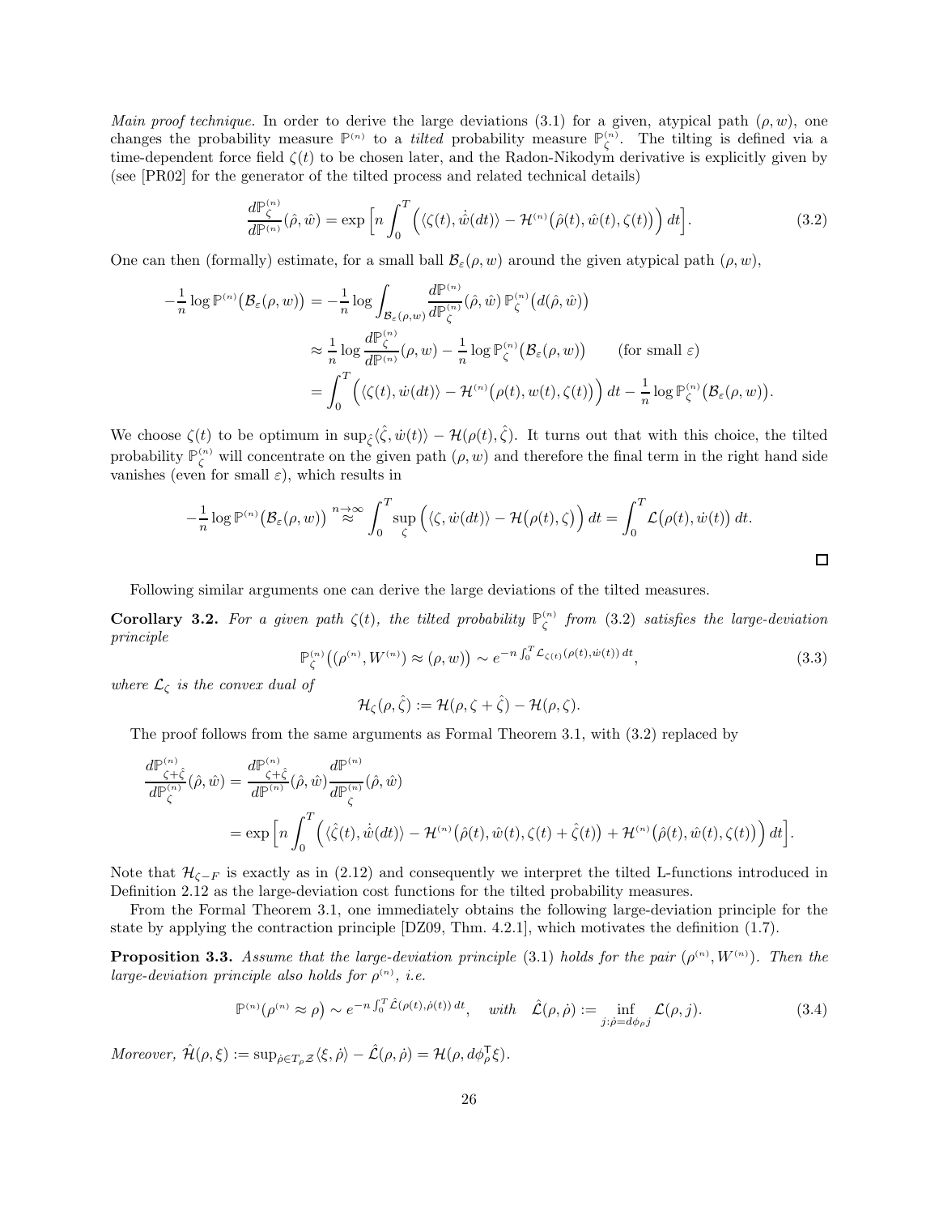*Main proof technique.* In order to derive the large deviations (3.1) for a given, atypical path $(\rho, w)$, one changes the probability measure $\mathbb{P}^{(n)}$ to a *tilted* probability measure $\mathbb{P}^{(n)}_\zeta$. The tilting is defined via a time-dependent force field $\zeta(t)$ to be chosen later, and the Radon-Nikodym derivative is explicitly given by (see [PR02] for the generator of the tilted process and related technical details)

$$\frac{d\mathbb{P}^{(n)}_\zeta}{d\mathbb{P}^{(n)}}(\hat\rho,\hat w) = \exp\Big[ n\int_0^T \Big( \langle \zeta(t), \dot{\hat w}(dt)\rangle - \mathcal{H}^{(n)}\big(\hat\rho(t),\hat w(t),\zeta(t)\big)\Big)\,dt\Big]. \tag{3.2}$$

One can then (formally) estimate, for a small ball $\mathcal{B}_\varepsilon(\rho, w)$ around the given atypical path $(\rho, w)$,

$$\begin{aligned}
-\frac{1}{n}\log \mathbb{P}^{(n)}\big(\mathcal{B}_\varepsilon(\rho,w)\big) &= -\frac{1}{n}\log\int_{\mathcal{B}_\varepsilon(\rho,w)} \frac{d\mathbb{P}^{(n)}}{d\mathbb{P}^{(n)}_\zeta}(\hat\rho,\hat w)\,\mathbb{P}^{(n)}_\zeta\big(d(\hat\rho,\hat w)\big)\\
&\approx \frac{1}{n}\log \frac{d\mathbb{P}^{(n)}_\zeta}{d\mathbb{P}^{(n)}}(\rho,w) - \frac{1}{n}\log \mathbb{P}^{(n)}_\zeta\big(\mathcal{B}_\varepsilon(\rho,w)\big) \qquad \text{(for small } \varepsilon)\\
&= \int_0^T \Big( \langle \zeta(t), \dot w(dt)\rangle - \mathcal{H}^{(n)}\big(\rho(t), w(t),\zeta(t)\big)\Big)\,dt - \frac{1}{n}\log \mathbb{P}^{(n)}_\zeta\big(\mathcal{B}_\varepsilon(\rho,w)\big).
\end{aligned}$$

We choose $\zeta(t)$ to be optimum in $\sup_{\hat\zeta}\langle\hat\zeta,\dot w(t)\rangle - \mathcal{H}(\rho(t),\hat\zeta)$. It turns out that with this choice, the tilted probability $\mathbb{P}^{(n)}_\zeta$ will concentrate on the given path $(\rho, w)$ and therefore the final term in the right hand side vanishes (even for small $\varepsilon$), which results in

$$-\frac{1}{n}\log \mathbb{P}^{(n)}\big(\mathcal{B}_\varepsilon(\rho,w)\big) \overset{n\to\infty}{\approx} \int_0^T \sup_\zeta \Big(\langle\zeta,\dot w(dt)\rangle - \mathcal{H}\big(\rho(t),\zeta\big)\Big)\,dt = \int_0^T \mathcal{L}\big(\rho(t),\dot w(t)\big)\,dt.$$

□

Following similar arguments one can derive the large deviations of the tilted measures.

**Corollary 3.2.** *For a given path $\zeta(t)$, the tilted probability $\mathbb{P}^{(n)}_\zeta$ from* (3.2) *satisfies the large-deviation principle*

$$\mathbb{P}^{(n)}_\zeta\big((\rho^{(n)},W^{(n)})\approx(\rho,w)\big) \sim e^{-n\int_0^T \mathcal{L}_{\zeta(t)}(\rho(t),\dot w(t))\,dt}, \tag{3.3}$$

*where $\mathcal{L}_\zeta$ is the convex dual of*

$$\mathcal{H}_\zeta(\rho,\hat\zeta) := \mathcal{H}(\rho,\zeta+\hat\zeta) - \mathcal{H}(\rho,\zeta).$$

The proof follows from the same arguments as Formal Theorem 3.1, with (3.2) replaced by

$$\begin{aligned}
\frac{d\mathbb{P}^{(n)}_{\zeta+\hat\zeta}}{d\mathbb{P}^{(n)}_\zeta}(\hat\rho,\hat w) &= \frac{d\mathbb{P}^{(n)}_{\zeta+\hat\zeta}}{d\mathbb{P}^{(n)}}(\hat\rho,\hat w)\frac{d\mathbb{P}^{(n)}}{d\mathbb{P}^{(n)}_\zeta}(\hat\rho,\hat w)\\
&= \exp\Big[n\int_0^T\Big(\langle\hat\zeta(t),\dot{\hat w}(dt)\rangle - \mathcal{H}^{(n)}\big(\hat\rho(t),\hat w(t),\zeta(t)+\hat\zeta(t)\big) + \mathcal{H}^{(n)}\big(\hat\rho(t),\hat w(t),\zeta(t)\big)\Big)\,dt\Big].
\end{aligned}$$

Note that $\mathcal{H}_{\zeta-F}$ is exactly as in (2.12) and consequently we interpret the tilted L-functions introduced in Definition 2.12 as the large-deviation cost functions for the tilted probability measures.

From the Formal Theorem 3.1, one immediately obtains the following large-deviation principle for the state by applying the contraction principle [DZ09, Thm. 4.2.1], which motivates the definition (1.7).

**Proposition 3.3.** *Assume that the large-deviation principle* (3.1) *holds for the pair $(\rho^{(n)}, W^{(n)})$. Then the large-deviation principle also holds for $\rho^{(n)}$, i.e.*

$$\mathbb{P}^{(n)}\big(\rho^{(n)}\approx\rho\big) \sim e^{-n\int_0^T\hat{\mathcal{L}}(\rho(t),\dot\rho(t))\,dt}, \quad \textit{with} \quad \hat{\mathcal{L}}(\rho,\dot\rho) := \inf_{j:\dot\rho=d\phi_\rho j}\mathcal{L}(\rho,j). \tag{3.4}$$

*Moreover,* $\hat{\mathcal{H}}(\rho,\xi) := \sup_{\dot\rho\in T_\rho\mathcal{Z}}\langle\xi,\dot\rho\rangle - \hat{\mathcal{L}}(\rho,\dot\rho) = \mathcal{H}(\rho, d\phi_\rho^{\mathsf{T}}\xi)$.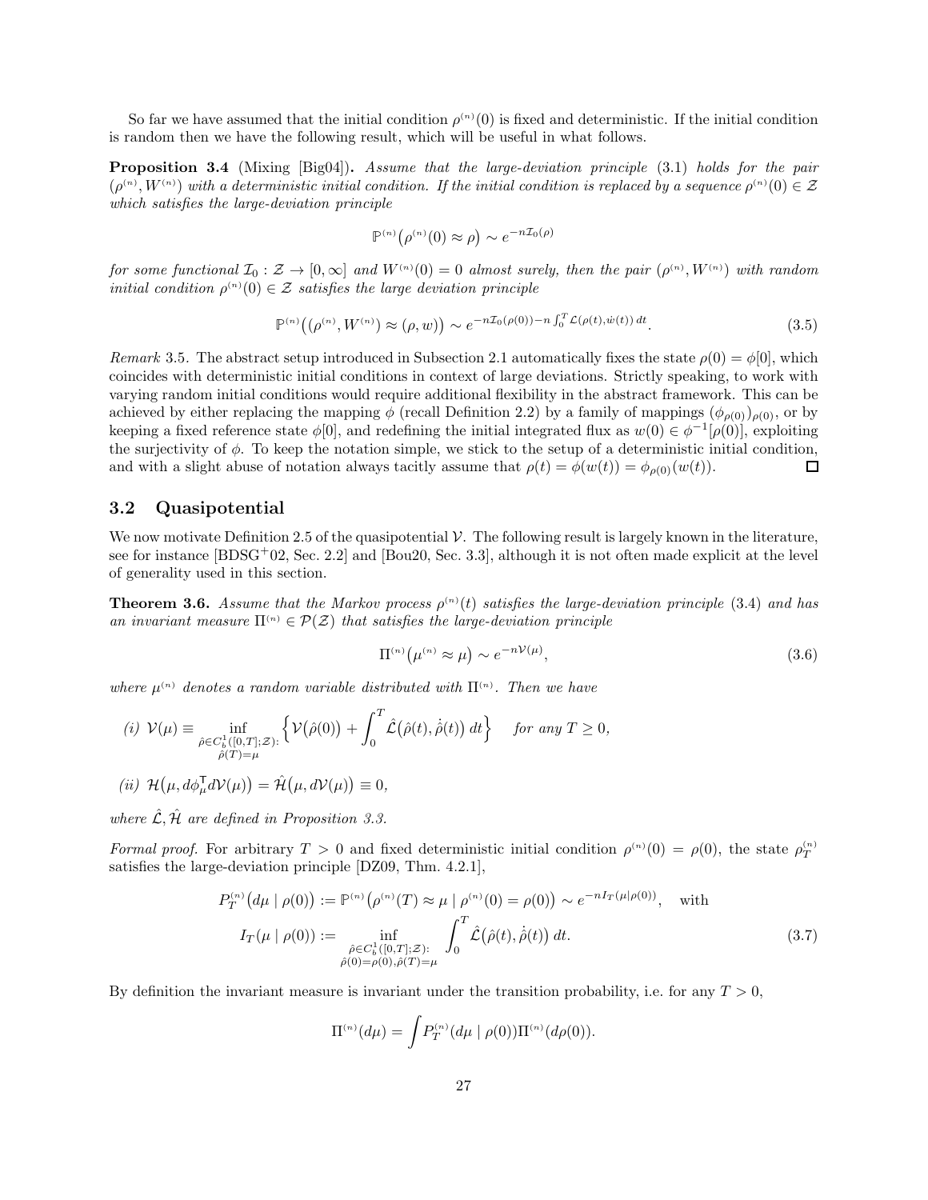So far we have assumed that the initial condition $\rho^{(n)}(0)$ is fixed and deterministic. If the initial condition is random then we have the following result, which will be useful in what follows.

**Proposition 3.4** (Mixing [Big04])**.** *Assume that the large-deviation principle* (3.1) *holds for the pair* $(\rho^{(n)}, W^{(n)})$ *with a deterministic initial condition. If the initial condition is replaced by a sequence* $\rho^{(n)}(0) \in \mathcal{Z}$ *which satisfies the large-deviation principle*

$$\mathbb{P}^{(n)}\big(\rho^{(n)}(0) \approx \rho\big) \sim e^{-n\mathcal{I}_0(\rho)}$$

*for some functional* $\mathcal{I}_0 : \mathcal{Z} \to [0, \infty]$ *and* $W^{(n)}(0) = 0$ *almost surely, then the pair* $(\rho^{(n)}, W^{(n)})$ *with random initial condition* $\rho^{(n)}(0) \in \mathcal{Z}$ *satisfies the large deviation principle*

$$\mathbb{P}^{(n)}\big((\rho^{(n)}, W^{(n)}) \approx (\rho, w)\big) \sim e^{-n\mathcal{I}_0(\rho(0)) - n\int_0^T \mathcal{L}(\rho(t), \dot{w}(t))\,dt}. \tag{3.5}$$

*Remark* 3.5. The abstract setup introduced in Subsection 2.1 automatically fixes the state $\rho(0) = \phi[0]$, which coincides with deterministic initial conditions in context of large deviations. Strictly speaking, to work with varying random initial conditions would require additional flexibility in the abstract framework. This can be achieved by either replacing the mapping $\phi$ (recall Definition 2.2) by a family of mappings $(\phi_{\rho(0)})_{\rho(0)}$, or by keeping a fixed reference state $\phi[0]$, and redefining the initial integrated flux as $w(0) \in \phi^{-1}[\rho(0)]$, exploiting the surjectivity of $\phi$. To keep the notation simple, we stick to the setup of a deterministic initial condition, and with a slight abuse of notation always tacitly assume that $\rho(t) = \phi(w(t)) = \phi_{\rho(0)}(w(t))$. □

## 3.2 Quasipotential

We now motivate Definition 2.5 of the quasipotential $\mathcal{V}$. The following result is largely known in the literature, see for instance [BDSG+02, Sec. 2.2] and [Bou20, Sec. 3.3], although it is not often made explicit at the level of generality used in this section.

**Theorem 3.6.** *Assume that the Markov process* $\rho^{(n)}(t)$ *satisfies the large-deviation principle* (3.4) *and has an invariant measure* $\Pi^{(n)} \in \mathcal{P}(\mathcal{Z})$ *that satisfies the large-deviation principle*

$$\Pi^{(n)}\big(\mu^{(n)} \approx \mu\big) \sim e^{-n\mathcal{V}(\mu)}, \tag{3.6}$$

*where* $\mu^{(n)}$ *denotes a random variable distributed with* $\Pi^{(n)}$*. Then we have*

*(i)* $\mathcal{V}(\mu) \equiv \inf_{\substack{\hat{\rho} \in C_b^1([0,T];\mathcal{Z}):\\ \hat{\rho}(T) = \mu}} \Big\{ \mathcal{V}\big(\hat{\rho}(0)\big) + \int_0^T \hat{\mathcal{L}}\big(\hat{\rho}(t), \dot{\hat{\rho}}(t)\big)\,dt \Big\}$ *for any* $T \geq 0$*,*

*(ii)* $\mathcal{H}\big(\mu, d\phi_\mu^{\mathsf{T}} d\mathcal{V}(\mu)\big) = \hat{\mathcal{H}}\big(\mu, d\mathcal{V}(\mu)\big) \equiv 0$*,*

*where* $\hat{\mathcal{L}}, \hat{\mathcal{H}}$ *are defined in Proposition 3.3.*

*Formal proof.* For arbitrary $T > 0$ and fixed deterministic initial condition $\rho^{(n)}(0) = \rho(0)$, the state $\rho_T^{(n)}$ satisfies the large-deviation principle [DZ09, Thm. 4.2.1],

$$\begin{aligned}
P_T^{(n)}\big(d\mu \mid \rho(0)\big) &:= \mathbb{P}^{(n)}\big(\rho^{(n)}(T) \approx \mu \mid \rho^{(n)}(0) = \rho(0)\big) \sim e^{-nI_T(\mu|\rho(0))}, \quad \text{with} \\
I_T(\mu \mid \rho(0)) &:= \inf_{\substack{\hat{\rho} \in C_b^1([0,T];\mathcal{Z}):\\ \hat{\rho}(0) = \rho(0), \hat{\rho}(T) = \mu}} \int_0^T \hat{\mathcal{L}}\big(\hat{\rho}(t), \dot{\hat{\rho}}(t)\big)\,dt.
\end{aligned} \tag{3.7}$$

By definition the invariant measure is invariant under the transition probability, i.e. for any $T > 0$,

$$\Pi^{(n)}(d\mu) = \int P_T^{(n)}(d\mu \mid \rho(0))\Pi^{(n)}(d\rho(0)).$$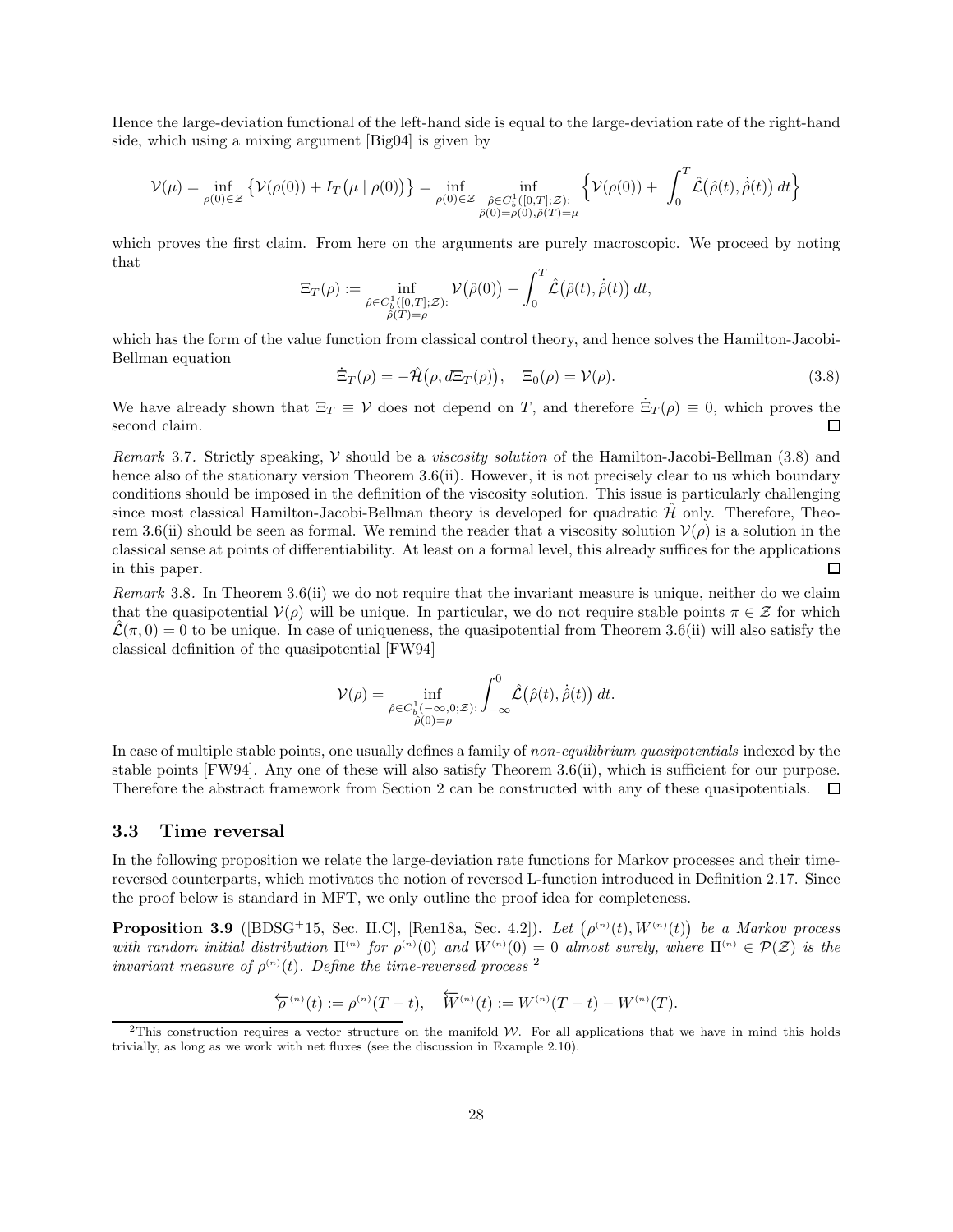Hence the large-deviation functional of the left-hand side is equal to the large-deviation rate of the right-hand side, which using a mixing argument [Big04] is given by

$$\mathcal{V}(\mu) = \inf_{\rho(0)\in\mathcal{Z}} \big\{\mathcal{V}(\rho(0)) + I_T\big(\mu \mid \rho(0)\big)\big\} = \inf_{\rho(0)\in\mathcal{Z}} \inf_{\substack{\hat\rho\in C_b^1([0,T];\mathcal{Z}):\\ \hat\rho(0)=\rho(0),\hat\rho(T)=\mu}} \Big\{\mathcal{V}(\rho(0)) + \int_0^T \hat{\mathcal{L}}\big(\hat\rho(t),\dot{\hat\rho}(t)\big)\,dt\Big\}$$

which proves the first claim. From here on the arguments are purely macroscopic. We proceed by noting that

$$\Xi_T(\rho) := \inf_{\substack{\hat\rho\in C_b^1([0,T];\mathcal{Z}):\\ \hat\rho(T)=\rho}} \mathcal{V}\big(\hat\rho(0)\big) + \int_0^T \hat{\mathcal{L}}\big(\hat\rho(t),\dot{\hat\rho}(t)\big)\,dt,$$

which has the form of the value function from classical control theory, and hence solves the Hamilton-Jacobi-Bellman equation

$$\dot\Xi_T(\rho) = -\hat{\mathcal{H}}\big(\rho, d\Xi_T(\rho)\big), \quad \Xi_0(\rho) = \mathcal{V}(\rho). \tag{3.8}$$

We have already shown that $\Xi_T \equiv \mathcal{V}$ does not depend on $T$, and therefore $\dot\Xi_T(\rho) \equiv 0$, which proves the second claim. □

*Remark* 3.7. Strictly speaking, $\mathcal{V}$ should be a *viscosity solution* of the Hamilton-Jacobi-Bellman (3.8) and hence also of the stationary version Theorem 3.6(ii). However, it is not precisely clear to us which boundary conditions should be imposed in the definition of the viscosity solution. This issue is particularly challenging since most classical Hamilton-Jacobi-Bellman theory is developed for quadratic $\hat{\mathcal{H}}$ only. Therefore, Theorem 3.6(ii) should be seen as formal. We remind the reader that a viscosity solution $\mathcal{V}(\rho)$ is a solution in the classical sense at points of differentiability. At least on a formal level, this already suffices for the applications in this paper. □

*Remark* 3.8. In Theorem 3.6(ii) we do not require that the invariant measure is unique, neither do we claim that the quasipotential $\mathcal{V}(\rho)$ will be unique. In particular, we do not require stable points $\pi \in \mathcal{Z}$ for which $\hat{\mathcal{L}}(\pi, 0) = 0$ to be unique. In case of uniqueness, the quasipotential from Theorem 3.6(ii) will also satisfy the classical definition of the quasipotential [FW94]

$$\mathcal{V}(\rho) = \inf_{\substack{\hat\rho\in C_b^1(-\infty,0;\mathcal{Z}):\\ \hat\rho(0)=\rho}} \int_{-\infty}^0 \hat{\mathcal{L}}\big(\hat\rho(t),\dot{\hat\rho}(t)\big)\,dt.$$

In case of multiple stable points, one usually defines a family of *non-equilibrium quasipotentials* indexed by the stable points [FW94]. Any one of these will also satisfy Theorem 3.6(ii), which is sufficient for our purpose. Therefore the abstract framework from Section 2 can be constructed with any of these quasipotentials. □

### 3.3 Time reversal

In the following proposition we relate the large-deviation rate functions for Markov processes and their time-reversed counterparts, which motivates the notion of reversed L-function introduced in Definition 2.17. Since the proof below is standard in MFT, we only outline the proof idea for completeness.

**Proposition 3.9** ([BDSG+15, Sec. II.C], [Ren18a, Sec. 4.2])**.** *Let $\big(\rho^{(n)}(t), W^{(n)}(t)\big)$ be a Markov process with random initial distribution $\Pi^{(n)}$ for $\rho^{(n)}(0)$ and $W^{(n)}(0) = 0$ almost surely, where $\Pi^{(n)} \in \mathcal{P}(\mathcal{Z})$ is the invariant measure of $\rho^{(n)}(t)$. Define the time-reversed process* [2]

$$\overleftarrow{\rho}^{(n)}(t) := \rho^{(n)}(T-t), \quad \overleftarrow{W}^{(n)}(t) := W^{(n)}(T-t) - W^{(n)}(T).$$

[2] This construction requires a vector structure on the manifold $\mathcal{W}$. For all applications that we have in mind this holds trivially, as long as we work with net fluxes (see the discussion in Example 2.10).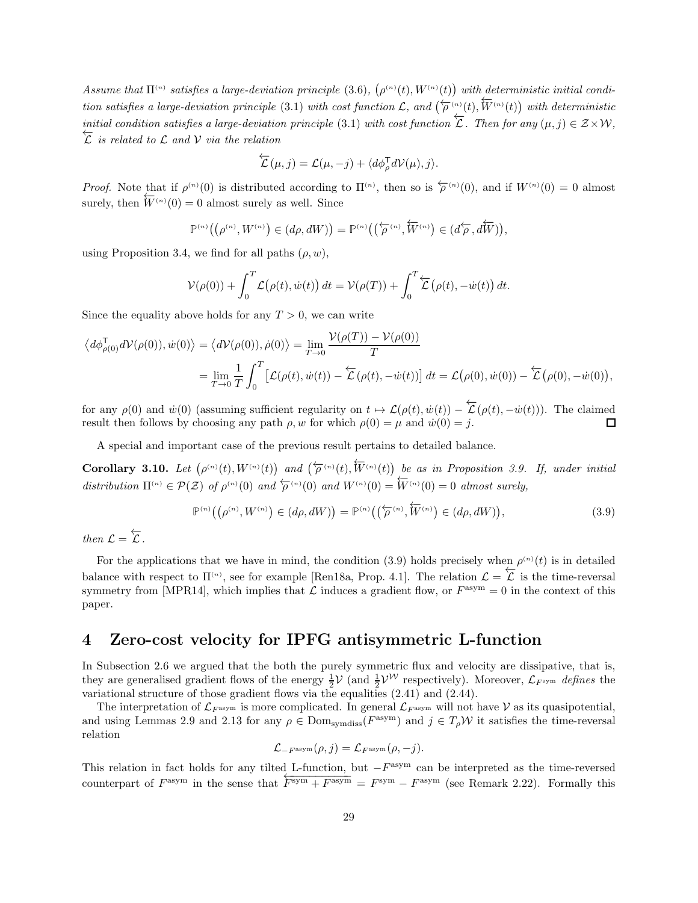*Assume that $\Pi^{(n)}$ satisfies a large-deviation principle* (3.6)*, $\big(\rho^{(n)}(t), W^{(n)}(t)\big)$ with deterministic initial condition satisfies a large-deviation principle* (3.1) *with cost function $\mathcal{L}$, and $\big(\overleftarrow{\rho}^{(n)}(t), \overleftarrow{W}^{(n)}(t)\big)$ with deterministic initial condition satisfies a large-deviation principle* (3.1) *with cost function $\overleftarrow{\mathcal{L}}$. Then for any $(\mu, j) \in \mathcal{Z}\times\mathcal{W}$, $\overleftarrow{\mathcal{L}}$ is related to $\mathcal{L}$ and $\mathcal{V}$ via the relation*

$$\overleftarrow{\mathcal{L}}(\mu, j) = \mathcal{L}(\mu, -j) + \langle d\phi_\rho^{\mathsf{T}} d\mathcal{V}(\mu), j\rangle.$$

*Proof.* Note that if $\rho^{(n)}(0)$ is distributed according to $\Pi^{(n)}$, then so is $\overleftarrow{\rho}^{(n)}(0)$, and if $W^{(n)}(0) = 0$ almost surely, then $\overleftarrow{W}^{(n)}(0) = 0$ almost surely as well. Since

$$\mathbb{P}^{(n)}\big((\rho^{(n)}, W^{(n)}) \in (d\rho, dW)\big) = \mathbb{P}^{(n)}\big((\overleftarrow{\rho}^{(n)}, \overleftarrow{W}^{(n)}) \in (d\overleftarrow{\rho}, d\overleftarrow{W})\big),$$

using Proposition 3.4, we find for all paths $(\rho, w)$,

$$\mathcal{V}(\rho(0)) + \int_0^T \mathcal{L}\big(\rho(t), \dot{w}(t)\big)\, dt = \mathcal{V}(\rho(T)) + \int_0^T \overleftarrow{\mathcal{L}}\big(\rho(t), -\dot{w}(t)\big)\, dt.$$

Since the equality above holds for any $T > 0$, we can write

$$\begin{aligned}
\big\langle d\phi_{\rho(0)}^{\mathsf{T}} d\mathcal{V}(\rho(0)), \dot{w}(0)\big\rangle &= \big\langle d\mathcal{V}(\rho(0)), \dot{\rho}(0)\big\rangle = \lim_{T\to 0} \frac{\mathcal{V}(\rho(T)) - \mathcal{V}(\rho(0))}{T} \\
&= \lim_{T\to 0} \frac{1}{T}\int_0^T \big[\mathcal{L}(\rho(t), \dot{w}(t)) - \overleftarrow{\mathcal{L}}(\rho(t), -\dot{w}(t))\big]\, dt = \mathcal{L}\big(\rho(0), \dot{w}(0)\big) - \overleftarrow{\mathcal{L}}\big(\rho(0), -\dot{w}(0)\big),
\end{aligned}$$

for any $\rho(0)$ and $\dot{w}(0)$ (assuming sufficient regularity on $t \mapsto \mathcal{L}(\rho(t), \dot{w}(t)) - \overleftarrow{\mathcal{L}}(\rho(t), -\dot{w}(t))$). The claimed result then follows by choosing any path $\rho, w$ for which $\rho(0) = \mu$ and $\dot{w}(0) = j$. □

A special and important case of the previous result pertains to detailed balance.

**Corollary 3.10.** *Let $\big(\rho^{(n)}(t), W^{(n)}(t)\big)$ and $\big(\overleftarrow{\rho}^{(n)}(t), \overleftarrow{W}^{(n)}(t)\big)$ be as in Proposition 3.9. If, under initial distribution $\Pi^{(n)} \in \mathcal{P}(\mathcal{Z})$ of $\rho^{(n)}(0)$ and $\overleftarrow{\rho}^{(n)}(0)$ and $W^{(n)}(0) = \overleftarrow{W}^{(n)}(0) = 0$ almost surely,*

$$\mathbb{P}^{(n)}\big((\rho^{(n)}, W^{(n)}) \in (d\rho, dW)\big) = \mathbb{P}^{(n)}\big((\overleftarrow{\rho}^{(n)}, \overleftarrow{W}^{(n)}) \in (d\rho, dW)\big), \tag{3.9}$$

*then $\mathcal{L} = \overleftarrow{\mathcal{L}}$.*

For the applications that we have in mind, the condition (3.9) holds precisely when $\rho^{(n)}(t)$ is in detailed balance with respect to $\Pi^{(n)}$, see for example [Ren18a, Prop. 4.1]. The relation $\mathcal{L} = \overleftarrow{\mathcal{L}}$ is the time-reversal symmetry from [MPR14], which implies that $\mathcal{L}$ induces a gradient flow, or $F^{\mathrm{asym}} = 0$ in the context of this paper.

# 4 Zero-cost velocity for IPFG antisymmetric L-function

In Subsection 2.6 we argued that the both the purely symmetric flux and velocity are dissipative, that is, they are generalised gradient flows of the energy $\frac{1}{2}\mathcal{V}$ (and $\frac{1}{2}\mathcal{V}^{\mathcal{W}}$ respectively). Moreover, $\mathcal{L}_{F^{\mathrm{sym}}}$ *defines* the variational structure of those gradient flows via the equalities (2.41) and (2.44).

The interpretation of $\mathcal{L}_{F^{\mathrm{asym}}}$ is more complicated. In general $\mathcal{L}_{F^{\mathrm{asym}}}$ will not have $\mathcal{V}$ as its quasipotential, and using Lemmas 2.9 and 2.13 for any $\rho \in \mathrm{Dom}_{\mathrm{symdiss}}(F^{\mathrm{asym}})$ and $j \in T_\rho\mathcal{W}$ it satisfies the time-reversal relation

$$\mathcal{L}_{-F^{\mathrm{asym}}}(\rho, j) = \mathcal{L}_{F^{\mathrm{asym}}}(\rho, -j).$$

This relation in fact holds for any tilted L-function, but $-F^{\mathrm{asym}}$ can be interpreted as the time-reversed counterpart of $F^{\mathrm{asym}}$ in the sense that $\overleftarrow{F^{\mathrm{sym}} + F^{\mathrm{asym}}} = F^{\mathrm{sym}} - F^{\mathrm{asym}}$ (see Remark 2.22). Formally this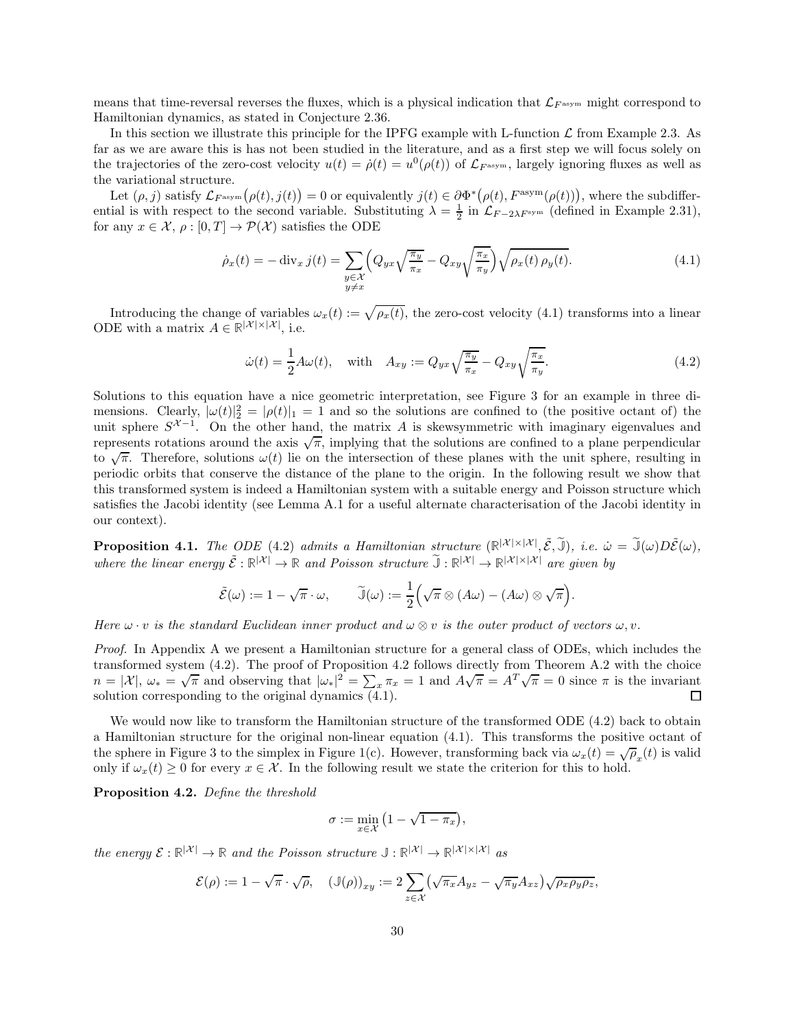means that time-reversal reverses the fluxes, which is a physical indication that $\mathcal{L}_{F^{\text{asym}}}$ might correspond to Hamiltonian dynamics, as stated in Conjecture 2.36.

In this section we illustrate this principle for the IPFG example with L-function $\mathcal{L}$ from Example 2.3. As far as we are aware this is has not been studied in the literature, and as a first step we will focus solely on the trajectories of the zero-cost velocity $u(t) = \dot{\rho}(t) = u^0(\rho(t))$ of $\mathcal{L}_{F^{\text{asym}}}$, largely ignoring fluxes as well as the variational structure.

Let $(\rho, j)$ satisfy $\mathcal{L}_{F^{\text{asym}}}\big(\rho(t), j(t)\big) = 0$ or equivalently $j(t) \in \partial\Phi^*\big(\rho(t), F^{\text{asym}}(\rho(t))\big)$, where the subdifferential is with respect to the second variable. Substituting $\lambda = \frac{1}{2}$ in $\mathcal{L}_{F-2\lambda F^{\text{sym}}}$ (defined in Example 2.31), for any $x \in \mathcal{X}$, $\rho : [0,T] \to \mathcal{P}(\mathcal{X})$ satisfies the ODE

$$\dot{\rho}_x(t) = -\operatorname{div}_x j(t) = \sum_{\substack{y \in \mathcal{X} \\ y \neq x}} \Big( Q_{yx}\sqrt{\frac{\pi_y}{\pi_x}} - Q_{xy}\sqrt{\frac{\pi_x}{\pi_y}} \Big) \sqrt{\rho_x(t)\, \rho_y(t)}. \tag{4.1}$$

Introducing the change of variables $\omega_x(t) := \sqrt{\rho_x(t)}$, the zero-cost velocity (4.1) transforms into a linear ODE with a matrix $A \in \mathbb{R}^{|\mathcal{X}| \times |\mathcal{X}|}$, i.e.

$$\dot{\omega}(t) = \frac{1}{2} A \omega(t), \quad \text{with} \quad A_{xy} := Q_{yx}\sqrt{\frac{\pi_y}{\pi_x}} - Q_{xy}\sqrt{\frac{\pi_x}{\pi_y}}. \tag{4.2}$$

Solutions to this equation have a nice geometric interpretation, see Figure 3 for an example in three dimensions. Clearly, $|\omega(t)|_2^2 = |\rho(t)|_1 = 1$ and so the solutions are confined to (the positive octant of) the unit sphere $S^{\mathcal{X}-1}$. On the other hand, the matrix $A$ is skewsymmetric with imaginary eigenvalues and represents rotations around the axis $\sqrt{\pi}$, implying that the solutions are confined to a plane perpendicular to $\sqrt{\pi}$. Therefore, solutions $\omega(t)$ lie on the intersection of these planes with the unit sphere, resulting in periodic orbits that conserve the distance of the plane to the origin. In the following result we show that this transformed system is indeed a Hamiltonian system with a suitable energy and Poisson structure which satisfies the Jacobi identity (see Lemma A.1 for a useful alternate characterisation of the Jacobi identity in our context).

**Proposition 4.1.** *The ODE* (4.2) *admits a Hamiltonian structure* $(\mathbb{R}^{|\mathcal{X}| \times |\mathcal{X}|}, \tilde{\mathcal{E}}, \widetilde{\mathbb{J}})$, *i.e.* $\dot{\omega} = \widetilde{\mathbb{J}}(\omega) D\tilde{\mathcal{E}}(\omega)$, *where the linear energy* $\tilde{\mathcal{E}} : \mathbb{R}^{|\mathcal{X}|} \to \mathbb{R}$ *and Poisson structure* $\widetilde{\mathbb{J}} : \mathbb{R}^{|\mathcal{X}|} \to \mathbb{R}^{|\mathcal{X}| \times |\mathcal{X}|}$ *are given by*

$$\tilde{\mathcal{E}}(\omega) := 1 - \sqrt{\pi} \cdot \omega, \qquad \widetilde{\mathbb{J}}(\omega) := \frac{1}{2}\Big( \sqrt{\pi} \otimes (A\omega) - (A\omega) \otimes \sqrt{\pi} \Big).$$

*Here* $\omega \cdot v$ *is the standard Euclidean inner product and* $\omega \otimes v$ *is the outer product of vectors* $\omega, v$.

*Proof.* In Appendix A we present a Hamiltonian structure for a general class of ODEs, which includes the transformed system (4.2). The proof of Proposition 4.2 follows directly from Theorem A.2 with the choice $n = |\mathcal{X}|$, $\omega_* = \sqrt{\pi}$ and observing that $|\omega_*|^2 = \sum_x \pi_x = 1$ and $A\sqrt{\pi} = A^T\sqrt{\pi} = 0$ since $\pi$ is the invariant solution corresponding to the original dynamics (4.1). □

We would now like to transform the Hamiltonian structure of the transformed ODE (4.2) back to obtain a Hamiltonian structure for the original non-linear equation (4.1). This transforms the positive octant of the sphere in Figure 3 to the simplex in Figure 1(c). However, transforming back via $\omega_x(t) = \sqrt{\rho}_x(t)$ is valid only if $\omega_x(t) \geq 0$ for every $x \in \mathcal{X}$. In the following result we state the criterion for this to hold.

**Proposition 4.2.** *Define the threshold*

$$\sigma := \min_{x \in \mathcal{X}} \big( 1 - \sqrt{1 - \pi_x} \big),$$

*the energy* $\mathcal{E} : \mathbb{R}^{|\mathcal{X}|} \to \mathbb{R}$ *and the Poisson structure* $\mathbb{J} : \mathbb{R}^{|\mathcal{X}|} \to \mathbb{R}^{|\mathcal{X}| \times |\mathcal{X}|}$ *as*

$$\mathcal{E}(\rho) := 1 - \sqrt{\pi} \cdot \sqrt{\rho}, \quad (\mathbb{J}(\rho))_{xy} := 2 \sum_{z \in \mathcal{X}} \big( \sqrt{\pi_x} A_{yz} - \sqrt{\pi_y} A_{xz} \big) \sqrt{\rho_x \rho_y \rho_z},$$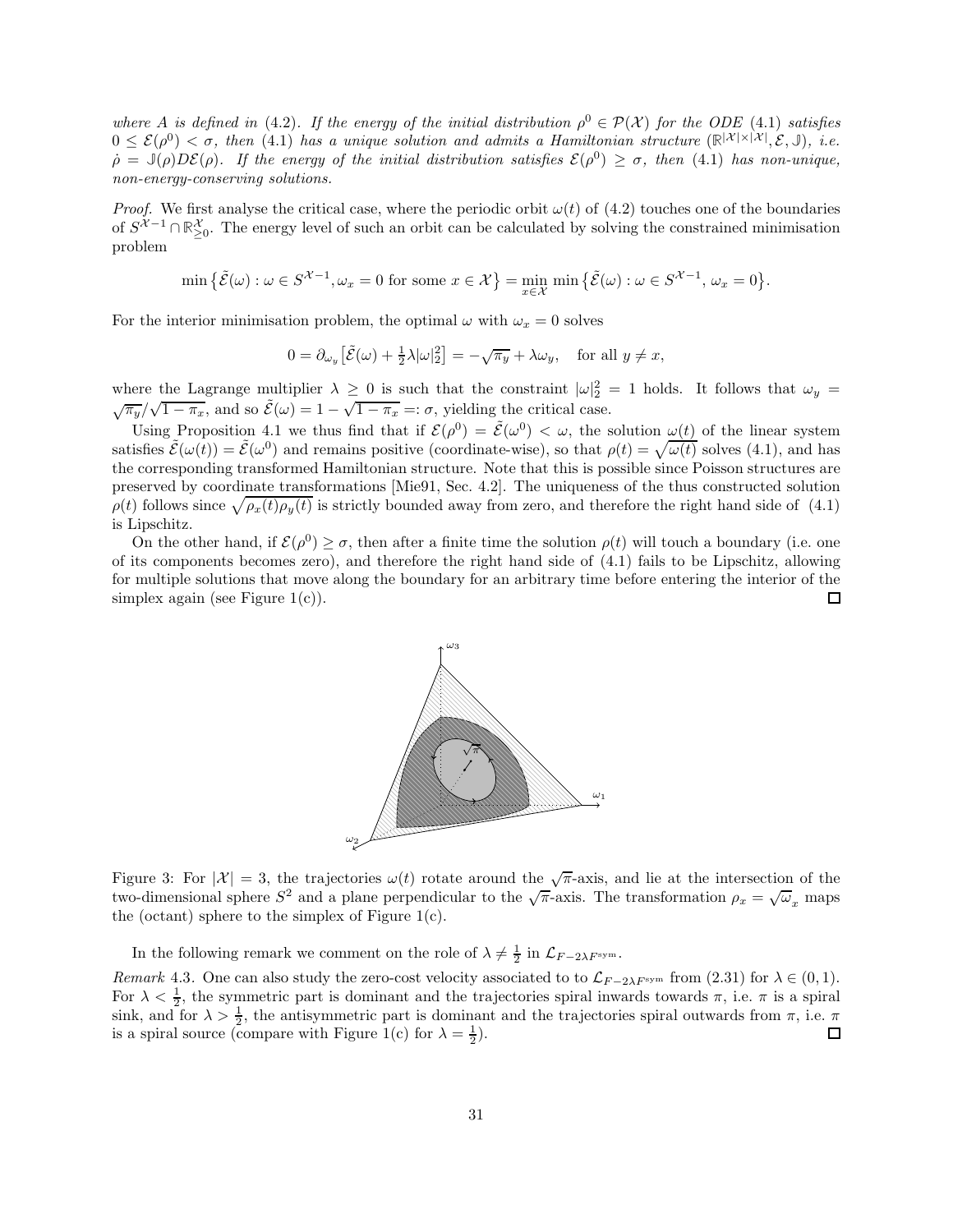*where $A$ is defined in (4.2). If the energy of the initial distribution $\rho^0 \in \mathcal{P}(\mathcal{X})$ for the ODE (4.1) satisfies $0 \le \mathcal{E}(\rho^0) < \sigma$, then (4.1) has a unique solution and admits a Hamiltonian structure $(\mathbb{R}^{|\mathcal{X}|\times|\mathcal{X}|}, \mathcal{E}, \mathbb{J})$, i.e. $\dot\rho = \mathbb{J}(\rho)D\mathcal{E}(\rho)$. If the energy of the initial distribution satisfies $\mathcal{E}(\rho^0) \ge \sigma$, then (4.1) has non-unique, non-energy-conserving solutions.*

*Proof.* We first analyse the critical case, where the periodic orbit $\omega(t)$ of (4.2) touches one of the boundaries of $S^{\mathcal{X}-1} \cap \mathbb{R}^{\mathcal{X}}_{\ge 0}$. The energy level of such an orbit can be calculated by solving the constrained minimisation problem

$$\min\left\{\tilde{\mathcal{E}}(\omega) : \omega \in S^{\mathcal{X}-1}, \omega_x = 0 \text{ for some } x \in \mathcal{X}\right\} = \min_{x\in\mathcal{X}} \min\left\{\tilde{\mathcal{E}}(\omega) : \omega \in S^{\mathcal{X}-1},\, \omega_x = 0\right\}.$$

For the interior minimisation problem, the optimal $\omega$ with $\omega_x = 0$ solves

$$0 = \partial_{\omega_y}\left[\tilde{\mathcal{E}}(\omega) + \tfrac{1}{2}\lambda|\omega|_2^2\right] = -\sqrt{\pi_y} + \lambda\omega_y, \quad \text{for all } y \neq x,$$

where the Lagrange multiplier $\lambda \ge 0$ is such that the constraint $|\omega|_2^2 = 1$ holds. It follows that $\omega_y = \sqrt{\pi_y}/\sqrt{1-\pi_x}$, and so $\tilde{\mathcal{E}}(\omega) = 1 - \sqrt{1-\pi_x} =: \sigma$, yielding the critical case.

Using Proposition 4.1 we thus find that if $\mathcal{E}(\rho^0) = \tilde{\mathcal{E}}(\omega^0) < \omega$, the solution $\omega(t)$ of the linear system satisfies $\tilde{\mathcal{E}}(\omega(t)) = \tilde{\mathcal{E}}(\omega^0)$ and remains positive (coordinate-wise), so that $\rho(t) = \sqrt{\omega(t)}$ solves (4.1), and has the corresponding transformed Hamiltonian structure. Note that this is possible since Poisson structures are preserved by coordinate transformations [Mie91, Sec. 4.2]. The uniqueness of the thus constructed solution $\rho(t)$ follows since $\sqrt{\rho_x(t)\rho_y(t)}$ is strictly bounded away from zero, and therefore the right hand side of (4.1) is Lipschitz.

On the other hand, if $\mathcal{E}(\rho^0) \ge \sigma$, then after a finite time the solution $\rho(t)$ will touch a boundary (i.e. one of its components becomes zero), and therefore the right hand side of (4.1) fails to be Lipschitz, allowing for multiple solutions that move along the boundary for an arbitrary time before entering the interior of the simplex again (see Figure 1(c)). ☐

Figure 3: For $|\mathcal{X}| = 3$, the trajectories $\omega(t)$ rotate around the $\sqrt{\pi}$-axis, and lie at the intersection of the two-dimensional sphere $S^2$ and a plane perpendicular to the $\sqrt{\pi}$-axis. The transformation $\rho_x = \sqrt{\omega}_x$ maps the (octant) sphere to the simplex of Figure 1(c).

In the following remark we comment on the role of $\lambda \neq \frac{1}{2}$ in $\mathcal{L}_{F-2\lambda F^{\text{sym}}}$.

*Remark* 4.3. One can also study the zero-cost velocity associated to to $\mathcal{L}_{F-2\lambda F^{\text{sym}}}$ from (2.31) for $\lambda \in (0,1)$. For $\lambda < \frac{1}{2}$, the symmetric part is dominant and the trajectories spiral inwards towards $\pi$, i.e. $\pi$ is a spiral sink, and for $\lambda > \frac{1}{2}$, the antisymmetric part is dominant and the trajectories spiral outwards from $\pi$, i.e. $\pi$ is a spiral source (compare with Figure 1(c) for $\lambda = \frac{1}{2}$). ☐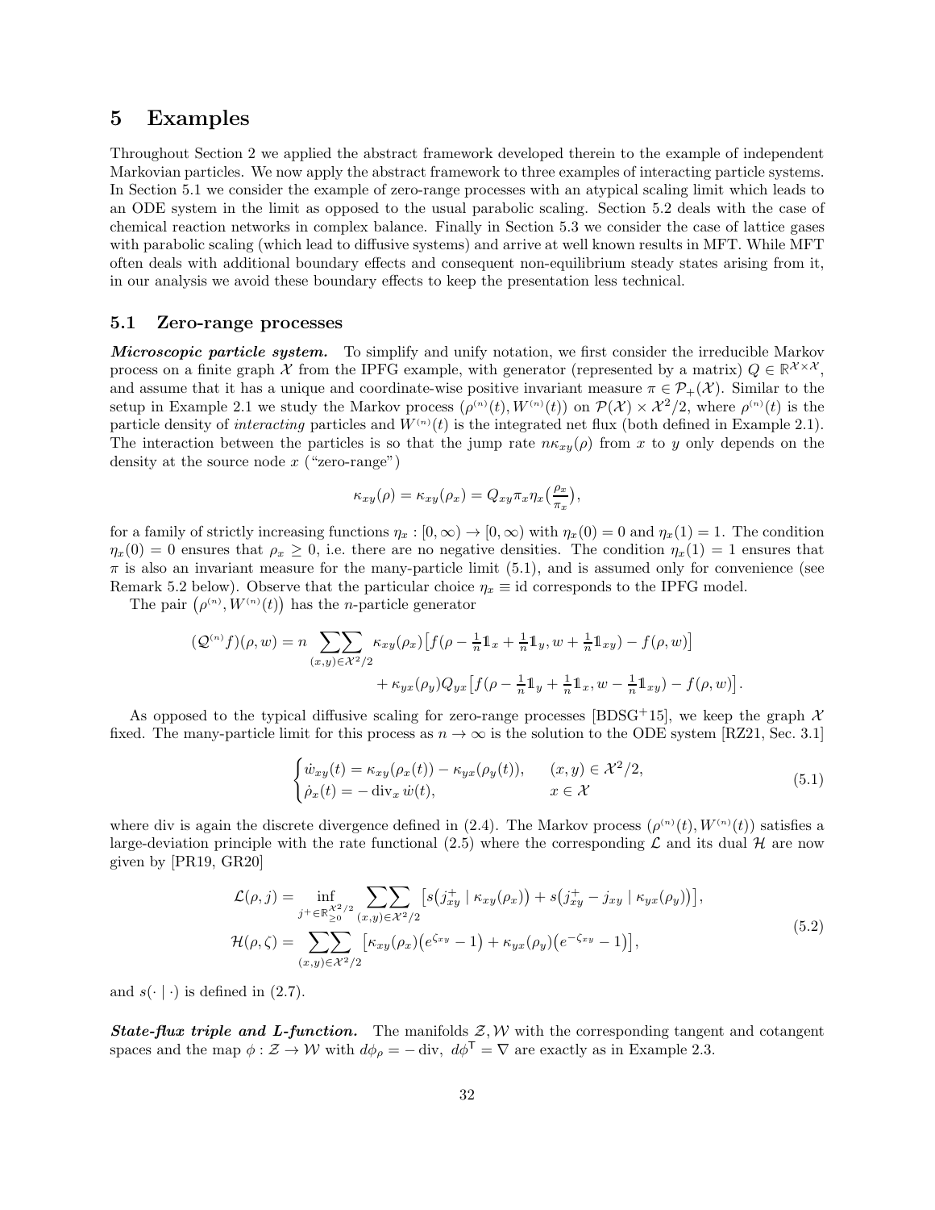# 5 Examples

Throughout Section 2 we applied the abstract framework developed therein to the example of independent Markovian particles. We now apply the abstract framework to three examples of interacting particle systems. In Section 5.1 we consider the example of zero-range processes with an atypical scaling limit which leads to an ODE system in the limit as opposed to the usual parabolic scaling. Section 5.2 deals with the case of chemical reaction networks in complex balance. Finally in Section 5.3 we consider the case of lattice gases with parabolic scaling (which lead to diffusive systems) and arrive at well known results in MFT. While MFT often deals with additional boundary effects and consequent non-equilibrium steady states arising from it, in our analysis we avoid these boundary effects to keep the presentation less technical.

## 5.1 Zero-range processes

***Microscopic particle system.*** To simplify and unify notation, we first consider the irreducible Markov process on a finite graph $\mathcal{X}$ from the IPFG example, with generator (represented by a matrix) $Q \in \mathbb{R}^{\mathcal{X}\times\mathcal{X}}$, and assume that it has a unique and coordinate-wise positive invariant measure $\pi \in \mathcal{P}_+(\mathcal{X})$. Similar to the setup in Example 2.1 we study the Markov process $(\rho^{(n)}(t), W^{(n)}(t))$ on $\mathcal{P}(\mathcal{X}) \times \mathcal{X}^2/2$, where $\rho^{(n)}(t)$ is the particle density of *interacting* particles and $W^{(n)}(t)$ is the integrated net flux (both defined in Example 2.1). The interaction between the particles is so that the jump rate $n\kappa_{xy}(\rho)$ from $x$ to $y$ only depends on the density at the source node $x$ ("zero-range")

$$\kappa_{xy}(\rho) = \kappa_{xy}(\rho_x) = Q_{xy}\pi_x\eta_x\big(\tfrac{\rho_x}{\pi_x}\big),$$

for a family of strictly increasing functions $\eta_x : [0,\infty) \to [0,\infty)$ with $\eta_x(0) = 0$ and $\eta_x(1) = 1$. The condition $\eta_x(0) = 0$ ensures that $\rho_x \geq 0$, i.e. there are no negative densities. The condition $\eta_x(1) = 1$ ensures that $\pi$ is also an invariant measure for the many-particle limit (5.1), and is assumed only for convenience (see Remark 5.2 below). Observe that the particular choice $\eta_x \equiv \mathrm{id}$ corresponds to the IPFG model.

The pair $\big(\rho^{(n)}, W^{(n)}(t)\big)$ has the $n$-particle generator

$$\begin{aligned}(\mathcal{Q}^{(n)}f)(\rho,w) = n \sum\sum_{(x,y)\in\mathcal{X}^2/2} &\kappa_{xy}(\rho_x)\big[f(\rho - \tfrac{1}{n}\mathbb{1}_x + \tfrac{1}{n}\mathbb{1}_y, w + \tfrac{1}{n}\mathbb{1}_{xy}) - f(\rho,w)\big] \\ &+ \kappa_{yx}(\rho_y)Q_{yx}\big[f(\rho - \tfrac{1}{n}\mathbb{1}_y + \tfrac{1}{n}\mathbb{1}_x, w - \tfrac{1}{n}\mathbb{1}_{xy}) - f(\rho,w)\big].\end{aligned}$$

As opposed to the typical diffusive scaling for zero-range processes [BDSG+15], we keep the graph $\mathcal{X}$ fixed. The many-particle limit for this process as $n \to \infty$ is the solution to the ODE system [RZ21, Sec. 3.1]

$$\begin{cases}\dot{w}_{xy}(t) = \kappa_{xy}(\rho_x(t)) - \kappa_{yx}(\rho_y(t)), & (x,y) \in \mathcal{X}^2/2,\\ \dot{\rho}_x(t) = -\operatorname{div}_x \dot{w}(t), & x \in \mathcal{X}\end{cases} \tag{5.1}$$

where div is again the discrete divergence defined in (2.4). The Markov process $(\rho^{(n)}(t), W^{(n)}(t))$ satisfies a large-deviation principle with the rate functional (2.5) where the corresponding $\mathcal{L}$ and its dual $\mathcal{H}$ are now given by [PR19, GR20]

$$\begin{aligned}\mathcal{L}(\rho,j) &= \inf_{j^+\in\mathbb{R}^{\mathcal{X}^2/2}_{\geq 0}} \sum\sum_{(x,y)\in\mathcal{X}^2/2} \big[s\big(j^+_{xy} \mid \kappa_{xy}(\rho_x)\big) + s\big(j^+_{xy} - j_{xy} \mid \kappa_{yx}(\rho_y)\big)\big],\\ \mathcal{H}(\rho,\zeta) &= \sum\sum_{(x,y)\in\mathcal{X}^2/2} \big[\kappa_{xy}(\rho_x)\big(e^{\zeta_{xy}} - 1\big) + \kappa_{yx}(\rho_y)\big(e^{-\zeta_{xy}} - 1\big)\big],\end{aligned} \tag{5.2}$$

and $s(\cdot \mid \cdot)$ is defined in (2.7).

***State-flux triple and L-function.*** The manifolds $\mathcal{Z}, \mathcal{W}$ with the corresponding tangent and cotangent spaces and the map $\phi : \mathcal{Z} \to \mathcal{W}$ with $d\phi_\rho = -\operatorname{div}$, $d\phi^\mathsf{T} = \nabla$ are exactly as in Example 2.3.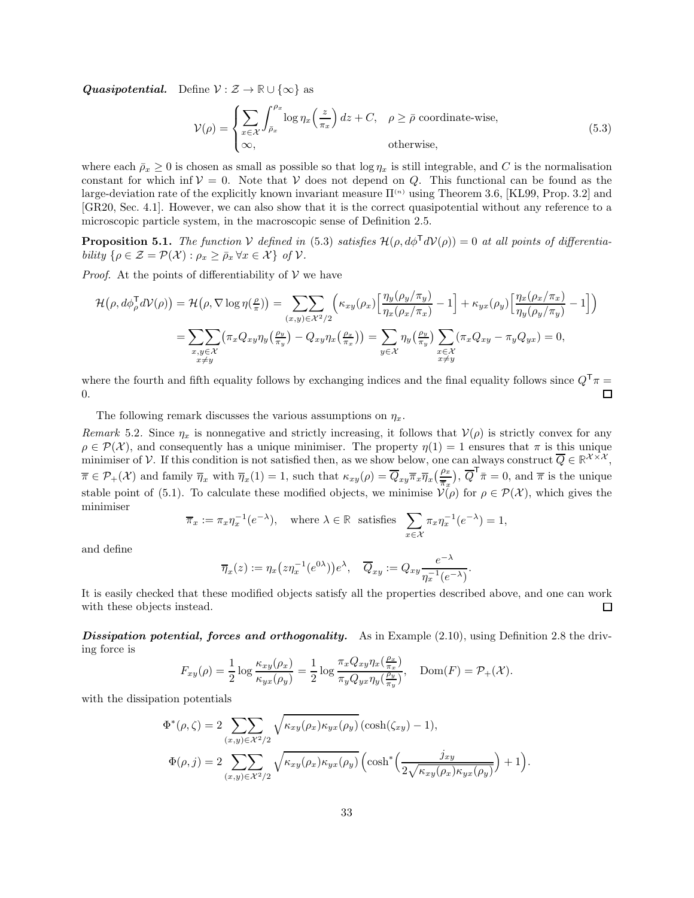***Quasipotential.*** Define $\mathcal{V} : \mathcal{Z} \to \mathbb{R} \cup \{\infty\}$ as

$$
\mathcal{V}(\rho) = \begin{cases} \displaystyle\sum_{x \in \mathcal{X}} \int_{\bar{\rho}_x}^{\rho_x} \log \eta_x\Big(\frac{z}{\pi_x}\Big)\, dz + C, & \rho \geq \bar{\rho} \text{ coordinate-wise}, \\ \infty, & \text{otherwise}, \end{cases} \tag{5.3}
$$

where each $\bar{\rho}_x \geq 0$ is chosen as small as possible so that $\log \eta_x$ is still integrable, and $C$ is the normalisation constant for which $\inf \mathcal{V} = 0$. Note that $\mathcal{V}$ does not depend on $Q$. This functional can be found as the large-deviation rate of the explicitly known invariant measure $\Pi^{(n)}$ using Theorem 3.6, [KL99, Prop. 3.2] and [GR20, Sec. 4.1]. However, we can also show that it is the correct quasipotential without any reference to a microscopic particle system, in the macroscopic sense of Definition 2.5.

**Proposition 5.1.** *The function $\mathcal{V}$ defined in* (5.3) *satisfies $\mathcal{H}(\rho, d\phi^{\mathsf{T}} d\mathcal{V}(\rho)) = 0$ at all points of differentiability $\{\rho \in \mathcal{Z} = \mathcal{P}(\mathcal{X}) : \rho_x \geq \bar{\rho}_x \,\forall x \in \mathcal{X}\}$ of $\mathcal{V}$.*

*Proof.* At the points of differentiability of $\mathcal{V}$ we have

$$
\begin{aligned}
\mathcal{H}\big(\rho, d\phi_\rho^{\mathsf{T}} d\mathcal{V}(\rho)\big) = \mathcal{H}\big(\rho, \nabla \log \eta(\tfrac{\rho}{\pi})\big) &= \sum\sum_{(x,y)\in\mathcal{X}^2/2} \Big(\kappa_{xy}(\rho_x)\Big[\frac{\eta_y(\rho_y/\pi_y)}{\eta_x(\rho_x/\pi_x)} - 1\Big] + \kappa_{yx}(\rho_y)\Big[\frac{\eta_x(\rho_x/\pi_x)}{\eta_y(\rho_y/\pi_y)} - 1\Big]\Big) \\
&= \sum\sum_{\substack{x,y\in\mathcal{X}\\ x\neq y}} \big(\pi_x Q_{xy} \eta_y\big(\tfrac{\rho_y}{\pi_y}\big) - Q_{xy}\eta_x\big(\tfrac{\rho_x}{\pi_x}\big)\big) = \sum_{y\in\mathcal{X}} \eta_y\big(\tfrac{\rho_y}{\pi_y}\big) \sum_{\substack{x\in\mathcal{X}\\ x\neq y}} (\pi_x Q_{xy} - \pi_y Q_{yx}) = 0,
\end{aligned}
$$

where the fourth and fifth equality follows by exchanging indices and the final equality follows since $Q^{\mathsf{T}}\pi = 0$. $\square$

The following remark discusses the various assumptions on $\eta_x$.

*Remark* 5.2. Since $\eta_x$ is nonnegative and strictly increasing, it follows that $\mathcal{V}(\rho)$ is strictly convex for any $\rho \in \mathcal{P}(\mathcal{X})$, and consequently has a unique minimiser. The property $\eta(1) = 1$ ensures that $\pi$ is this unique minimiser of $\mathcal{V}$. If this condition is not satisfied then, as we show below, one can always construct $\overline{Q} \in \mathbb{R}^{\mathcal{X}\times\mathcal{X}}$, $\overline{\pi} \in \mathcal{P}_+(\mathcal{X})$ and family $\overline{\eta}_x$ with $\overline{\eta}_x(1) = 1$, such that $\kappa_{xy}(\rho) = \overline{Q}_{xy}\overline{\pi}_x\overline{\eta}_x\big(\frac{\rho_x}{\overline{\pi}_x}\big)$, $\overline{Q}^{\mathsf{T}}\overline{\pi} = 0$, and $\overline{\pi}$ is the unique stable point of (5.1). To calculate these modified objects, we minimise $\mathcal{V}(\rho)$ for $\rho \in \mathcal{P}(\mathcal{X})$, which gives the minimiser

$$
\overline{\pi}_x := \pi_x \eta_x^{-1}(e^{-\lambda}), \quad \text{where } \lambda \in \mathbb{R} \text{ satisfies } \sum_{x\in\mathcal{X}} \pi_x \eta_x^{-1}(e^{-\lambda}) = 1,
$$

and define

$$
\overline{\eta}_x(z) := \eta_x\big(z\eta_x^{-1}(e^{0\lambda})\big)e^{\lambda}, \quad \overline{Q}_{xy} := Q_{xy}\frac{e^{-\lambda}}{\eta_x^{-1}(e^{-\lambda})}.
$$

It is easily checked that these modified objects satisfy all the properties described above, and one can work with these objects instead. $\square$

***Dissipation potential, forces and orthogonality.*** As in Example (2.10), using Definition 2.8 the driving force is

$$
F_{xy}(\rho) = \frac{1}{2}\log\frac{\kappa_{xy}(\rho_x)}{\kappa_{yx}(\rho_y)} = \frac{1}{2}\log\frac{\pi_x Q_{xy}\eta_x(\frac{\rho_x}{\pi_x})}{\pi_y Q_{yx}\eta_y(\frac{\rho_y}{\pi_y})}, \quad \mathrm{Dom}(F) = \mathcal{P}_+(\mathcal{X}).
$$

with the dissipation potentials

$$
\begin{aligned}
\Phi^*(\rho, \zeta) &= 2\sum\sum_{(x,y)\in\mathcal{X}^2/2} \sqrt{\kappa_{xy}(\rho_x)\kappa_{yx}(\rho_y)}\,(\cosh(\zeta_{xy}) - 1), \\
\Phi(\rho, j) &= 2\sum\sum_{(x,y)\in\mathcal{X}^2/2} \sqrt{\kappa_{xy}(\rho_x)\kappa_{yx}(\rho_y)}\,\Big(\cosh^*\Big(\frac{j_{xy}}{2\sqrt{\kappa_{xy}(\rho_x)\kappa_{yx}(\rho_y)}}\Big) + 1\Big).
\end{aligned}
$$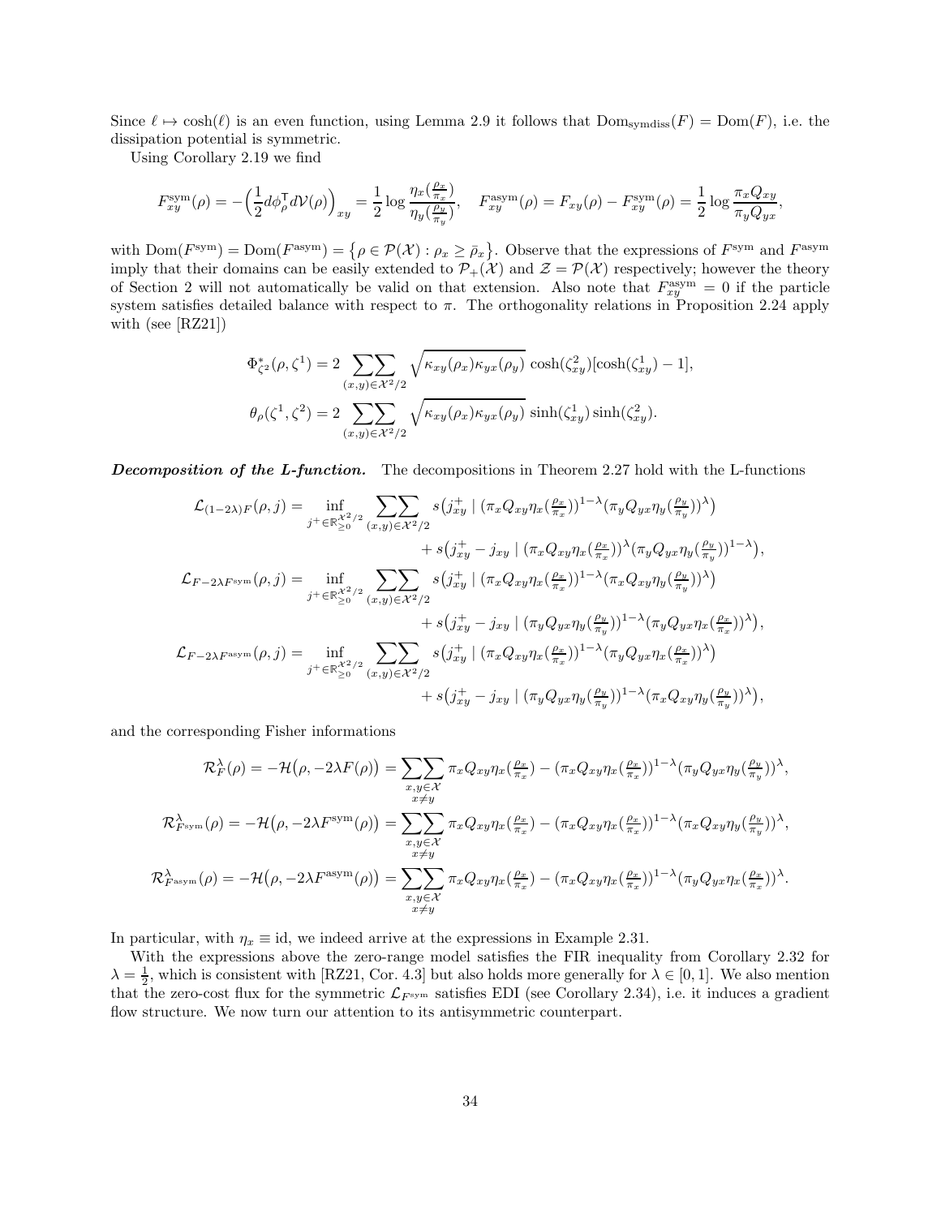Since $\ell \mapsto \cosh(\ell)$ is an even function, using Lemma 2.9 it follows that $\mathrm{Dom}_{\mathrm{symdiss}}(F) = \mathrm{Dom}(F)$, i.e. the dissipation potential is symmetric.

Using Corollary 2.19 we find

$$F^{\mathrm{sym}}_{xy}(\rho) = -\Big(\frac{1}{2} d\phi_\rho^\mathsf{T} d\mathcal{V}(\rho)\Big)_{xy} = \frac{1}{2}\log\frac{\eta_x(\frac{\rho_x}{\pi_x})}{\eta_y(\frac{\rho_y}{\pi_y})}, \quad F^{\mathrm{asym}}_{xy}(\rho) = F_{xy}(\rho) - F^{\mathrm{sym}}_{xy}(\rho) = \frac{1}{2}\log\frac{\pi_x Q_{xy}}{\pi_y Q_{yx}},$$

with $\mathrm{Dom}(F^{\mathrm{sym}}) = \mathrm{Dom}(F^{\mathrm{asym}}) = \big\{\rho \in \mathcal{P}(\mathcal{X}) : \rho_x \geq \bar{\rho}_x\big\}$. Observe that the expressions of $F^{\mathrm{sym}}$ and $F^{\mathrm{asym}}$ imply that their domains can be easily extended to $\mathcal{P}_+(\mathcal{X})$ and $\mathcal{Z} = \mathcal{P}(\mathcal{X})$ respectively; however the theory of Section 2 will not automatically be valid on that extension. Also note that $F^{\mathrm{asym}}_{xy} = 0$ if the particle system satisfies detailed balance with respect to $\pi$. The orthogonality relations in Proposition 2.24 apply with (see [RZ21])

$$\Phi^*_{\zeta^2}(\rho,\zeta^1) = 2\sum\sum_{(x,y)\in\mathcal{X}^2/2} \sqrt{\kappa_{xy}(\rho_x)\kappa_{yx}(\rho_y)}\,\cosh(\zeta^2_{xy})[\cosh(\zeta^1_{xy}) - 1],$$

$$\theta_\rho(\zeta^1,\zeta^2) = 2\sum\sum_{(x,y)\in\mathcal{X}^2/2} \sqrt{\kappa_{xy}(\rho_x)\kappa_{yx}(\rho_y)}\,\sinh(\zeta^1_{xy})\sinh(\zeta^2_{xy}).$$

***Decomposition of the L-function.*** The decompositions in Theorem 2.27 hold with the L-functions

$$\begin{aligned}
\mathcal{L}_{(1-2\lambda)F}(\rho,j) = \inf_{j^+\in\mathbb{R}^{\mathcal{X}^2/2}_{\geq 0}} \sum\sum_{(x,y)\in\mathcal{X}^2/2} & s\big(j^+_{xy} \mid (\pi_x Q_{xy}\eta_x(\tfrac{\rho_x}{\pi_x}))^{1-\lambda}(\pi_y Q_{yx}\eta_y(\tfrac{\rho_y}{\pi_y}))^{\lambda}\big) \\
&+ s\big(j^+_{xy} - j_{xy} \mid (\pi_x Q_{xy}\eta_x(\tfrac{\rho_x}{\pi_x}))^{\lambda}(\pi_y Q_{yx}\eta_y(\tfrac{\rho_y}{\pi_y}))^{1-\lambda}\big), \\
\mathcal{L}_{F-2\lambda F^{\mathrm{sym}}}(\rho,j) = \inf_{j^+\in\mathbb{R}^{\mathcal{X}^2/2}_{\geq 0}} \sum\sum_{(x,y)\in\mathcal{X}^2/2} & s\big(j^+_{xy} \mid (\pi_x Q_{xy}\eta_x(\tfrac{\rho_x}{\pi_x}))^{1-\lambda}(\pi_x Q_{xy}\eta_y(\tfrac{\rho_y}{\pi_y}))^{\lambda}\big) \\
&+ s\big(j^+_{xy} - j_{xy} \mid (\pi_y Q_{yx}\eta_y(\tfrac{\rho_y}{\pi_y}))^{1-\lambda}(\pi_y Q_{yx}\eta_x(\tfrac{\rho_x}{\pi_x}))^{\lambda}\big), \\
\mathcal{L}_{F-2\lambda F^{\mathrm{asym}}}(\rho,j) = \inf_{j^+\in\mathbb{R}^{\mathcal{X}^2/2}_{\geq 0}} \sum\sum_{(x,y)\in\mathcal{X}^2/2} & s\big(j^+_{xy} \mid (\pi_x Q_{xy}\eta_x(\tfrac{\rho_x}{\pi_x}))^{1-\lambda}(\pi_y Q_{yx}\eta_x(\tfrac{\rho_x}{\pi_x}))^{\lambda}\big) \\
&+ s\big(j^+_{xy} - j_{xy} \mid (\pi_y Q_{yx}\eta_y(\tfrac{\rho_y}{\pi_y}))^{1-\lambda}(\pi_x Q_{xy}\eta_y(\tfrac{\rho_y}{\pi_y}))^{\lambda}\big),
\end{aligned}$$

and the corresponding Fisher informations

$$\begin{aligned}
\mathcal{R}^\lambda_F(\rho) &= -\mathcal{H}\big(\rho, -2\lambda F(\rho)\big) = \sum\sum_{\substack{x,y\in\mathcal{X}\\ x\neq y}} \pi_x Q_{xy}\eta_x(\tfrac{\rho_x}{\pi_x}) - (\pi_x Q_{xy}\eta_x(\tfrac{\rho_x}{\pi_x}))^{1-\lambda}(\pi_y Q_{yx}\eta_y(\tfrac{\rho_y}{\pi_y}))^{\lambda}, \\
\mathcal{R}^\lambda_{F^{\mathrm{sym}}}(\rho) &= -\mathcal{H}\big(\rho, -2\lambda F^{\mathrm{sym}}(\rho)\big) = \sum\sum_{\substack{x,y\in\mathcal{X}\\ x\neq y}} \pi_x Q_{xy}\eta_x(\tfrac{\rho_x}{\pi_x}) - (\pi_x Q_{xy}\eta_x(\tfrac{\rho_x}{\pi_x}))^{1-\lambda}(\pi_x Q_{xy}\eta_y(\tfrac{\rho_y}{\pi_y}))^{\lambda}, \\
\mathcal{R}^\lambda_{F^{\mathrm{asym}}}(\rho) &= -\mathcal{H}\big(\rho, -2\lambda F^{\mathrm{asym}}(\rho)\big) = \sum\sum_{\substack{x,y\in\mathcal{X}\\ x\neq y}} \pi_x Q_{xy}\eta_x(\tfrac{\rho_x}{\pi_x}) - (\pi_x Q_{xy}\eta_x(\tfrac{\rho_x}{\pi_x}))^{1-\lambda}(\pi_y Q_{yx}\eta_x(\tfrac{\rho_x}{\pi_x}))^{\lambda}.
\end{aligned}$$

In particular, with $\eta_x \equiv \mathrm{id}$, we indeed arrive at the expressions in Example 2.31.

With the expressions above the zero-range model satisfies the FIR inequality from Corollary 2.32 for $\lambda = \frac{1}{2}$, which is consistent with [RZ21, Cor. 4.3] but also holds more generally for $\lambda \in [0,1]$. We also mention that the zero-cost flux for the symmetric $\mathcal{L}_{F^{\mathrm{sym}}}$ satisfies EDI (see Corollary 2.34), i.e. it induces a gradient flow structure. We now turn our attention to its antisymmetric counterpart.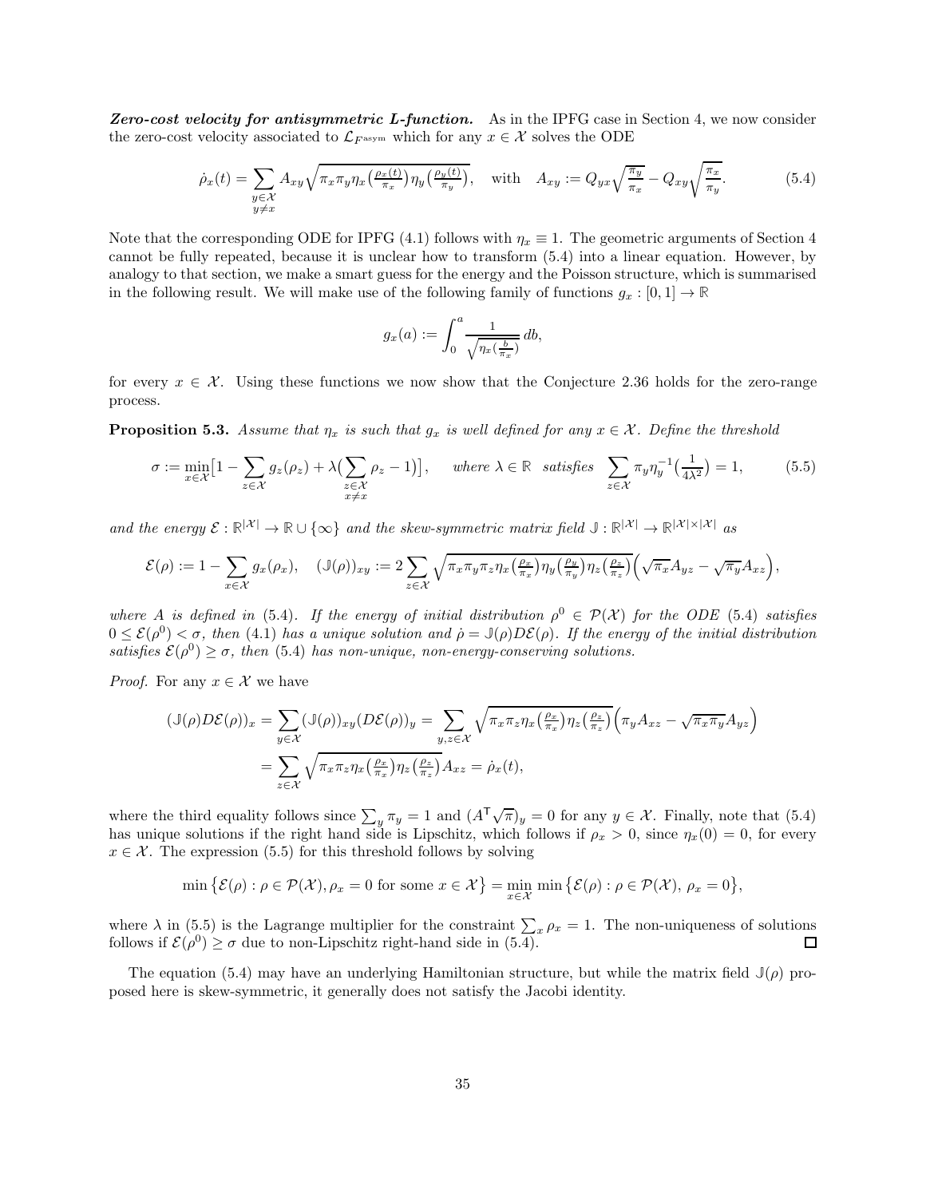***Zero-cost velocity for antisymmetric L-function.*** As in the IPFG case in Section 4, we now consider the zero-cost velocity associated to $\mathcal{L}_{F^{\text{asym}}}$ which for any $x \in \mathcal{X}$ solves the ODE

$$\dot{\rho}_x(t) = \sum_{\substack{y \in \mathcal{X} \\ y \neq x}} A_{xy} \sqrt{\pi_x \pi_y \eta_x\big(\tfrac{\rho_x(t)}{\pi_x}\big) \eta_y\big(\tfrac{\rho_y(t)}{\pi_y}\big)}, \quad \text{with} \quad A_{xy} := Q_{yx}\sqrt{\tfrac{\pi_y}{\pi_x}} - Q_{xy}\sqrt{\tfrac{\pi_x}{\pi_y}}. \tag{5.4}$$

Note that the corresponding ODE for IPFG (4.1) follows with $\eta_x \equiv 1$. The geometric arguments of Section 4 cannot be fully repeated, because it is unclear how to transform (5.4) into a linear equation. However, by analogy to that section, we make a smart guess for the energy and the Poisson structure, which is summarised in the following result. We will make use of the following family of functions $g_x : [0, 1] \to \mathbb{R}$

$$g_x(a) := \int_0^a \frac{1}{\sqrt{\eta_x(\frac{b}{\pi_x})}}\, db,$$

for every $x \in \mathcal{X}$. Using these functions we now show that the Conjecture 2.36 holds for the zero-range process.

**Proposition 5.3.** *Assume that $\eta_x$ is such that $g_x$ is well defined for any $x \in \mathcal{X}$. Define the threshold*

$$\sigma := \min_{x \in \mathcal{X}} \Big[1 - \sum_{z \in \mathcal{X}} g_z(\rho_z) + \lambda\Big(\sum_{\substack{z \in \mathcal{X} \\ x \neq x}} \rho_z - 1\Big)\Big], \quad \textit{where } \lambda \in \mathbb{R} \ \textit{ satisfies } \ \sum_{z \in \mathcal{X}} \pi_y \eta_y^{-1}\big(\tfrac{1}{4\lambda^2}\big) = 1, \tag{5.5}$$

*and the energy $\mathcal{E} : \mathbb{R}^{|\mathcal{X}|} \to \mathbb{R} \cup \{\infty\}$ and the skew-symmetric matrix field $\mathbb{J} : \mathbb{R}^{|\mathcal{X}|} \to \mathbb{R}^{|\mathcal{X}| \times |\mathcal{X}|}$ as*

$$\mathcal{E}(\rho) := 1 - \sum_{x \in \mathcal{X}} g_x(\rho_x), \quad (\mathbb{J}(\rho))_{xy} := 2 \sum_{z \in \mathcal{X}} \sqrt{\pi_x \pi_y \pi_z \eta_x\big(\tfrac{\rho_x}{\pi_x}\big) \eta_y\big(\tfrac{\rho_y}{\pi_y}\big) \eta_z\big(\tfrac{\rho_z}{\pi_z}\big)} \Big(\sqrt{\pi_x} A_{yz} - \sqrt{\pi_y} A_{xz}\Big),$$

*where $A$ is defined in (5.4). If the energy of initial distribution $\rho^0 \in \mathcal{P}(\mathcal{X})$ for the ODE (5.4) satisfies $0 \leq \mathcal{E}(\rho^0) < \sigma$, then (4.1) has a unique solution and $\dot{\rho} = \mathbb{J}(\rho) D\mathcal{E}(\rho)$. If the energy of the initial distribution satisfies $\mathcal{E}(\rho^0) \geq \sigma$, then (5.4) has non-unique, non-energy-conserving solutions.*

*Proof.* For any $x \in \mathcal{X}$ we have

$$\begin{aligned}
(\mathbb{J}(\rho) D\mathcal{E}(\rho))_x &= \sum_{y \in \mathcal{X}} (\mathbb{J}(\rho))_{xy} (D\mathcal{E}(\rho))_y = \sum_{y,z \in \mathcal{X}} \sqrt{\pi_x \pi_z \eta_x\big(\tfrac{\rho_x}{\pi_x}\big) \eta_z\big(\tfrac{\rho_z}{\pi_z}\big)} \Big(\pi_y A_{xz} - \sqrt{\pi_x \pi_y} A_{yz}\Big) \\
&= \sum_{z \in \mathcal{X}} \sqrt{\pi_x \pi_z \eta_x\big(\tfrac{\rho_x}{\pi_x}\big) \eta_z\big(\tfrac{\rho_z}{\pi_z}\big)} A_{xz} = \dot{\rho}_x(t),
\end{aligned}$$

where the third equality follows since $\sum_y \pi_y = 1$ and $(A^\mathsf{T}\sqrt{\pi})_y = 0$ for any $y \in \mathcal{X}$. Finally, note that (5.4) has unique solutions if the right hand side is Lipschitz, which follows if $\rho_x > 0$, since $\eta_x(0) = 0$, for every $x \in \mathcal{X}$. The expression (5.5) for this threshold follows by solving

$$\min\big\{\mathcal{E}(\rho) : \rho \in \mathcal{P}(\mathcal{X}), \rho_x = 0 \text{ for some } x \in \mathcal{X}\big\} = \min_{x \in \mathcal{X}} \min\big\{\mathcal{E}(\rho) : \rho \in \mathcal{P}(\mathcal{X}),\ \rho_x = 0\big\},$$

where $\lambda$ in (5.5) is the Lagrange multiplier for the constraint $\sum_x \rho_x = 1$. The non-uniqueness of solutions follows if $\mathcal{E}(\rho^0) \geq \sigma$ due to non-Lipschitz right-hand side in (5.4). □

The equation (5.4) may have an underlying Hamiltonian structure, but while the matrix field $\mathbb{J}(\rho)$ proposed here is skew-symmetric, it generally does not satisfy the Jacobi identity.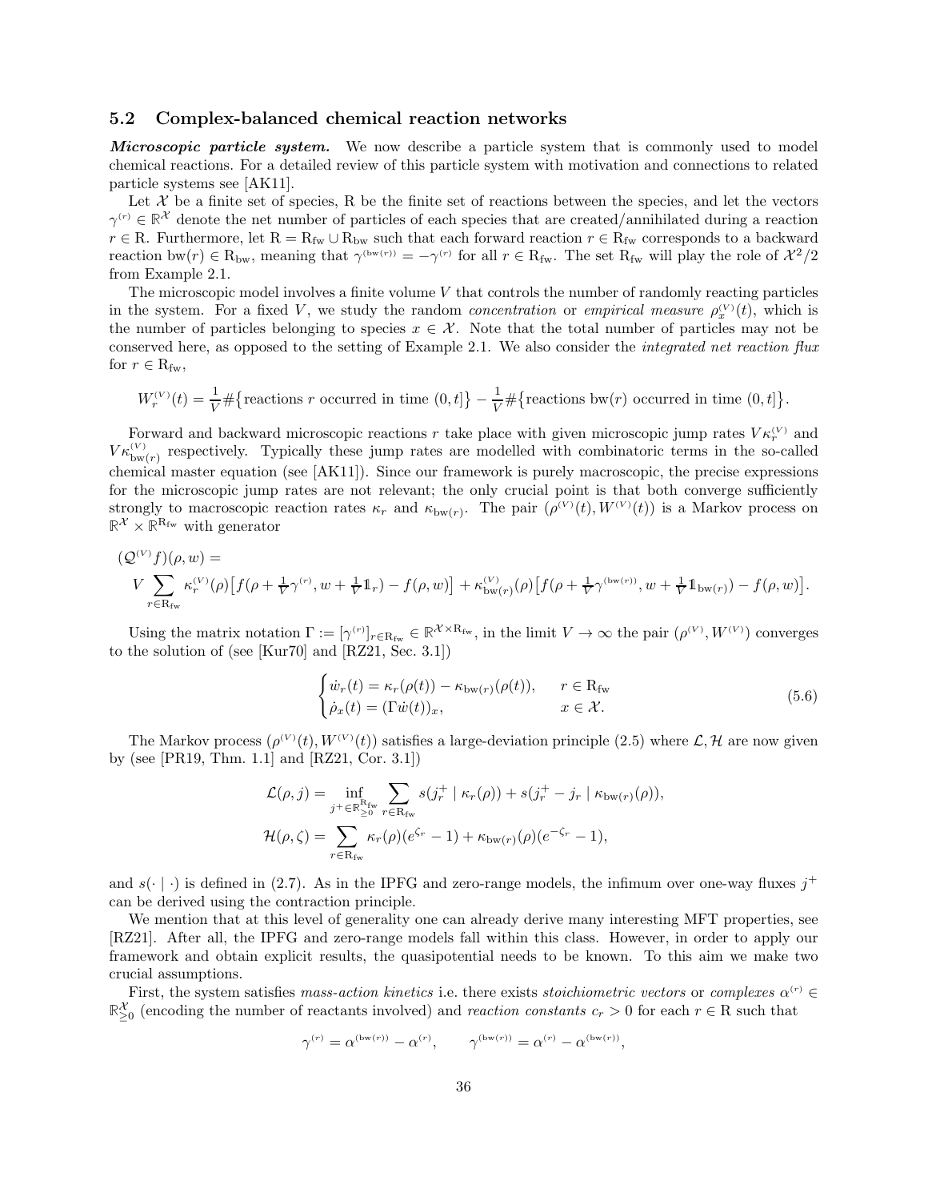### 5.2 Complex-balanced chemical reaction networks

***Microscopic particle system.*** We now describe a particle system that is commonly used to model chemical reactions. For a detailed review of this particle system with motivation and connections to related particle systems see [AK11].

Let $\mathcal{X}$ be a finite set of species, R be the finite set of reactions between the species, and let the vectors $\gamma^{(r)} \in \mathbb{R}^{\mathcal{X}}$ denote the net number of particles of each species that are created/annihilated during a reaction $r \in \mathrm{R}$. Furthermore, let $\mathrm{R} = \mathrm{R}_{\mathrm{fw}} \cup \mathrm{R}_{\mathrm{bw}}$ such that each forward reaction $r \in \mathrm{R}_{\mathrm{fw}}$ corresponds to a backward reaction $\mathrm{bw}(r) \in \mathrm{R}_{\mathrm{bw}}$, meaning that $\gamma^{(\mathrm{bw}(r))} = -\gamma^{(r)}$ for all $r \in \mathrm{R}_{\mathrm{fw}}$. The set $\mathrm{R}_{\mathrm{fw}}$ will play the role of $\mathcal{X}^2/2$ from Example 2.1.

The microscopic model involves a finite volume $V$ that controls the number of randomly reacting particles in the system. For a fixed $V$, we study the random *concentration* or *empirical measure* $\rho^{(V)}_x(t)$, which is the number of particles belonging to species $x \in \mathcal{X}$. Note that the total number of particles may not be conserved here, as opposed to the setting of Example 2.1. We also consider the *integrated net reaction flux* for $r \in \mathrm{R}_{\mathrm{fw}}$,

$$W^{(V)}_r(t) = \frac{1}{V}\#\big\{\text{reactions } r \text{ occurred in time } (0,t]\big\} - \frac{1}{V}\#\big\{\text{reactions } \mathrm{bw}(r) \text{ occurred in time } (0,t]\big\}.$$

Forward and backward microscopic reactions $r$ take place with given microscopic jump rates $V\kappa^{(V)}_r$ and $V\kappa^{(V)}_{\mathrm{bw}(r)}$ respectively. Typically these jump rates are modelled with combinatoric terms in the so-called chemical master equation (see [AK11]). Since our framework is purely macroscopic, the precise expressions for the microscopic jump rates are not relevant; the only crucial point is that both converge sufficiently strongly to macroscopic reaction rates $\kappa_r$ and $\kappa_{\mathrm{bw}(r)}$. The pair $(\rho^{(V)}(t), W^{(V)}(t))$ is a Markov process on $\mathbb{R}^{\mathcal{X}} \times \mathbb{R}^{\mathrm{R}_{\mathrm{fw}}}$ with generator

$$(\mathcal{Q}^{(V)}f)(\rho,w) = \\ V\sum_{r\in\mathrm{R}_{\mathrm{fw}}} \kappa^{(V)}_r(\rho)\big[f(\rho + \tfrac{1}{V}\gamma^{(r)}, w + \tfrac{1}{V}\mathbb{1}_r) - f(\rho,w)\big] + \kappa^{(V)}_{\mathrm{bw}(r)}(\rho)\big[f(\rho + \tfrac{1}{V}\gamma^{(\mathrm{bw}(r))}, w + \tfrac{1}{V}\mathbb{1}_{\mathrm{bw}(r)}) - f(\rho,w)\big].$$

Using the matrix notation $\Gamma := [\gamma^{(r)}]_{r\in\mathrm{R}_{\mathrm{fw}}} \in \mathbb{R}^{\mathcal{X}\times\mathrm{R}_{\mathrm{fw}}}$, in the limit $V\to\infty$ the pair $(\rho^{(V)}, W^{(V)})$ converges to the solution of (see [Kur70] and [RZ21, Sec. 3.1])

$$\begin{cases} \dot{w}_r(t) = \kappa_r(\rho(t)) - \kappa_{\mathrm{bw}(r)}(\rho(t)), & r \in \mathrm{R}_{\mathrm{fw}} \\ \dot{\rho}_x(t) = (\Gamma\dot{w}(t))_x, & x \in \mathcal{X}. \end{cases} \tag{5.6}$$

The Markov process $(\rho^{(V)}(t), W^{(V)}(t))$ satisfies a large-deviation principle (2.5) where $\mathcal{L},\mathcal{H}$ are now given by (see [PR19, Thm. 1.1] and [RZ21, Cor. 3.1])

$$\mathcal{L}(\rho,j) = \inf_{j^+\in\mathbb{R}^{\mathrm{R}_{\mathrm{fw}}}_{\geq 0}} \sum_{r\in\mathrm{R}_{\mathrm{fw}}} s(j^+_r \mid \kappa_r(\rho)) + s(j^+_r - j_r \mid \kappa_{\mathrm{bw}(r)}(\rho)),$$
$$\mathcal{H}(\rho,\zeta) = \sum_{r\in\mathrm{R}_{\mathrm{fw}}} \kappa_r(\rho)(e^{\zeta_r}-1) + \kappa_{\mathrm{bw}(r)}(\rho)(e^{-\zeta_r}-1),$$

and $s(\cdot\mid\cdot)$ is defined in (2.7). As in the IPFG and zero-range models, the infimum over one-way fluxes $j^+$ can be derived using the contraction principle.

We mention that at this level of generality one can already derive many interesting MFT properties, see [RZ21]. After all, the IPFG and zero-range models fall within this class. However, in order to apply our framework and obtain explicit results, the quasipotential needs to be known. To this aim we make two crucial assumptions.

First, the system satisfies *mass-action kinetics* i.e. there exists *stoichiometric vectors* or *complexes* $\alpha^{(r)} \in \mathbb{R}^{\mathcal{X}}_{\geq 0}$ (encoding the number of reactants involved) and *reaction constants* $c_r > 0$ for each $r \in \mathrm{R}$ such that

$$\gamma^{(r)} = \alpha^{(\mathrm{bw}(r))} - \alpha^{(r)}, \qquad \gamma^{(\mathrm{bw}(r))} = \alpha^{(r)} - \alpha^{(\mathrm{bw}(r))},$$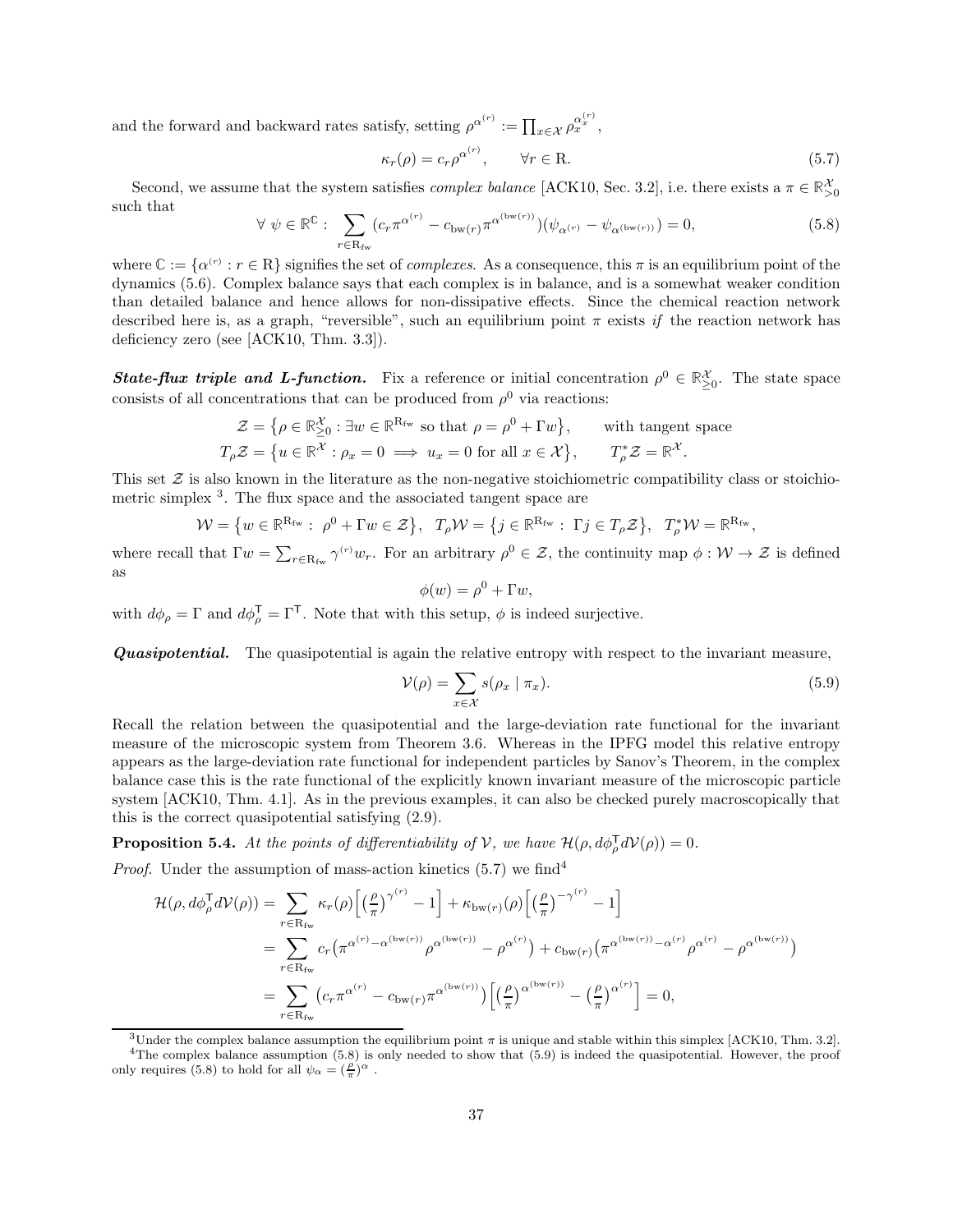and the forward and backward rates satisfy, setting $\rho^{\alpha^{(r)}} := \prod_{x\in\mathcal{X}} \rho_x^{\alpha_x^{(r)}}$,

$$\kappa_r(\rho) = c_r \rho^{\alpha^{(r)}}, \qquad \forall r \in \mathrm{R}. \tag{5.7}$$

Second, we assume that the system satisfies *complex balance* [ACK10, Sec. 3.2], i.e. there exists a $\pi \in \mathbb{R}^{\mathcal{X}}_{>0}$ such that

$$\forall\ \psi \in \mathbb{R}^{\mathbb{C}} : \sum_{r\in\mathrm{R_{fw}}} (c_r \pi^{\alpha^{(r)}} - c_{\mathrm{bw}(r)}\pi^{\alpha^{(\mathrm{bw}(r))}})(\psi_{\alpha^{(r)}} - \psi_{\alpha^{(\mathrm{bw}(r))}}) = 0, \tag{5.8}$$

where $\mathbb{C} := \{\alpha^{(r)} : r \in \mathrm{R}\}$ signifies the set of *complexes*. As a consequence, this $\pi$ is an equilibrium point of the dynamics (5.6). Complex balance says that each complex is in balance, and is a somewhat weaker condition than detailed balance and hence allows for non-dissipative effects. Since the chemical reaction network described here is, as a graph, "reversible", such an equilibrium point $\pi$ exists *if* the reaction network has deficiency zero (see [ACK10, Thm. 3.3]).

***State-flux triple and L-function.*** Fix a reference or initial concentration $\rho^0 \in \mathbb{R}^{\mathcal{X}}_{\geq 0}$. The state space consists of all concentrations that can be produced from $\rho^0$ via reactions:

$$\mathcal{Z} = \left\{\rho \in \mathbb{R}^{\mathcal{X}}_{\geq 0} : \exists w \in \mathbb{R}^{\mathrm{R_{fw}}} \text{ so that } \rho = \rho^0 + \Gamma w\right\}, \qquad \text{with tangent space}$$
$$T_\rho\mathcal{Z} = \left\{u \in \mathbb{R}^{\mathcal{X}} : \rho_x = 0 \implies u_x = 0 \text{ for all } x \in \mathcal{X}\right\}, \qquad T^*_\rho\mathcal{Z} = \mathbb{R}^{\mathcal{X}}.$$

This set $\mathcal{Z}$ is also known in the literature as the non-negative stoichiometric compatibility class or stoichiometric simplex [3]. The flux space and the associated tangent space are

$$\mathcal{W} = \left\{w \in \mathbb{R}^{\mathrm{R_{fw}}} :\ \rho^0 + \Gamma w \in \mathcal{Z}\right\},\ \ T_\rho\mathcal{W} = \left\{j \in \mathbb{R}^{\mathrm{R_{fw}}} :\ \Gamma j \in T_\rho\mathcal{Z}\right\},\ \ T^*_\rho\mathcal{W} = \mathbb{R}^{\mathrm{R_{fw}}},$$

where recall that $\Gamma w = \sum_{r\in\mathrm{R_{fw}}} \gamma^{(r)} w_r$. For an arbitrary $\rho^0 \in \mathcal{Z}$, the continuity map $\phi : \mathcal{W} \to \mathcal{Z}$ is defined as

$$\phi(w) = \rho^0 + \Gamma w,$$

with $d\phi_\rho = \Gamma$ and $d\phi_\rho^{\mathsf{T}} = \Gamma^{\mathsf{T}}$. Note that with this setup, $\phi$ is indeed surjective.

***Quasipotential.*** The quasipotential is again the relative entropy with respect to the invariant measure,

$$\mathcal{V}(\rho) = \sum_{x\in\mathcal{X}} s(\rho_x \mid \pi_x). \tag{5.9}$$

Recall the relation between the quasipotential and the large-deviation rate functional for the invariant measure of the microscopic system from Theorem 3.6. Whereas in the IPFG model this relative entropy appears as the large-deviation rate functional for independent particles by Sanov's Theorem, in the complex balance case this is the rate functional of the explicitly known invariant measure of the microscopic particle system [ACK10, Thm. 4.1]. As in the previous examples, it can also be checked purely macroscopically that this is the correct quasipotential satisfying (2.9).

**Proposition 5.4.** *At the points of differentiability of $\mathcal{V}$, we have $\mathcal{H}(\rho, d\phi_\rho^{\mathsf{T}} d\mathcal{V}(\rho)) = 0$.*

*Proof.* Under the assumption of mass-action kinetics (5.7) we find[4]

$$\begin{aligned}
\mathcal{H}(\rho, d\phi_\rho^{\mathsf{T}} d\mathcal{V}(\rho)) &= \sum_{r\in\mathrm{R_{fw}}} \kappa_r(\rho)\Big[\big(\tfrac{\rho}{\pi}\big)^{\gamma^{(r)}} - 1\Big] + \kappa_{\mathrm{bw}(r)}(\rho)\Big[\big(\tfrac{\rho}{\pi}\big)^{-\gamma^{(r)}} - 1\Big] \\
&= \sum_{r\in\mathrm{R_{fw}}} c_r\big(\pi^{\alpha^{(r)}-\alpha^{(\mathrm{bw}(r))}}\rho^{\alpha^{(\mathrm{bw}(r))}} - \rho^{\alpha^{(r)}}\big) + c_{\mathrm{bw}(r)}\big(\pi^{\alpha^{(\mathrm{bw}(r))}-\alpha^{(r)}}\rho^{\alpha^{(r)}} - \rho^{\alpha^{(\mathrm{bw}(r))}}\big) \\
&= \sum_{r\in\mathrm{R_{fw}}} \big(c_r\pi^{\alpha^{(r)}} - c_{\mathrm{bw}(r)}\pi^{\alpha^{(\mathrm{bw}(r))}}\big)\Big[\big(\tfrac{\rho}{\pi}\big)^{\alpha^{(\mathrm{bw}(r))}} - \big(\tfrac{\rho}{\pi}\big)^{\alpha^{(r)}}\Big] = 0,
\end{aligned}$$

---

[3] Under the complex balance assumption the equilibrium point $\pi$ is unique and stable within this simplex [ACK10, Thm. 3.2].

[4] The complex balance assumption (5.8) is only needed to show that (5.9) is indeed the quasipotential. However, the proof only requires (5.8) to hold for all $\psi_\alpha = (\frac{\rho}{\pi})^\alpha$ .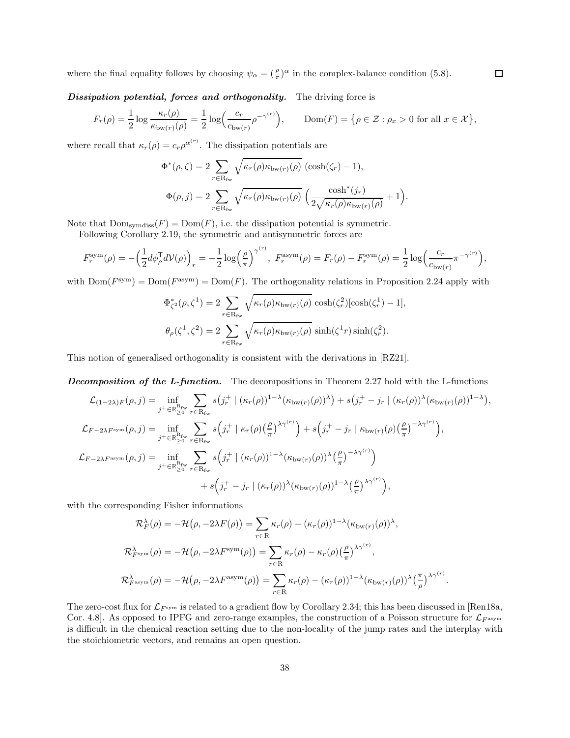where the final equality follows by choosing $\psi_\alpha = (\frac{\rho}{\pi})^\alpha$ in the complex-balance condition (5.8). $\square$

***Dissipation potential, forces and orthogonality.*** The driving force is

$$F_r(\rho) = \frac{1}{2}\log\frac{\kappa_r(\rho)}{\kappa_{\mathrm{bw}(r)}(\rho)} = \frac{1}{2}\log\Big(\frac{c_r}{c_{\mathrm{bw}(r)}}\rho^{-\gamma^{(r)}}\Big), \qquad \mathrm{Dom}(F) = \big\{\rho \in \mathcal{Z} : \rho_x > 0 \text{ for all } x \in \mathcal{X}\big\},$$

where recall that $\kappa_r(\rho) = c_r\rho^{\alpha^{(r)}}$. The dissipation potentials are

$$\Phi^*(\rho,\zeta) = 2\sum_{r\in\mathrm{R_{fw}}} \sqrt{\kappa_r(\rho)\kappa_{\mathrm{bw}(r)}(\rho)}\ (\cosh(\zeta_r) - 1),$$

$$\Phi(\rho,j) = 2\sum_{r\in\mathrm{R_{fw}}} \sqrt{\kappa_r(\rho)\kappa_{\mathrm{bw}(r)}(\rho)}\ \Big(\frac{\cosh^*(j_r)}{2\sqrt{\kappa_r(\rho)\kappa_{\mathrm{bw}(r)}(\rho)}} + 1\Big).$$

Note that $\mathrm{Dom}_{\mathrm{symdiss}}(F) = \mathrm{Dom}(F)$, i.e. the dissipation potential is symmetric.

Following Corollary 2.19, the symmetric and antisymmetric forces are

$$F^{\mathrm{sym}}_r(\rho) = -\Big(\frac{1}{2}d\phi^{\mathsf{T}}_\rho d\mathcal{V}(\rho)\Big)_r = -\frac{1}{2}\log\Big(\frac{\rho}{\pi}\Big)^{\gamma^{(r)}},\ F^{\mathrm{asym}}_r(\rho) = F_r(\rho) - F^{\mathrm{sym}}_r(\rho) = \frac{1}{2}\log\Big(\frac{c_r}{c_{\mathrm{bw}(r)}}\pi^{-\gamma^{(r)}}\Big),$$

with $\mathrm{Dom}(F^{\mathrm{sym}}) = \mathrm{Dom}(F^{\mathrm{asym}}) = \mathrm{Dom}(F)$. The orthogonality relations in Proposition 2.24 apply with

$$\Phi^*_{\zeta^2}(\rho,\zeta^1) = 2\sum_{r\in\mathrm{R_{fw}}} \sqrt{\kappa_r(\rho)\kappa_{\mathrm{bw}(r)}(\rho)}\ \cosh(\zeta^2_r)[\cosh(\zeta^1_r) - 1],$$

$$\theta_\rho(\zeta^1,\zeta^2) = 2\sum_{r\in\mathrm{R_{fw}}} \sqrt{\kappa_r(\rho)\kappa_{\mathrm{bw}(r)}(\rho)}\ \sinh(\zeta^1 r)\sinh(\zeta^2_r).$$

This notion of generalised orthogonality is consistent with the derivations in [RZ21].

***Decomposition of the L-function.*** The decompositions in Theorem 2.27 hold with the L-functions

$$\mathcal{L}_{(1-2\lambda)F}(\rho,j) = \inf_{j^+\in\mathbb{R}^{\mathrm{R_{fw}}}_{\geq 0}} \sum_{r\in\mathrm{R_{fw}}} s\big(j^+_r \mid (\kappa_r(\rho))^{1-\lambda}(\kappa_{\mathrm{bw}(r)}(\rho))^{\lambda}\big) + s\big(j^+_r - j_r \mid (\kappa_r(\rho))^{\lambda}(\kappa_{\mathrm{bw}(r)}(\rho))^{1-\lambda}\big),$$

$$\mathcal{L}_{F-2\lambda F^{\mathrm{sym}}}(\rho,j) = \inf_{j^+\in\mathbb{R}^{\mathrm{R_{fw}}}_{\geq 0}} \sum_{r\in\mathrm{R_{fw}}} s\Big(j^+_r \mid \kappa_r(\rho)\big(\frac{\rho}{\pi}\big)^{\lambda\gamma^{(r)}}\Big) + s\Big(j^+_r - j_r \mid \kappa_{\mathrm{bw}(r)}(\rho)\big(\frac{\rho}{\pi}\big)^{-\lambda\gamma^{(r)}}\Big),$$

$$\begin{aligned}\mathcal{L}_{F-2\lambda F^{\mathrm{asym}}}(\rho,j) = \inf_{j^+\in\mathbb{R}^{\mathrm{R_{fw}}}_{\geq 0}} \sum_{r\in\mathrm{R_{fw}}} &s\Big(j^+_r \mid (\kappa_r(\rho))^{1-\lambda}(\kappa_{\mathrm{bw}(r)}(\rho))^{\lambda}\big(\frac{\rho}{\pi}\big)^{-\lambda\gamma^{(r)}}\Big)\\ &+ s\Big(j^+_r - j_r \mid (\kappa_r(\rho))^{\lambda}(\kappa_{\mathrm{bw}(r)}(\rho))^{1-\lambda}\big(\frac{\rho}{\pi}\big)^{\lambda\gamma^{(r)}}\Big),\end{aligned}$$

with the corresponding Fisher informations

$$\mathcal{R}^\lambda_F(\rho) = -\mathcal{H}\big(\rho, -2\lambda F(\rho)\big) = \sum_{r\in\mathrm{R}} \kappa_r(\rho) - (\kappa_r(\rho))^{1-\lambda}(\kappa_{\mathrm{bw}(r)}(\rho))^{\lambda},$$

$$\mathcal{R}^\lambda_{F^{\mathrm{sym}}}(\rho) = -\mathcal{H}\big(\rho, -2\lambda F^{\mathrm{sym}}(\rho)\big) = \sum_{r\in\mathrm{R}} \kappa_r(\rho) - \kappa_r(\rho)\big(\frac{\rho}{\pi}\big)^{\lambda\gamma^{(r)}},$$

$$\mathcal{R}^\lambda_{F^{\mathrm{asym}}}(\rho) = -\mathcal{H}\big(\rho, -2\lambda F^{\mathrm{asym}}(\rho)\big) = \sum_{r\in\mathrm{R}} \kappa_r(\rho) - (\kappa_r(\rho))^{1-\lambda}(\kappa_{\mathrm{bw}(r)}(\rho))^{\lambda}\big(\frac{\pi}{\rho}\big)^{\lambda\gamma^{(r)}}.$$

The zero-cost flux for $\mathcal{L}_{F^{\mathrm{sym}}}$ is related to a gradient flow by Corollary 2.34; this has been discussed in [Ren18a, Cor. 4.8]. As opposed to IPFG and zero-range examples, the construction of a Poisson structure for $\mathcal{L}_{F^{\mathrm{asym}}}$ is difficult in the chemical reaction setting due to the non-locality of the jump rates and the interplay with the stoichiometric vectors, and remains an open question.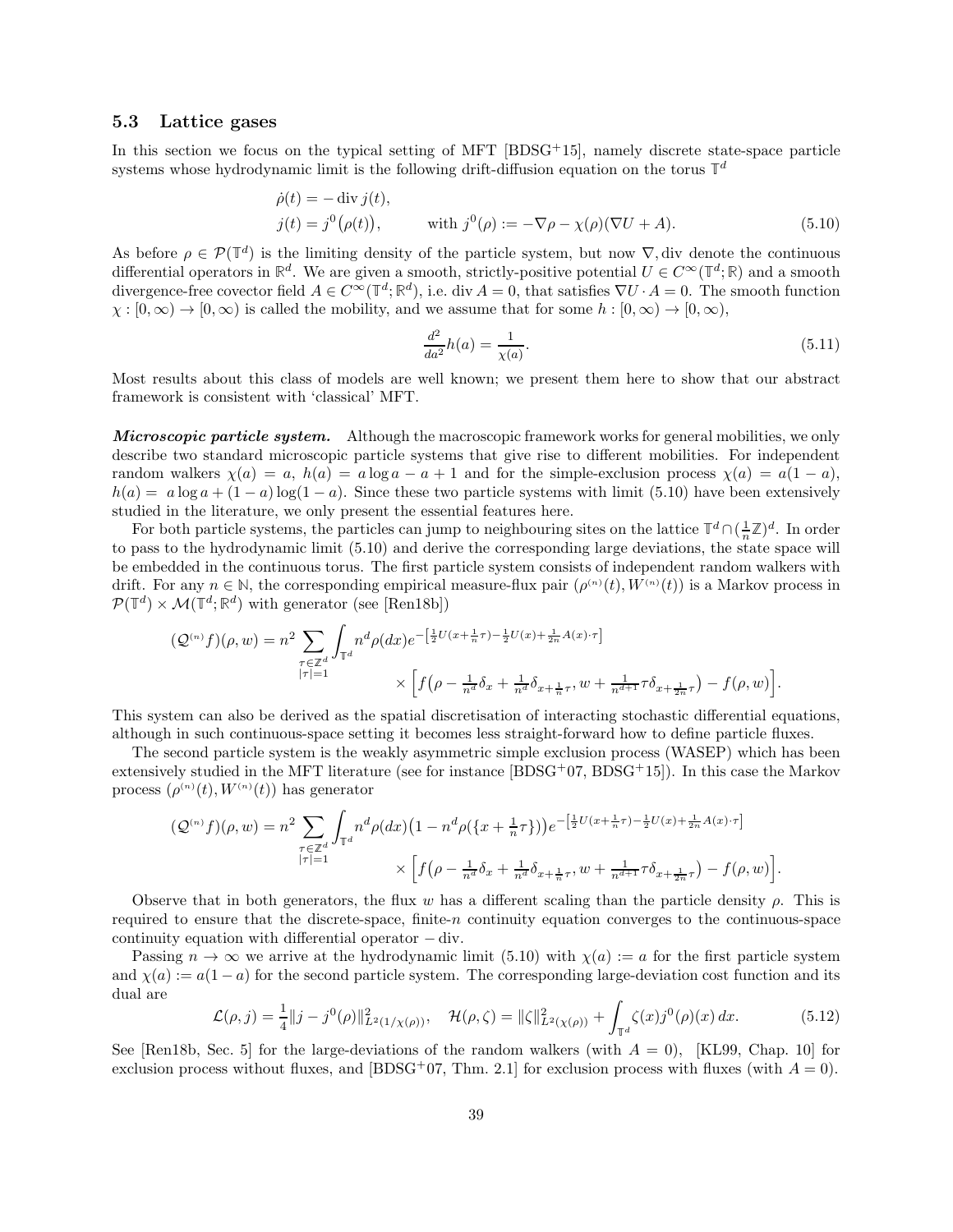### 5.3 Lattice gases

In this section we focus on the typical setting of MFT [BDSG+15], namely discrete state-space particle systems whose hydrodynamic limit is the following drift-diffusion equation on the torus $\mathbb{T}^d$

$$
\begin{aligned}
&\dot\rho(t) = -\operatorname{div} j(t),\\
&j(t) = j^0\big(\rho(t)\big), \qquad\quad \text{with } j^0(\rho) := -\nabla\rho - \chi(\rho)(\nabla U + A).
\end{aligned}
\tag{5.10}
$$

As before $\rho \in \mathcal{P}(\mathbb{T}^d)$ is the limiting density of the particle system, but now $\nabla, \operatorname{div}$ denote the continuous differential operators in $\mathbb{R}^d$. We are given a smooth, strictly-positive potential $U \in C^\infty(\mathbb{T}^d;\mathbb{R})$ and a smooth divergence-free covector field $A \in C^\infty(\mathbb{T}^d;\mathbb{R}^d)$, i.e. $\operatorname{div} A = 0$, that satisfies $\nabla U \cdot A = 0$. The smooth function $\chi : [0,\infty) \to [0,\infty)$ is called the mobility, and we assume that for some $h : [0,\infty) \to [0,\infty)$,

$$
\frac{d^2}{da^2} h(a) = \frac{1}{\chi(a)}. \tag{5.11}
$$

Most results about this class of models are well known; we present them here to show that our abstract framework is consistent with 'classical' MFT.

***Microscopic particle system.*** Although the macroscopic framework works for general mobilities, we only describe two standard microscopic particle systems that give rise to different mobilities. For independent random walkers $\chi(a) = a$, $h(a) = a\log a - a + 1$ and for the simple-exclusion process $\chi(a) = a(1-a)$, $h(a) = a\log a + (1-a)\log(1-a)$. Since these two particle systems with limit (5.10) have been extensively studied in the literature, we only present the essential features here.

For both particle systems, the particles can jump to neighbouring sites on the lattice $\mathbb{T}^d \cap (\frac{1}{n}\mathbb{Z})^d$. In order to pass to the hydrodynamic limit (5.10) and derive the corresponding large deviations, the state space will be embedded in the continuous torus. The first particle system consists of independent random walkers with drift. For any $n \in \mathbb{N}$, the corresponding empirical measure-flux pair $(\rho^{(n)}(t), W^{(n)}(t))$ is a Markov process in $\mathcal{P}(\mathbb{T}^d) \times \mathcal{M}(\mathbb{T}^d;\mathbb{R}^d)$ with generator (see [Ren18b])

$$
\begin{aligned}
(\mathcal{Q}^{(n)} f)(\rho, w) = n^2 \sum_{\substack{\tau\in\mathbb{Z}^d\\ |\tau|=1}} \int_{\mathbb{T}^d} n^d \rho(dx) e^{-\left[\frac12 U(x+\frac1n\tau) - \frac12 U(x) + \frac{1}{2n}A(x)\cdot\tau\right]}&\\
\times \Big[ f\big(\rho - \tfrac{1}{n^d}\delta_x + \tfrac{1}{n^d}\delta_{x+\frac1n\tau}, w + \tfrac{1}{n^{d+1}}\tau\delta_{x+\frac{1}{2n}\tau}\big) - f(\rho, w)\Big]&.
\end{aligned}
$$

This system can also be derived as the spatial discretisation of interacting stochastic differential equations, although in such continuous-space setting it becomes less straight-forward how to define particle fluxes.

The second particle system is the weakly asymmetric simple exclusion process (WASEP) which has been extensively studied in the MFT literature (see for instance [BDSG+07, BDSG+15]). In this case the Markov process $(\rho^{(n)}(t), W^{(n)}(t))$ has generator

$$
\begin{aligned}
(\mathcal{Q}^{(n)} f)(\rho, w) = n^2 \sum_{\substack{\tau\in\mathbb{Z}^d\\ |\tau|=1}} \int_{\mathbb{T}^d} n^d \rho(dx)\big(1 - n^d\rho(\{x+\tfrac1n\tau\})\big) e^{-\left[\frac12 U(x+\frac1n\tau) - \frac12 U(x) + \frac{1}{2n}A(x)\cdot\tau\right]}&\\
\times \Big[ f\big(\rho - \tfrac{1}{n^d}\delta_x + \tfrac{1}{n^d}\delta_{x+\frac1n\tau}, w + \tfrac{1}{n^{d+1}}\tau\delta_{x+\frac{1}{2n}\tau}\big) - f(\rho, w)\Big]&.
\end{aligned}
$$

Observe that in both generators, the flux $w$ has a different scaling than the particle density $\rho$. This is required to ensure that the discrete-space, finite-$n$ continuity equation converges to the continuous-space continuity equation with differential operator $-\operatorname{div}$.

Passing $n \to \infty$ we arrive at the hydrodynamic limit (5.10) with $\chi(a) := a$ for the first particle system and $\chi(a) := a(1-a)$ for the second particle system. The corresponding large-deviation cost function and its dual are

$$
\mathcal{L}(\rho, j) = \frac14 \|j - j^0(\rho)\|^2_{L^2(1/\chi(\rho))}, \quad \mathcal{H}(\rho,\zeta) = \|\zeta\|^2_{L^2(\chi(\rho))} + \int_{\mathbb{T}^d} \zeta(x) j^0(\rho)(x)\,dx. \tag{5.12}
$$

See [Ren18b, Sec. 5] for the large-deviations of the random walkers (with $A = 0$), [KL99, Chap. 10] for exclusion process without fluxes, and [BDSG+07, Thm. 2.1] for exclusion process with fluxes (with $A = 0$).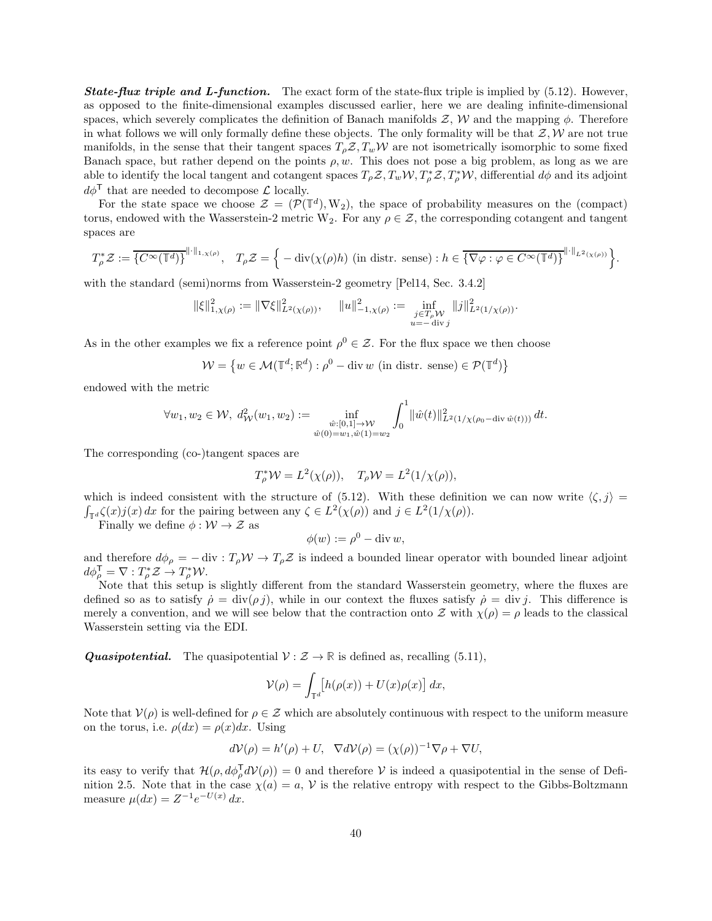***State-flux triple and L-function.*** The exact form of the state-flux triple is implied by (5.12). However, as opposed to the finite-dimensional examples discussed earlier, here we are dealing infinite-dimensional spaces, which severely complicates the definition of Banach manifolds $\mathcal{Z}$, $\mathcal{W}$ and the mapping $\phi$. Therefore in what follows we will only formally define these objects. The only formality will be that $\mathcal{Z}, \mathcal{W}$ are not true manifolds, in the sense that their tangent spaces $T_\rho\mathcal{Z}, T_w\mathcal{W}$ are not isometrically isomorphic to some fixed Banach space, but rather depend on the points $\rho, w$. This does not pose a big problem, as long as we are able to identify the local tangent and cotangent spaces $T_\rho\mathcal{Z}, T_w\mathcal{W}, T^*_\rho\mathcal{Z}, T^*_\rho\mathcal{W}$, differential $d\phi$ and its adjoint $d\phi^\mathsf{T}$ that are needed to decompose $\mathcal{L}$ locally.

For the state space we choose $\mathcal{Z} = (\mathcal{P}(\mathbb{T}^d), \mathrm{W}_2)$, the space of probability measures on the (compact) torus, endowed with the Wasserstein-2 metric $\mathrm{W}_2$. For any $\rho \in \mathcal{Z}$, the corresponding cotangent and tangent spaces are

$$T^*_\rho\mathcal{Z} := \overline{\{C^\infty(\mathbb{T}^d)\}}^{\|\cdot\|_{1,\chi(\rho)}}, \quad T_\rho\mathcal{Z} = \Big\{ -\operatorname{div}(\chi(\rho)h) \text{ (in distr. sense)} : h \in \overline{\{\nabla\varphi : \varphi \in C^\infty(\mathbb{T}^d)\}}^{\|\cdot\|_{L^2(\chi(\rho))}} \Big\}.$$

with the standard (semi)norms from Wasserstein-2 geometry [Pel14, Sec. 3.4.2]

$$\|\xi\|^2_{1,\chi(\rho)} := \|\nabla\xi\|^2_{L^2(\chi(\rho))}, \qquad \|u\|^2_{-1,\chi(\rho)} := \inf_{\substack{j \in T_\rho\mathcal{W} \\ u = -\operatorname{div} j}} \|j\|^2_{L^2(1/\chi(\rho))}.$$

As in the other examples we fix a reference point $\rho^0 \in \mathcal{Z}$. For the flux space we then choose

$$\mathcal{W} = \big\{ w \in \mathcal{M}(\mathbb{T}^d; \mathbb{R}^d) : \rho^0 - \operatorname{div} w \text{ (in distr. sense)} \in \mathcal{P}(\mathbb{T}^d) \big\}$$

endowed with the metric

$$\forall w_1, w_2 \in \mathcal{W},\ d^2_\mathcal{W}(w_1, w_2) := \inf_{\substack{\hat{w}:[0,1]\to\mathcal{W} \\ \hat{w}(0)=w_1, \hat{w}(1)=w_2}} \int_0^1 \|\dot{\hat{w}}(t)\|^2_{L^2(1/\chi(\rho_0 - \operatorname{div}\hat{w}(t)))}\, dt.$$

The corresponding (co-)tangent spaces are

$$T^*_\rho\mathcal{W} = L^2(\chi(\rho)), \quad T_\rho\mathcal{W} = L^2(1/\chi(\rho)),$$

which is indeed consistent with the structure of (5.12). With these definition we can now write $\langle \zeta, j \rangle = \int_{\mathbb{T}^d} \zeta(x) j(x)\, dx$ for the pairing between any $\zeta \in L^2(\chi(\rho))$ and $j \in L^2(1/\chi(\rho))$.

Finally we define $\phi : \mathcal{W} \to \mathcal{Z}$ as

$$\phi(w) := \rho^0 - \operatorname{div} w,$$

and therefore $d\phi_\rho = -\operatorname{div} : T_\rho\mathcal{W} \to T_\rho\mathcal{Z}$ is indeed a bounded linear operator with bounded linear adjoint $d\phi^\mathsf{T}_\rho = \nabla : T^*_\rho\mathcal{Z} \to T^*_\rho\mathcal{W}$.

Note that this setup is slightly different from the standard Wasserstein geometry, where the fluxes are defined so as to satisfy $\dot{\rho} = \operatorname{div}(\rho\, j)$, while in our context the fluxes satisfy $\dot{\rho} = \operatorname{div} j$. This difference is merely a convention, and we will see below that the contraction onto $\mathcal{Z}$ with $\chi(\rho) = \rho$ leads to the classical Wasserstein setting via the EDI.

***Quasipotential.*** The quasipotential $\mathcal{V} : \mathcal{Z} \to \mathbb{R}$ is defined as, recalling (5.11),

$$\mathcal{V}(\rho) = \int_{\mathbb{T}^d} \big[ h(\rho(x)) + U(x)\rho(x) \big]\, dx,$$

Note that $\mathcal{V}(\rho)$ is well-defined for $\rho \in \mathcal{Z}$ which are absolutely continuous with respect to the uniform measure on the torus, i.e. $\rho(dx) = \rho(x)dx$. Using

$$d\mathcal{V}(\rho) = h'(\rho) + U, \quad \nabla d\mathcal{V}(\rho) = (\chi(\rho))^{-1}\nabla\rho + \nabla U,$$

its easy to verify that $\mathcal{H}(\rho, d\phi^\mathsf{T}_\rho d\mathcal{V}(\rho)) = 0$ and therefore $\mathcal{V}$ is indeed a quasipotential in the sense of Definition 2.5. Note that in the case $\chi(a) = a$, $\mathcal{V}$ is the relative entropy with respect to the Gibbs-Boltzmann measure $\mu(dx) = Z^{-1}e^{-U(x)}\, dx$.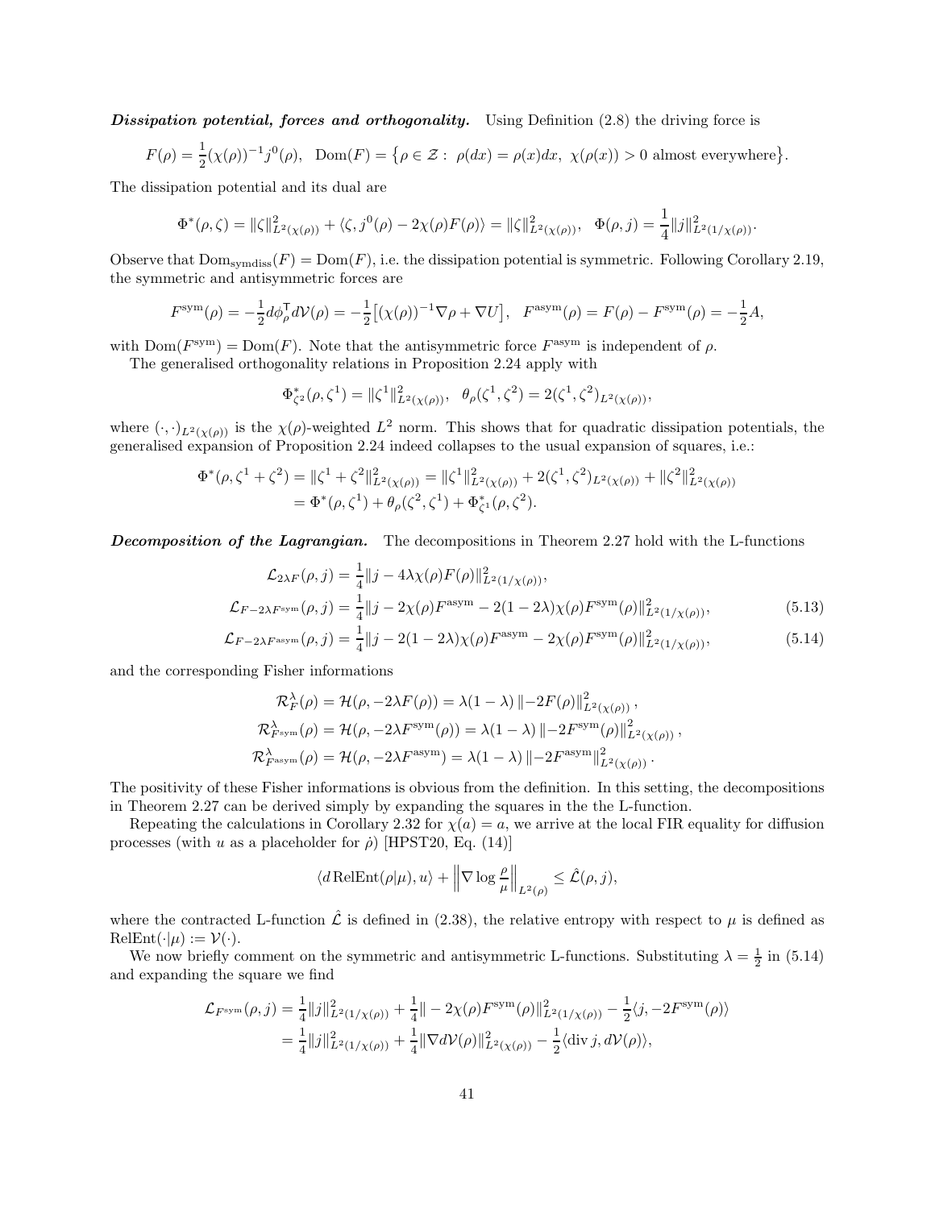***Dissipation potential, forces and orthogonality.*** Using Definition (2.8) the driving force is

$$F(\rho) = \frac{1}{2}(\chi(\rho))^{-1} j^0(\rho), \quad \mathrm{Dom}(F) = \big\{\rho \in \mathcal{Z} :\ \rho(dx) = \rho(x)dx,\ \chi(\rho(x)) > 0 \text{ almost everywhere}\big\}.$$

The dissipation potential and its dual are

$$\Phi^*(\rho, \zeta) = \|\zeta\|^2_{L^2(\chi(\rho))} + \langle \zeta, j^0(\rho) - 2\chi(\rho)F(\rho)\rangle = \|\zeta\|^2_{L^2(\chi(\rho))}, \quad \Phi(\rho, j) = \frac{1}{4}\|j\|^2_{L^2(1/\chi(\rho))}.$$

Observe that $\mathrm{Dom}_{\mathrm{symdiss}}(F) = \mathrm{Dom}(F)$, i.e. the dissipation potential is symmetric. Following Corollary 2.19, the symmetric and antisymmetric forces are

$$F^{\mathrm{sym}}(\rho) = -\frac{1}{2} d\phi_\rho^\mathsf{T} d\mathcal{V}(\rho) = -\frac{1}{2}\big[(\chi(\rho))^{-1}\nabla\rho + \nabla U\big], \quad F^{\mathrm{asym}}(\rho) = F(\rho) - F^{\mathrm{sym}}(\rho) = -\frac{1}{2}A,$$

with $\mathrm{Dom}(F^{\mathrm{sym}}) = \mathrm{Dom}(F)$. Note that the antisymmetric force $F^{\mathrm{asym}}$ is independent of $\rho$.

The generalised orthogonality relations in Proposition 2.24 apply with

$$\Phi^*_{\zeta^2}(\rho, \zeta^1) = \|\zeta^1\|^2_{L^2(\chi(\rho))}, \quad \theta_\rho(\zeta^1, \zeta^2) = 2(\zeta^1, \zeta^2)_{L^2(\chi(\rho))},$$

where $(\cdot,\cdot)_{L^2(\chi(\rho))}$ is the $\chi(\rho)$-weighted $L^2$ norm. This shows that for quadratic dissipation potentials, the generalised expansion of Proposition 2.24 indeed collapses to the usual expansion of squares, i.e.:

$$\begin{aligned}
\Phi^*(\rho, \zeta^1 + \zeta^2) &= \|\zeta^1 + \zeta^2\|^2_{L^2(\chi(\rho))} = \|\zeta^1\|^2_{L^2(\chi(\rho))} + 2(\zeta^1, \zeta^2)_{L^2(\chi(\rho))} + \|\zeta^2\|^2_{L^2(\chi(\rho))} \\
&= \Phi^*(\rho, \zeta^1) + \theta_\rho(\zeta^2, \zeta^1) + \Phi^*_{\zeta^1}(\rho, \zeta^2).
\end{aligned}$$

***Decomposition of the Lagrangian.*** The decompositions in Theorem 2.27 hold with the L-functions

$$\mathcal{L}_{2\lambda F}(\rho, j) = \frac{1}{4}\|j - 4\lambda\chi(\rho)F(\rho)\|^2_{L^2(1/\chi(\rho))},$$

$$\mathcal{L}_{F-2\lambda F^{\mathrm{sym}}}(\rho, j) = \frac{1}{4}\|j - 2\chi(\rho)F^{\mathrm{asym}} - 2(1-2\lambda)\chi(\rho)F^{\mathrm{sym}}(\rho)\|^2_{L^2(1/\chi(\rho))}, \tag{5.13}$$

$$\mathcal{L}_{F-2\lambda F^{\mathrm{asym}}}(\rho, j) = \frac{1}{4}\|j - 2(1-2\lambda)\chi(\rho)F^{\mathrm{asym}} - 2\chi(\rho)F^{\mathrm{sym}}(\rho)\|^2_{L^2(1/\chi(\rho))}, \tag{5.14}$$

and the corresponding Fisher informations

$$\begin{aligned}
\mathcal{R}^\lambda_F(\rho) &= \mathcal{H}(\rho, -2\lambda F(\rho)) = \lambda(1-\lambda)\,\|-2F(\rho)\|^2_{L^2(\chi(\rho))}, \\
\mathcal{R}^\lambda_{F^{\mathrm{sym}}}(\rho) &= \mathcal{H}(\rho, -2\lambda F^{\mathrm{sym}}(\rho)) = \lambda(1-\lambda)\,\|-2F^{\mathrm{sym}}(\rho)\|^2_{L^2(\chi(\rho))}, \\
\mathcal{R}^\lambda_{F^{\mathrm{asym}}}(\rho) &= \mathcal{H}(\rho, -2\lambda F^{\mathrm{asym}}) = \lambda(1-\lambda)\,\|-2F^{\mathrm{asym}}\|^2_{L^2(\chi(\rho))}.
\end{aligned}$$

The positivity of these Fisher informations is obvious from the definition. In this setting, the decompositions in Theorem 2.27 can be derived simply by expanding the squares in the the L-function.

Repeating the calculations in Corollary 2.32 for $\chi(a) = a$, we arrive at the local FIR equality for diffusion processes (with $u$ as a placeholder for $\dot\rho$) [HPST20, Eq. (14)]

$$\langle d\,\mathrm{RelEnt}(\rho|\mu), u\rangle + \left\|\nabla \log\frac{\rho}{\mu}\right\|_{L^2(\rho)} \le \hat{\mathcal{L}}(\rho, j),$$

where the contracted L-function $\hat{\mathcal{L}}$ is defined in (2.38), the relative entropy with respect to $\mu$ is defined as $\mathrm{RelEnt}(\cdot|\mu) := \mathcal{V}(\cdot)$.

We now briefly comment on the symmetric and antisymmetric L-functions. Substituting $\lambda = \frac{1}{2}$ in (5.14) and expanding the square we find

$$\begin{aligned}
\mathcal{L}_{F^{\mathrm{sym}}}(\rho, j) &= \frac{1}{4}\|j\|^2_{L^2(1/\chi(\rho))} + \frac{1}{4}\|-2\chi(\rho)F^{\mathrm{sym}}(\rho)\|^2_{L^2(1/\chi(\rho))} - \frac{1}{2}\langle j, -2F^{\mathrm{sym}}(\rho)\rangle \\
&= \frac{1}{4}\|j\|^2_{L^2(1/\chi(\rho))} + \frac{1}{4}\|\nabla d\mathcal{V}(\rho)\|^2_{L^2(\chi(\rho))} - \frac{1}{2}\langle \operatorname{div} j, d\mathcal{V}(\rho)\rangle,
\end{aligned}$$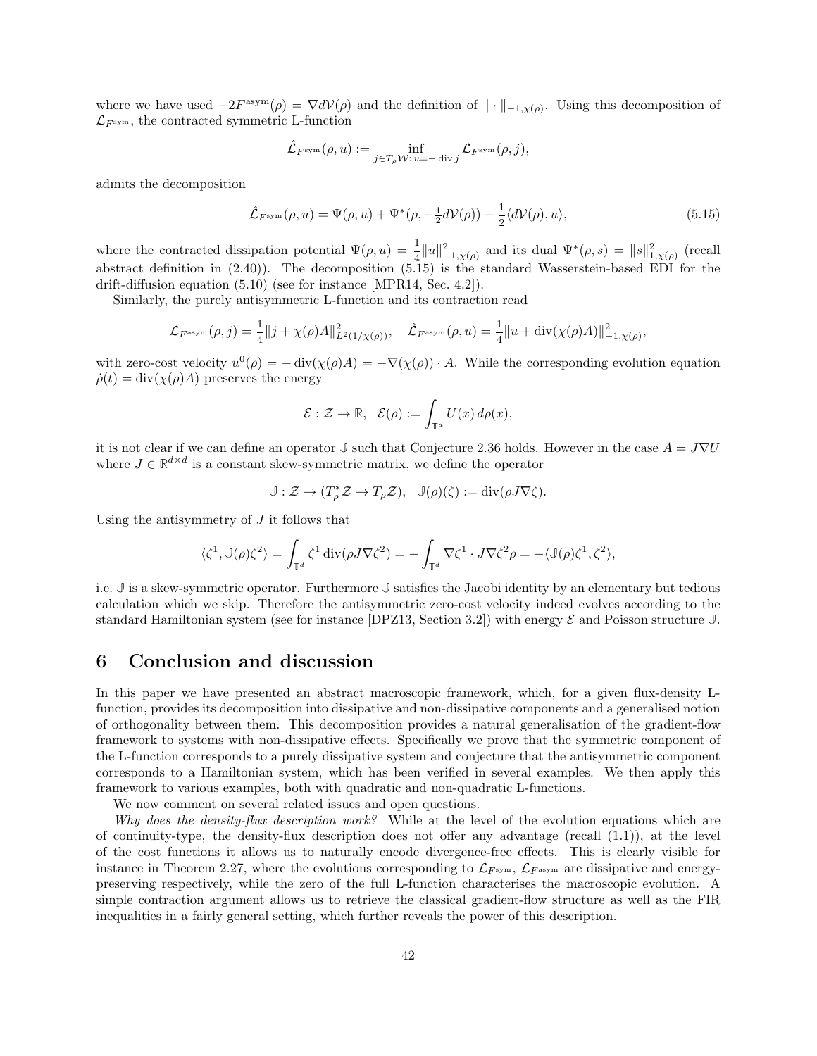where we have used $-2F^{\text{asym}}(\rho) = \nabla d\mathcal{V}(\rho)$ and the definition of $\|\cdot\|_{-1,\chi(\rho)}$. Using this decomposition of $\mathcal{L}_{F^{\text{sym}}}$, the contracted symmetric L-function

$$\hat{\mathcal{L}}_{F^{\text{sym}}}(\rho, u) := \inf_{j \in T_\rho \mathcal{W}:\, u = -\operatorname{div} j} \mathcal{L}_{F^{\text{sym}}}(\rho, j),$$

admits the decomposition

$$\hat{\mathcal{L}}_{F^{\text{sym}}}(\rho, u) = \Psi(\rho, u) + \Psi^*(\rho, -\tfrac{1}{2} d\mathcal{V}(\rho)) + \frac{1}{2}\langle d\mathcal{V}(\rho), u\rangle, \tag{5.15}$$

where the contracted dissipation potential $\Psi(\rho, u) = \dfrac{1}{4}\|u\|^2_{-1,\chi(\rho)}$ and its dual $\Psi^*(\rho, s) = \|s\|^2_{1,\chi(\rho)}$ (recall abstract definition in (2.40)). The decomposition (5.15) is the standard Wasserstein-based EDI for the drift-diffusion equation (5.10) (see for instance [MPR14, Sec. 4.2]).

Similarly, the purely antisymmetric L-function and its contraction read

$$\mathcal{L}_{F^{\text{asym}}}(\rho, j) = \frac{1}{4}\|j + \chi(\rho) A\|^2_{L^2(1/\chi(\rho))}, \quad \hat{\mathcal{L}}_{F^{\text{asym}}}(\rho, u) = \frac{1}{4}\|u + \operatorname{div}(\chi(\rho) A)\|^2_{-1,\chi(\rho)},$$

with zero-cost velocity $u^0(\rho) = -\operatorname{div}(\chi(\rho) A) = -\nabla(\chi(\rho)) \cdot A$. While the corresponding evolution equation $\dot{\rho}(t) = \operatorname{div}(\chi(\rho) A)$ preserves the energy

$$\mathcal{E} : \mathcal{Z} \to \mathbb{R}, \quad \mathcal{E}(\rho) := \int_{\mathbb{T}^d} U(x)\, d\rho(x),$$

it is not clear if we can define an operator $\mathbb{J}$ such that Conjecture 2.36 holds. However in the case $A = J\nabla U$ where $J \in \mathbb{R}^{d\times d}$ is a constant skew-symmetric matrix, we define the operator

$$\mathbb{J} : \mathcal{Z} \to (T^*_\rho \mathcal{Z} \to T_\rho \mathcal{Z}), \quad \mathbb{J}(\rho)(\zeta) := \operatorname{div}(\rho J \nabla \zeta).$$

Using the antisymmetry of $J$ it follows that

$$\langle \zeta^1, \mathbb{J}(\rho)\zeta^2\rangle = \int_{\mathbb{T}^d} \zeta^1 \operatorname{div}(\rho J \nabla \zeta^2) = -\int_{\mathbb{T}^d} \nabla \zeta^1 \cdot J \nabla \zeta^2 \rho = -\langle \mathbb{J}(\rho)\zeta^1, \zeta^2\rangle,$$

i.e. $\mathbb{J}$ is a skew-symmetric operator. Furthermore $\mathbb{J}$ satisfies the Jacobi identity by an elementary but tedious calculation which we skip. Therefore the antisymmetric zero-cost velocity indeed evolves according to the standard Hamiltonian system (see for instance [DPZ13, Section 3.2]) with energy $\mathcal{E}$ and Poisson structure $\mathbb{J}$.

# 6 Conclusion and discussion

In this paper we have presented an abstract macroscopic framework, which, for a given flux-density L-function, provides its decomposition into dissipative and non-dissipative components and a generalised notion of orthogonality between them. This decomposition provides a natural generalisation of the gradient-flow framework to systems with non-dissipative effects. Specifically we prove that the symmetric component of the L-function corresponds to a purely dissipative system and conjecture that the antisymmetric component corresponds to a Hamiltonian system, which has been verified in several examples. We then apply this framework to various examples, both with quadratic and non-quadratic L-functions.

We now comment on several related issues and open questions.

*Why does the density-flux description work?* While at the level of the evolution equations which are of continuity-type, the density-flux description does not offer any advantage (recall (1.1)), at the level of the cost functions it allows us to naturally encode divergence-free effects. This is clearly visible for instance in Theorem 2.27, where the evolutions corresponding to $\mathcal{L}_{F^{\text{sym}}}$, $\mathcal{L}_{F^{\text{asym}}}$ are dissipative and energy-preserving respectively, while the zero of the full L-function characterises the macroscopic evolution. A simple contraction argument allows us to retrieve the classical gradient-flow structure as well as the FIR inequalities in a fairly general setting, which further reveals the power of this description.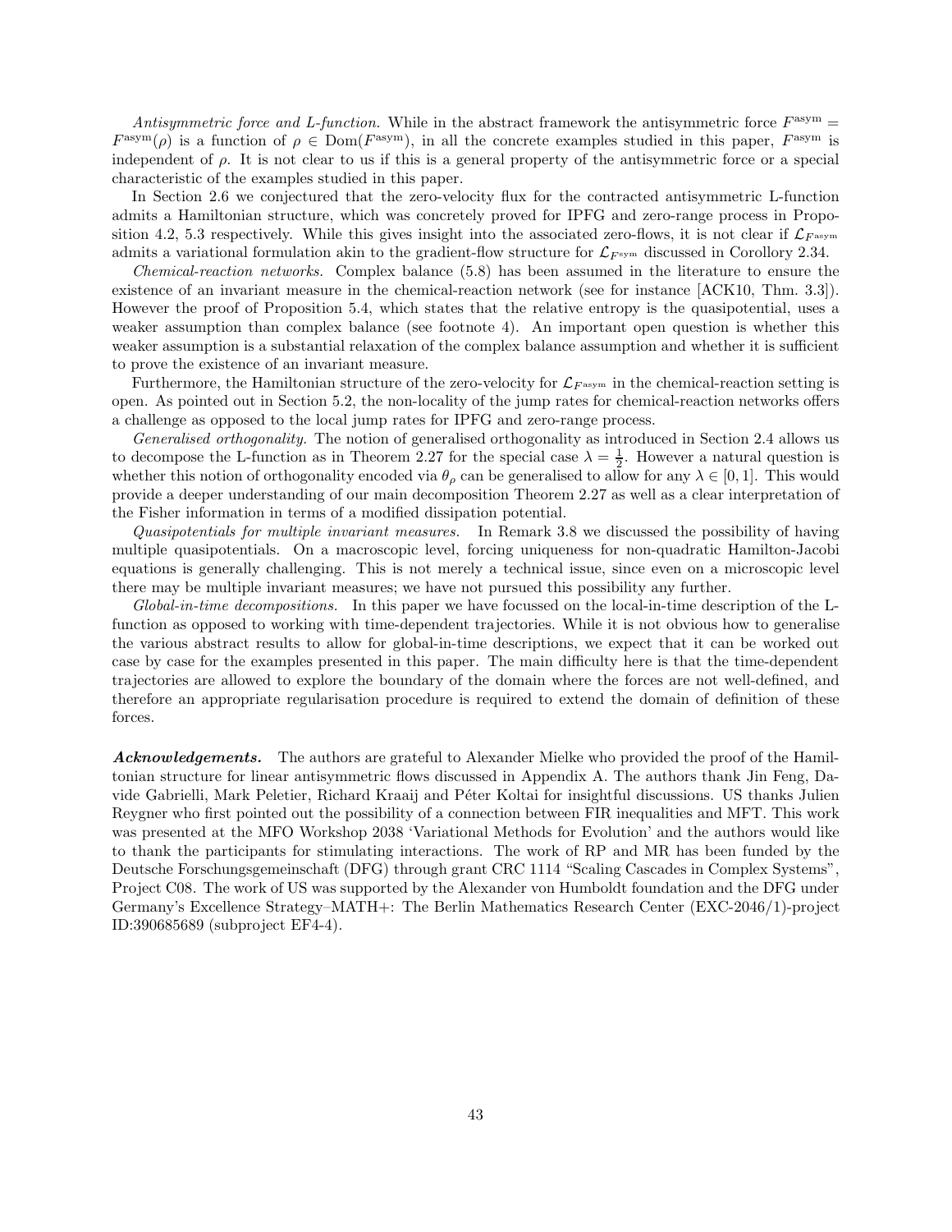*Antisymmetric force and L-function.* While in the abstract framework the antisymmetric force $F^{\text{asym}} = F^{\text{asym}}(\rho)$ is a function of $\rho \in \text{Dom}(F^{\text{asym}})$, in all the concrete examples studied in this paper, $F^{\text{asym}}$ is independent of $\rho$. It is not clear to us if this is a general property of the antisymmetric force or a special characteristic of the examples studied in this paper.

In Section 2.6 we conjectured that the zero-velocity flux for the contracted antisymmetric L-function admits a Hamiltonian structure, which was concretely proved for IPFG and zero-range process in Proposition 4.2, 5.3 respectively. While this gives insight into the associated zero-flows, it is not clear if $\mathcal{L}_{F^{\text{asym}}}$ admits a variational formulation akin to the gradient-flow structure for $\mathcal{L}_{F^{\text{sym}}}$ discussed in Corollory 2.34.

*Chemical-reaction networks.* Complex balance (5.8) has been assumed in the literature to ensure the existence of an invariant measure in the chemical-reaction network (see for instance [ACK10, Thm. 3.3]). However the proof of Proposition 5.4, which states that the relative entropy is the quasipotential, uses a weaker assumption than complex balance (see footnote 4). An important open question is whether this weaker assumption is a substantial relaxation of the complex balance assumption and whether it is sufficient to prove the existence of an invariant measure.

Furthermore, the Hamiltonian structure of the zero-velocity for $\mathcal{L}_{F^{\text{asym}}}$ in the chemical-reaction setting is open. As pointed out in Section 5.2, the non-locality of the jump rates for chemical-reaction networks offers a challenge as opposed to the local jump rates for IPFG and zero-range process.

*Generalised orthogonality.* The notion of generalised orthogonality as introduced in Section 2.4 allows us to decompose the L-function as in Theorem 2.27 for the special case $\lambda = \frac{1}{2}$. However a natural question is whether this notion of orthogonality encoded via $\theta_\rho$ can be generalised to allow for any $\lambda \in [0, 1]$. This would provide a deeper understanding of our main decomposition Theorem 2.27 as well as a clear interpretation of the Fisher information in terms of a modified dissipation potential.

*Quasipotentials for multiple invariant measures.* In Remark 3.8 we discussed the possibility of having multiple quasipotentials. On a macroscopic level, forcing uniqueness for non-quadratic Hamilton-Jacobi equations is generally challenging. This is not merely a technical issue, since even on a microscopic level there may be multiple invariant measures; we have not pursued this possibility any further.

*Global-in-time decompositions.* In this paper we have focussed on the local-in-time description of the L-function as opposed to working with time-dependent trajectories. While it is not obvious how to generalise the various abstract results to allow for global-in-time descriptions, we expect that it can be worked out case by case for the examples presented in this paper. The main difficulty here is that the time-dependent trajectories are allowed to explore the boundary of the domain where the forces are not well-defined, and therefore an appropriate regularisation procedure is required to extend the domain of definition of these forces.

***Acknowledgements.*** The authors are grateful to Alexander Mielke who provided the proof of the Hamiltonian structure for linear antisymmetric flows discussed in Appendix A. The authors thank Jin Feng, Davide Gabrielli, Mark Peletier, Richard Kraaij and Péter Koltai for insightful discussions. US thanks Julien Reygner who first pointed out the possibility of a connection between FIR inequalities and MFT. This work was presented at the MFO Workshop 2038 'Variational Methods for Evolution' and the authors would like to thank the participants for stimulating interactions. The work of RP and MR has been funded by the Deutsche Forschungsgemeinschaft (DFG) through grant CRC 1114 "Scaling Cascades in Complex Systems", Project C08. The work of US was supported by the Alexander von Humboldt foundation and the DFG under Germany's Excellence Strategy–MATH+: The Berlin Mathematics Research Center (EXC-2046/1)-project ID:390685689 (subproject EF4-4).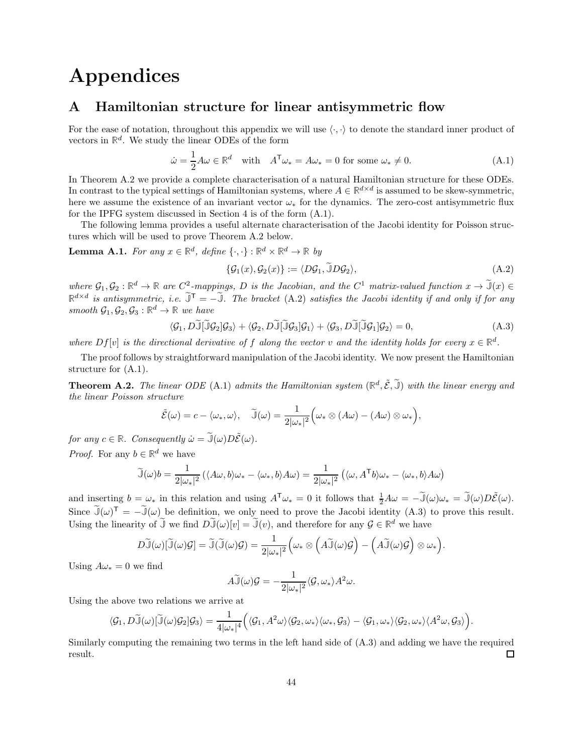# Appendices

## A Hamiltonian structure for linear antisymmetric flow

For the ease of notation, throughout this appendix we will use $\langle \cdot, \cdot \rangle$ to denote the standard inner product of vectors in $\mathbb{R}^d$. We study the linear ODEs of the form

$$\dot{\omega} = \frac{1}{2} A\omega \in \mathbb{R}^d \quad \text{with} \quad A^\mathsf{T}\omega_* = A\omega_* = 0 \text{ for some } \omega_* \neq 0. \tag{A.1}$$

In Theorem A.2 we provide a complete characterisation of a natural Hamiltonian structure for these ODEs. In contrast to the typical settings of Hamiltonian systems, where $A \in \mathbb{R}^{d\times d}$ is assumed to be skew-symmetric, here we assume the existence of an invariant vector $\omega_*$ for the dynamics. The zero-cost antisymmetric flux for the IPFG system discussed in Section 4 is of the form (A.1).

The following lemma provides a useful alternate characterisation of the Jacobi identity for Poisson structures which will be used to prove Theorem A.2 below.

**Lemma A.1.** *For any $x \in \mathbb{R}^d$, define $\{\cdot, \cdot\} : \mathbb{R}^d \times \mathbb{R}^d \to \mathbb{R}$ by*

$$\{\mathcal{G}_1(x), \mathcal{G}_2(x)\} := \langle D\mathcal{G}_1, \widetilde{\mathbb{J}} D\mathcal{G}_2 \rangle, \tag{A.2}$$

*where $\mathcal{G}_1, \mathcal{G}_2 : \mathbb{R}^d \to \mathbb{R}$ are $C^2$-mappings, $D$ is the Jacobian, and the $C^1$ matrix-valued function $x \to \widetilde{\mathbb{J}}(x) \in \mathbb{R}^{d\times d}$ is antisymmetric, i.e. $\widetilde{\mathbb{J}}^\mathsf{T} = -\widetilde{\mathbb{J}}$. The bracket (A.2) satisfies the Jacobi identity if and only if for any smooth $\mathcal{G}_1, \mathcal{G}_2, \mathcal{G}_3 : \mathbb{R}^d \to \mathbb{R}$ we have*

$$\langle \mathcal{G}_1, D\widetilde{\mathbb{J}}[\widetilde{\mathbb{J}}\mathcal{G}_2]\mathcal{G}_3 \rangle + \langle \mathcal{G}_2, D\widetilde{\mathbb{J}}[\widetilde{\mathbb{J}}\mathcal{G}_3]\mathcal{G}_1 \rangle + \langle \mathcal{G}_3, D\widetilde{\mathbb{J}}[\widetilde{\mathbb{J}}\mathcal{G}_1]\mathcal{G}_2 \rangle = 0, \tag{A.3}$$

*where $Df[v]$ is the directional derivative of $f$ along the vector $v$ and the identity holds for every $x \in \mathbb{R}^d$.*

The proof follows by straightforward manipulation of the Jacobi identity. We now present the Hamiltonian structure for (A.1).

**Theorem A.2.** *The linear ODE (A.1) admits the Hamiltonian system $(\mathbb{R}^d, \tilde{\mathcal{E}}, \widetilde{\mathbb{J}})$ with the linear energy and the linear Poisson structure*

$$\tilde{\mathcal{E}}(\omega) = c - \langle \omega_*, \omega \rangle, \quad \widetilde{\mathbb{J}}(\omega) = \frac{1}{2|\omega_*|^2}\Big(\omega_* \otimes (A\omega) - (A\omega) \otimes \omega_*\Big),$$

*for any $c \in \mathbb{R}$. Consequently $\dot{\omega} = \widetilde{\mathbb{J}}(\omega) D\tilde{\mathcal{E}}(\omega)$.*

*Proof.* For any $b \in \mathbb{R}^d$ we have

$$\widetilde{\mathbb{J}}(\omega) b = \frac{1}{2|\omega_*|^2}\left(\langle A\omega, b\rangle \omega_* - \langle \omega_*, b\rangle A\omega\right) = \frac{1}{2|\omega_*|^2}\left(\langle \omega, A^\mathsf{T} b\rangle \omega_* - \langle \omega_*, b\rangle A\omega\right)$$

and inserting $b = \omega_*$ in this relation and using $A^\mathsf{T}\omega_* = 0$ it follows that $\frac{1}{2}A\omega = -\widetilde{\mathbb{J}}(\omega)\omega_* = \widetilde{\mathbb{J}}(\omega) D\tilde{\mathcal{E}}(\omega)$. Since $\widetilde{\mathbb{J}}(\omega)^\mathsf{T} = -\widetilde{\mathbb{J}}(\omega)$ be definition, we only need to prove the Jacobi identity (A.3) to prove this result. Using the linearity of $\widetilde{\mathbb{J}}$ we find $D\widetilde{\mathbb{J}}(\omega)[v] = \widetilde{\mathbb{J}}(v)$, and therefore for any $\mathcal{G} \in \mathbb{R}^d$ we have

$$D\widetilde{\mathbb{J}}(\omega)[\widetilde{\mathbb{J}}(\omega)\mathcal{G}] = \widetilde{\mathbb{J}}(\widetilde{\mathbb{J}}(\omega)\mathcal{G}) = \frac{1}{2|\omega_*|^2}\Big(\omega_* \otimes \Big(A\widetilde{\mathbb{J}}(\omega)\mathcal{G}\Big) - \Big(A\widetilde{\mathbb{J}}(\omega)\mathcal{G}\Big) \otimes \omega_*\Big).$$

Using $A\omega_* = 0$ we find

$$A\widetilde{\mathbb{J}}(\omega)\mathcal{G} = -\frac{1}{2|\omega_*|^2}\langle \mathcal{G}, \omega_* \rangle A^2\omega.$$

Using the above two relations we arrive at

$$\langle \mathcal{G}_1, D\widetilde{\mathbb{J}}(\omega)[\widetilde{\mathbb{J}}(\omega)\mathcal{G}_2]\mathcal{G}_3 \rangle = \frac{1}{4|\omega_*|^4}\Big(\langle \mathcal{G}_1, A^2\omega\rangle\langle \mathcal{G}_2, \omega_*\rangle\langle \omega_*, \mathcal{G}_3\rangle - \langle \mathcal{G}_1, \omega_*\rangle\langle \mathcal{G}_2, \omega_*\rangle\langle A^2\omega, \mathcal{G}_3\rangle\Big).$$

Similarly computing the remaining two terms in the left hand side of (A.3) and adding we have the required result. $\square$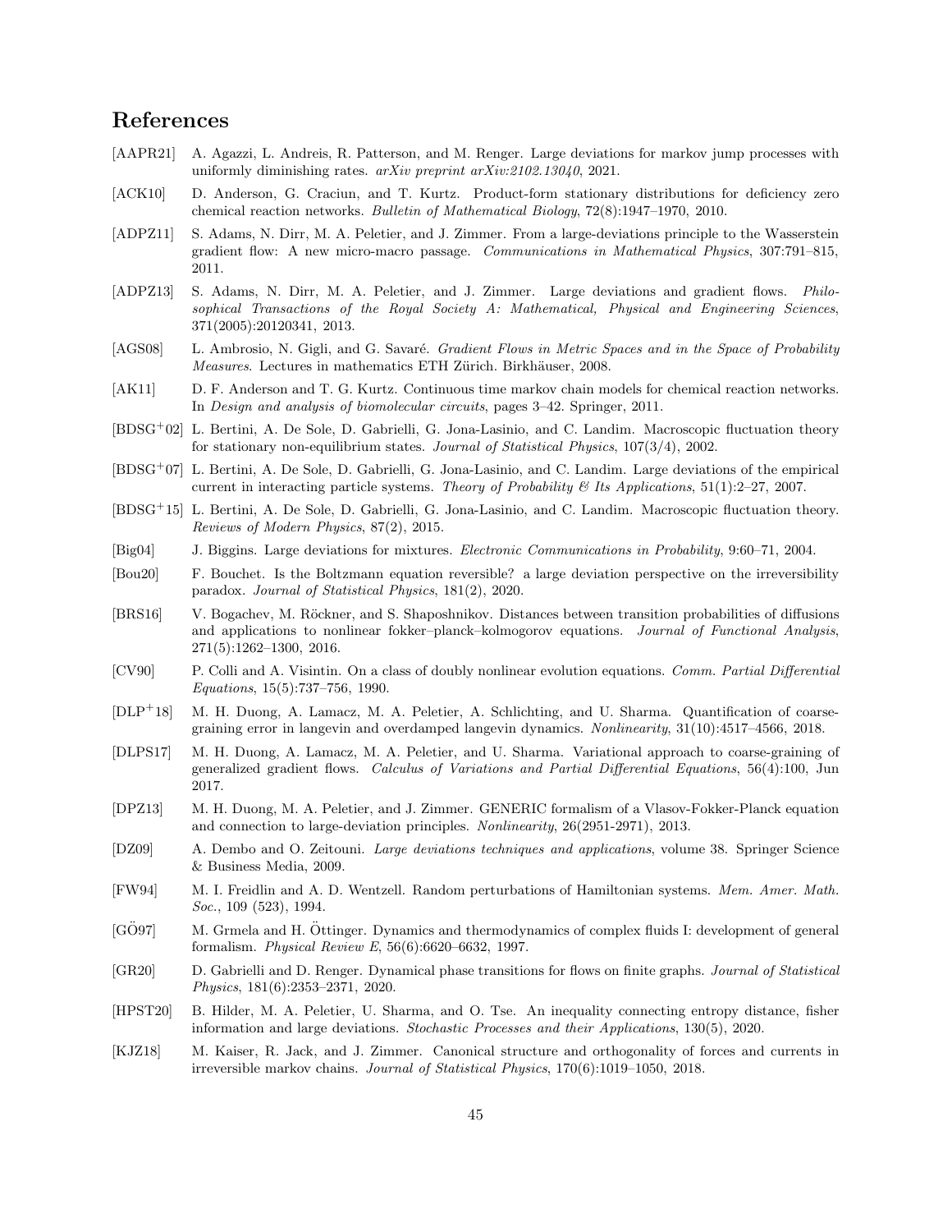# References

[AAPR21] A. Agazzi, L. Andreis, R. Patterson, and M. Renger. Large deviations for markov jump processes with uniformly diminishing rates. *arXiv preprint arXiv:2102.13040*, 2021.

[ACK10] D. Anderson, G. Craciun, and T. Kurtz. Product-form stationary distributions for deficiency zero chemical reaction networks. *Bulletin of Mathematical Biology*, 72(8):1947–1970, 2010.

[ADPZ11] S. Adams, N. Dirr, M. A. Peletier, and J. Zimmer. From a large-deviations principle to the Wasserstein gradient flow: A new micro-macro passage. *Communications in Mathematical Physics*, 307:791–815, 2011.

[ADPZ13] S. Adams, N. Dirr, M. A. Peletier, and J. Zimmer. Large deviations and gradient flows. *Philosophical Transactions of the Royal Society A: Mathematical, Physical and Engineering Sciences*, 371(2005):20120341, 2013.

[AGS08] L. Ambrosio, N. Gigli, and G. Savaré. *Gradient Flows in Metric Spaces and in the Space of Probability Measures*. Lectures in mathematics ETH Zürich. Birkhäuser, 2008.

[AK11] D. F. Anderson and T. G. Kurtz. Continuous time markov chain models for chemical reaction networks. In *Design and analysis of biomolecular circuits*, pages 3–42. Springer, 2011.

[BDSG+02] L. Bertini, A. De Sole, D. Gabrielli, G. Jona-Lasinio, and C. Landim. Macroscopic fluctuation theory for stationary non-equilibrium states. *Journal of Statistical Physics*, 107(3/4), 2002.

[BDSG+07] L. Bertini, A. De Sole, D. Gabrielli, G. Jona-Lasinio, and C. Landim. Large deviations of the empirical current in interacting particle systems. *Theory of Probability & Its Applications*, 51(1):2–27, 2007.

[BDSG+15] L. Bertini, A. De Sole, D. Gabrielli, G. Jona-Lasinio, and C. Landim. Macroscopic fluctuation theory. *Reviews of Modern Physics*, 87(2), 2015.

[Big04] J. Biggins. Large deviations for mixtures. *Electronic Communications in Probability*, 9:60–71, 2004.

[Bou20] F. Bouchet. Is the Boltzmann equation reversible? a large deviation perspective on the irreversibility paradox. *Journal of Statistical Physics*, 181(2), 2020.

[BRS16] V. Bogachev, M. Röckner, and S. Shaposhnikov. Distances between transition probabilities of diffusions and applications to nonlinear fokker–planck–kolmogorov equations. *Journal of Functional Analysis*, 271(5):1262–1300, 2016.

[CV90] P. Colli and A. Visintin. On a class of doubly nonlinear evolution equations. *Comm. Partial Differential Equations*, 15(5):737–756, 1990.

[DLP+18] M. H. Duong, A. Lamacz, M. A. Peletier, A. Schlichting, and U. Sharma. Quantification of coarse-graining error in langevin and overdamped langevin dynamics. *Nonlinearity*, 31(10):4517–4566, 2018.

[DLPS17] M. H. Duong, A. Lamacz, M. A. Peletier, and U. Sharma. Variational approach to coarse-graining of generalized gradient flows. *Calculus of Variations and Partial Differential Equations*, 56(4):100, Jun 2017.

[DPZ13] M. H. Duong, M. A. Peletier, and J. Zimmer. GENERIC formalism of a Vlasov-Fokker-Planck equation and connection to large-deviation principles. *Nonlinearity*, 26(2951-2971), 2013.

[DZ09] A. Dembo and O. Zeitouni. *Large deviations techniques and applications*, volume 38. Springer Science & Business Media, 2009.

[FW94] M. I. Freidlin and A. D. Wentzell. Random perturbations of Hamiltonian systems. *Mem. Amer. Math. Soc.*, 109 (523), 1994.

[GÖ97] M. Grmela and H. Öttinger. Dynamics and thermodynamics of complex fluids I: development of general formalism. *Physical Review E*, 56(6):6620–6632, 1997.

[GR20] D. Gabrielli and D. Renger. Dynamical phase transitions for flows on finite graphs. *Journal of Statistical Physics*, 181(6):2353–2371, 2020.

[HPST20] B. Hilder, M. A. Peletier, U. Sharma, and O. Tse. An inequality connecting entropy distance, fisher information and large deviations. *Stochastic Processes and their Applications*, 130(5), 2020.

[KJZ18] M. Kaiser, R. Jack, and J. Zimmer. Canonical structure and orthogonality of forces and currents in irreversible markov chains. *Journal of Statistical Physics*, 170(6):1019–1050, 2018.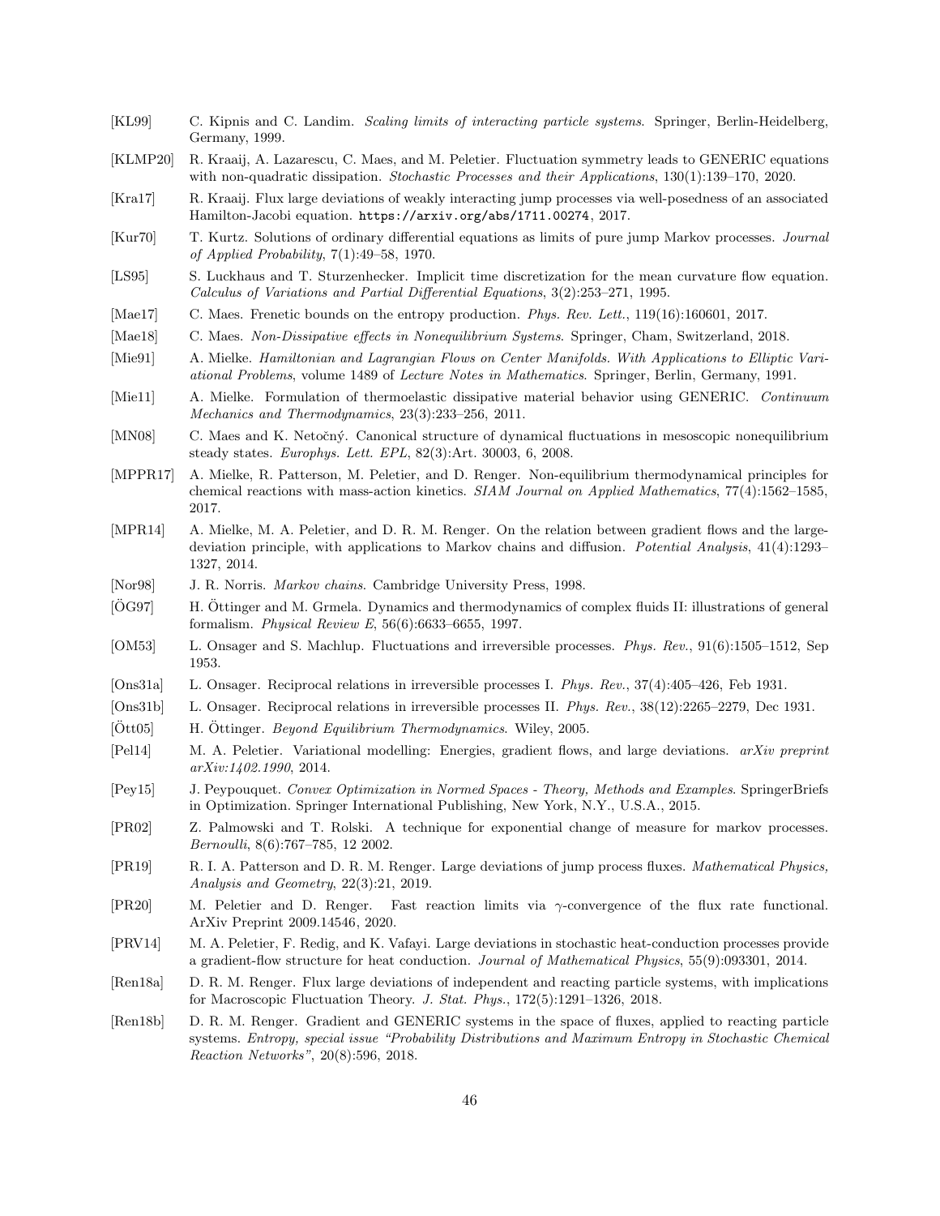[KL99] C. Kipnis and C. Landim. *Scaling limits of interacting particle systems*. Springer, Berlin-Heidelberg, Germany, 1999.

[KLMP20] R. Kraaij, A. Lazarescu, C. Maes, and M. Peletier. Fluctuation symmetry leads to GENERIC equations with non-quadratic dissipation. *Stochastic Processes and their Applications*, 130(1):139–170, 2020.

[Kra17] R. Kraaij. Flux large deviations of weakly interacting jump processes via well-posedness of an associated Hamilton-Jacobi equation. https://arxiv.org/abs/1711.00274, 2017.

[Kur70] T. Kurtz. Solutions of ordinary differential equations as limits of pure jump Markov processes. *Journal of Applied Probability*, 7(1):49–58, 1970.

[LS95] S. Luckhaus and T. Sturzenhecker. Implicit time discretization for the mean curvature flow equation. *Calculus of Variations and Partial Differential Equations*, 3(2):253–271, 1995.

[Mae17] C. Maes. Frenetic bounds on the entropy production. *Phys. Rev. Lett.*, 119(16):160601, 2017.

[Mae18] C. Maes. *Non-Dissipative effects in Nonequilibrium Systems*. Springer, Cham, Switzerland, 2018.

[Mie91] A. Mielke. *Hamiltonian and Lagrangian Flows on Center Manifolds. With Applications to Elliptic Variational Problems*, volume 1489 of *Lecture Notes in Mathematics*. Springer, Berlin, Germany, 1991.

[Mie11] A. Mielke. Formulation of thermoelastic dissipative material behavior using GENERIC. *Continuum Mechanics and Thermodynamics*, 23(3):233–256, 2011.

[MN08] C. Maes and K. Netočný. Canonical structure of dynamical fluctuations in mesoscopic nonequilibrium steady states. *Europhys. Lett. EPL*, 82(3):Art. 30003, 6, 2008.

[MPPR17] A. Mielke, R. Patterson, M. Peletier, and D. Renger. Non-equilibrium thermodynamical principles for chemical reactions with mass-action kinetics. *SIAM Journal on Applied Mathematics*, 77(4):1562–1585, 2017.

[MPR14] A. Mielke, M. A. Peletier, and D. R. M. Renger. On the relation between gradient flows and the large-deviation principle, with applications to Markov chains and diffusion. *Potential Analysis*, 41(4):1293–1327, 2014.

[Nor98] J. R. Norris. *Markov chains*. Cambridge University Press, 1998.

[ÖG97] H. Öttinger and M. Grmela. Dynamics and thermodynamics of complex fluids II: illustrations of general formalism. *Physical Review E*, 56(6):6633–6655, 1997.

[OM53] L. Onsager and S. Machlup. Fluctuations and irreversible processes. *Phys. Rev.*, 91(6):1505–1512, Sep 1953.

[Ons31a] L. Onsager. Reciprocal relations in irreversible processes I. *Phys. Rev.*, 37(4):405–426, Feb 1931.

[Ons31b] L. Onsager. Reciprocal relations in irreversible processes II. *Phys. Rev.*, 38(12):2265–2279, Dec 1931.

[Ött05] H. Öttinger. *Beyond Equilibrium Thermodynamics*. Wiley, 2005.

[Pel14] M. A. Peletier. Variational modelling: Energies, gradient flows, and large deviations. *arXiv preprint arXiv:1402.1990*, 2014.

[Pey15] J. Peypouquet. *Convex Optimization in Normed Spaces - Theory, Methods and Examples*. SpringerBriefs in Optimization. Springer International Publishing, New York, N.Y., U.S.A., 2015.

[PR02] Z. Palmowski and T. Rolski. A technique for exponential change of measure for markov processes. *Bernoulli*, 8(6):767–785, 12 2002.

[PR19] R. I. A. Patterson and D. R. M. Renger. Large deviations of jump process fluxes. *Mathematical Physics, Analysis and Geometry*, 22(3):21, 2019.

[PR20] M. Peletier and D. Renger. Fast reaction limits via $\gamma$-convergence of the flux rate functional. ArXiv Preprint 2009.14546, 2020.

[PRV14] M. A. Peletier, F. Redig, and K. Vafayi. Large deviations in stochastic heat-conduction processes provide a gradient-flow structure for heat conduction. *Journal of Mathematical Physics*, 55(9):093301, 2014.

[Ren18a] D. R. M. Renger. Flux large deviations of independent and reacting particle systems, with implications for Macroscopic Fluctuation Theory. *J. Stat. Phys.*, 172(5):1291–1326, 2018.

[Ren18b] D. R. M. Renger. Gradient and GENERIC systems in the space of fluxes, applied to reacting particle systems. *Entropy, special issue "Probability Distributions and Maximum Entropy in Stochastic Chemical Reaction Networks"*, 20(8):596, 2018.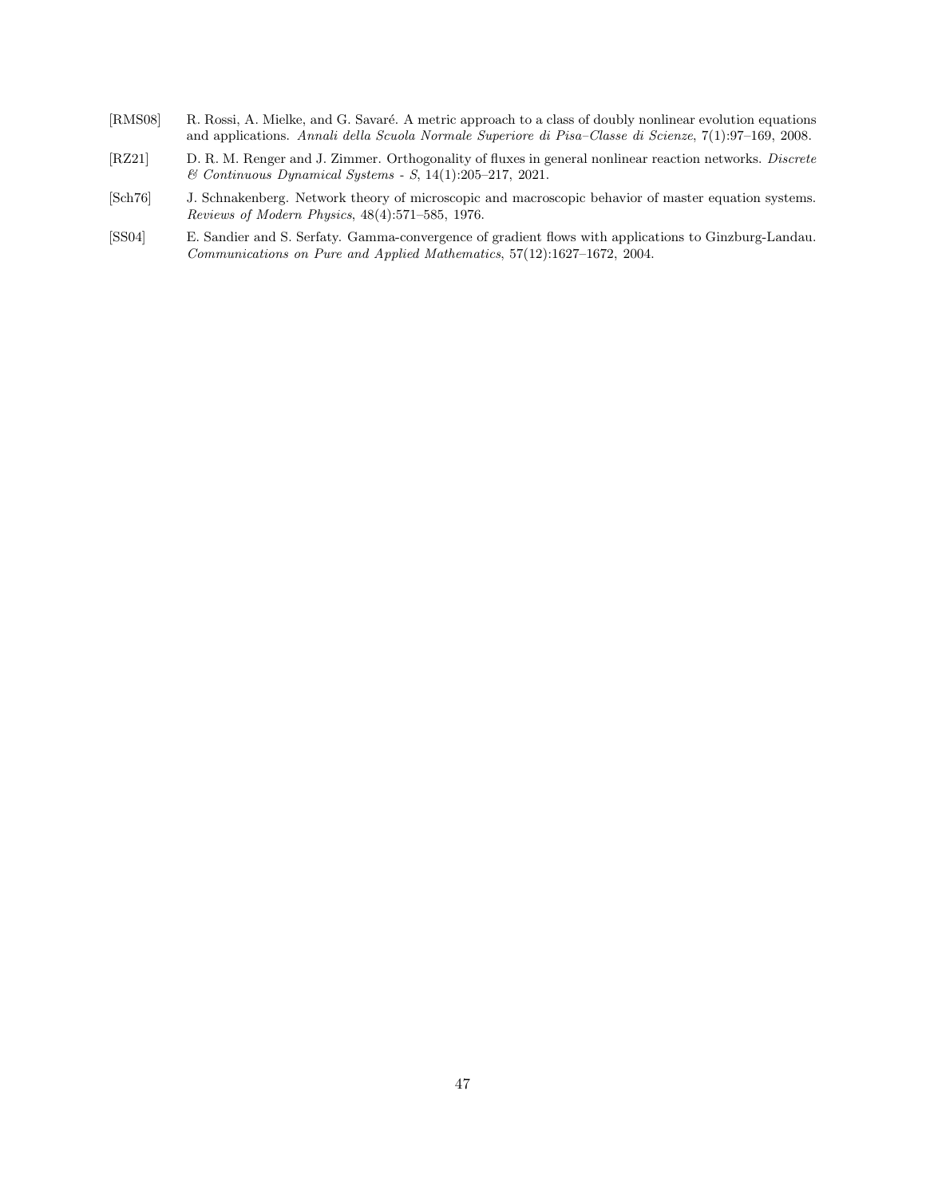[RMS08] R. Rossi, A. Mielke, and G. Savaré. A metric approach to a class of doubly nonlinear evolution equations and applications. *Annali della Scuola Normale Superiore di Pisa–Classe di Scienze*, 7(1):97–169, 2008.

[RZ21] D. R. M. Renger and J. Zimmer. Orthogonality of fluxes in general nonlinear reaction networks. *Discrete & Continuous Dynamical Systems - S*, 14(1):205–217, 2021.

[Sch76] J. Schnakenberg. Network theory of microscopic and macroscopic behavior of master equation systems. *Reviews of Modern Physics*, 48(4):571–585, 1976.

[SS04] E. Sandier and S. Serfaty. Gamma-convergence of gradient flows with applications to Ginzburg-Landau. *Communications on Pure and Applied Mathematics*, 57(12):1627–1672, 2004.